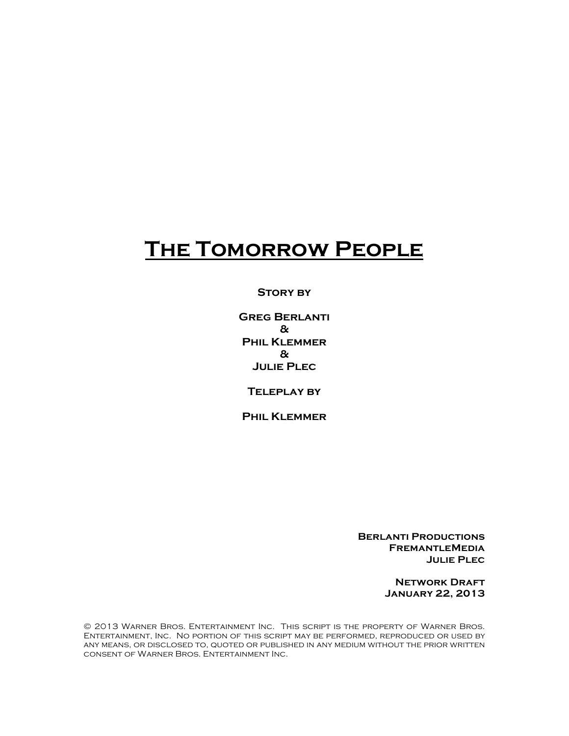# The Tomorrow People

**Story by**

**Greg Berlanti**
**&**
**Phil Klemmer**
**&**
**Julie Plec**

**Teleplay by**

**Phil Klemmer**

**Berlanti Productions**
**FremantleMedia**
**Julie Plec**

**Network Draft**
**January 22, 2013**

© 2013 Warner Bros. Entertainment Inc. This script is the property of Warner Bros. Entertainment, Inc. No portion of this script may be performed, reproduced or used by any means, or disclosed to, quoted or published in any medium without the prior written consent of Warner Bros. Entertainment Inc.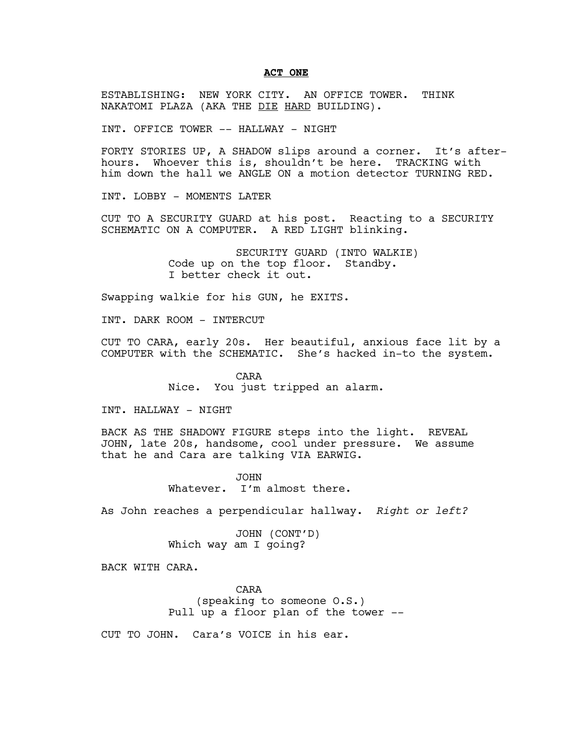**ACT ONE**

ESTABLISHING: NEW YORK CITY. AN OFFICE TOWER. THINK NAKATOMI PLAZA (AKA THE DIE HARD BUILDING).

INT. OFFICE TOWER -- HALLWAY - NIGHT

FORTY STORIES UP, A SHADOW slips around a corner. It's after-hours. Whoever this is, shouldn't be here. TRACKING with him down the hall we ANGLE ON a motion detector TURNING RED.

INT. LOBBY - MOMENTS LATER

CUT TO A SECURITY GUARD at his post. Reacting to a SECURITY SCHEMATIC ON A COMPUTER. A RED LIGHT blinking.

SECURITY GUARD (INTO WALKIE)
Code up on the top floor. Standby. I better check it out.

Swapping walkie for his GUN, he EXITS.

INT. DARK ROOM - INTERCUT

CUT TO CARA, early 20s. Her beautiful, anxious face lit by a COMPUTER with the SCHEMATIC. She's hacked in-to the system.

CARA
Nice. You just tripped an alarm.

INT. HALLWAY - NIGHT

BACK AS THE SHADOWY FIGURE steps into the light. REVEAL JOHN, late 20s, handsome, cool under pressure. We assume that he and Cara are talking VIA EARWIG.

JOHN
Whatever. I'm almost there.

As John reaches a perpendicular hallway. *Right or left?*

JOHN (CONT'D)
Which way am I going?

BACK WITH CARA.

CARA
(speaking to someone O.S.)
Pull up a floor plan of the tower --

CUT TO JOHN. Cara's VOICE in his ear.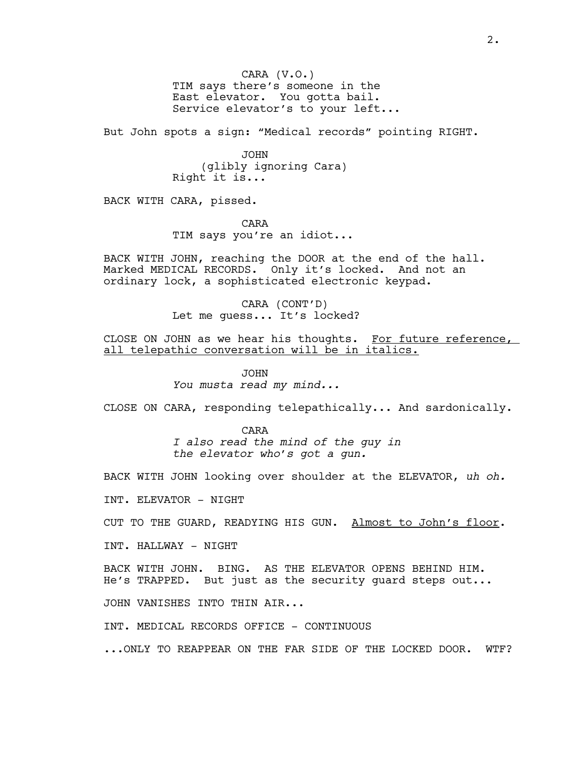CARA (V.O.)
TIM says there's someone in the East elevator. You gotta bail. Service elevator's to your left...

But John spots a sign: "Medical records" pointing RIGHT.

JOHN
(glibly ignoring Cara)
Right it is...

BACK WITH CARA, pissed.

CARA
TIM says you're an idiot...

BACK WITH JOHN, reaching the DOOR at the end of the hall. Marked MEDICAL RECORDS. Only it's locked. And not an ordinary lock, a sophisticated electronic keypad.

CARA (CONT'D)
Let me guess... It's locked?

CLOSE ON JOHN as we hear his thoughts. <u>For future reference, all telepathic conversation will be in italics.</u>

JOHN
*You musta read my mind...*

CLOSE ON CARA, responding telepathically... And sardonically.

CARA
*I also read the mind of the guy in the elevator who's got a gun.*

BACK WITH JOHN looking over shoulder at the ELEVATOR, *uh oh.*

INT. ELEVATOR - NIGHT

CUT TO THE GUARD, READYING HIS GUN. <u>Almost to John's floor</u>.

INT. HALLWAY - NIGHT

BACK WITH JOHN. BING. AS THE ELEVATOR OPENS BEHIND HIM. He's TRAPPED. But just as the security guard steps out...

JOHN VANISHES INTO THIN AIR...

INT. MEDICAL RECORDS OFFICE - CONTINUOUS

...ONLY TO REAPPEAR ON THE FAR SIDE OF THE LOCKED DOOR. WTF?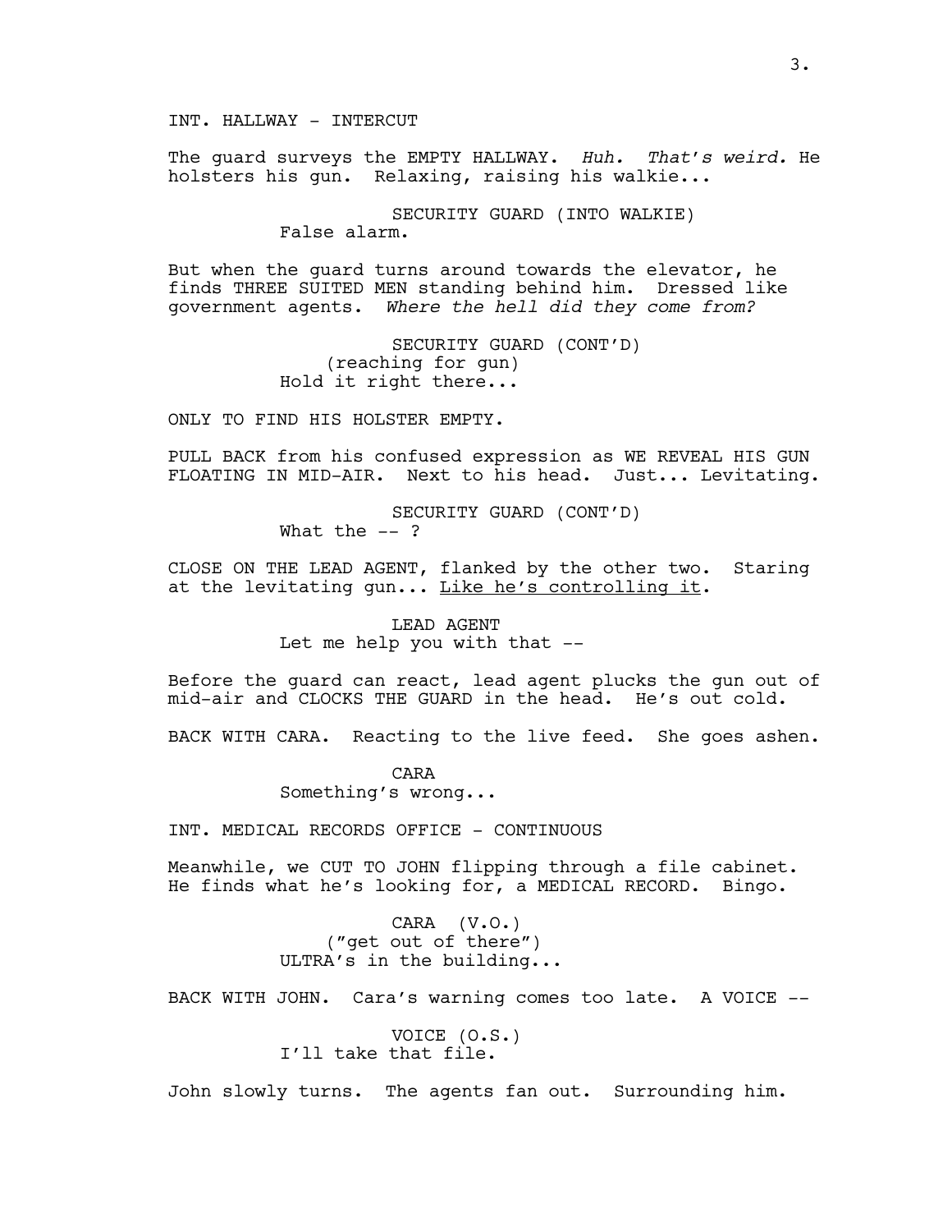INT. HALLWAY - INTERCUT

The guard surveys the EMPTY HALLWAY. *Huh. That's weird.* He holsters his gun. Relaxing, raising his walkie...

SECURITY GUARD (INTO WALKIE)
False alarm.

But when the guard turns around towards the elevator, he finds THREE SUITED MEN standing behind him. Dressed like government agents. *Where the hell did they come from?*

SECURITY GUARD (CONT'D)
(reaching for gun)
Hold it right there...

ONLY TO FIND HIS HOLSTER EMPTY.

PULL BACK from his confused expression as WE REVEAL HIS GUN FLOATING IN MID-AIR. Next to his head. Just... Levitating.

SECURITY GUARD (CONT'D)
What the -- ?

CLOSE ON THE LEAD AGENT, flanked by the other two. Staring at the levitating gun... <u>Like he's controlling it</u>.

LEAD AGENT
Let me help you with that --

Before the guard can react, lead agent plucks the gun out of mid-air and CLOCKS THE GUARD in the head. He's out cold.

BACK WITH CARA. Reacting to the live feed. She goes ashen.

CARA
Something's wrong...

INT. MEDICAL RECORDS OFFICE - CONTINUOUS

Meanwhile, we CUT TO JOHN flipping through a file cabinet. He finds what he's looking for, a MEDICAL RECORD. Bingo.

CARA (V.O.)
("get out of there")
ULTRA's in the building...

BACK WITH JOHN. Cara's warning comes too late. A VOICE --

VOICE (O.S.)
I'll take that file.

John slowly turns. The agents fan out. Surrounding him.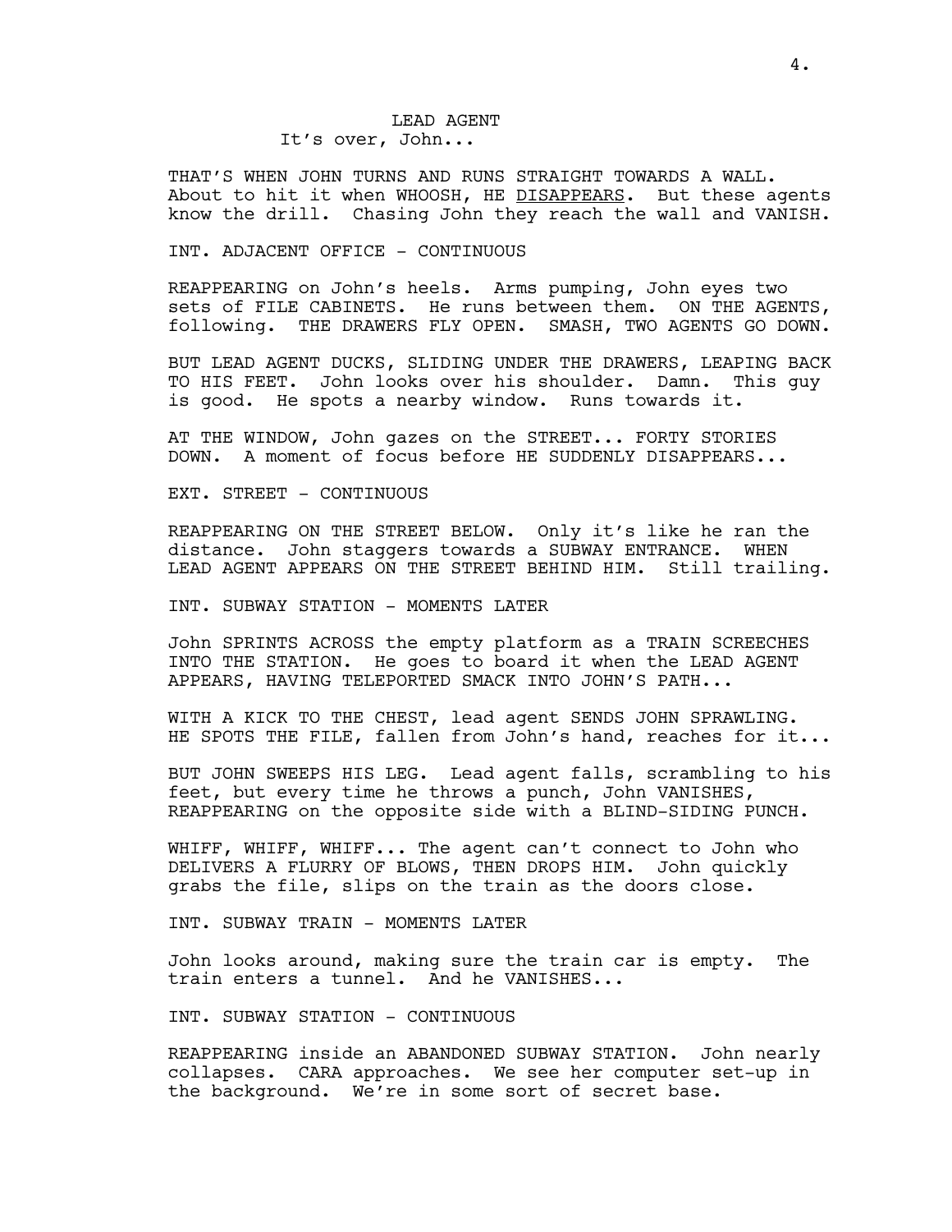LEAD AGENT
It's over, John...

THAT'S WHEN JOHN TURNS AND RUNS STRAIGHT TOWARDS A WALL. About to hit it when WHOOSH, HE DISAPPEARS. But these agents know the drill. Chasing John they reach the wall and VANISH.

INT. ADJACENT OFFICE - CONTINUOUS

REAPPEARING on John's heels. Arms pumping, John eyes two sets of FILE CABINETS. He runs between them. ON THE AGENTS, following. THE DRAWERS FLY OPEN. SMASH, TWO AGENTS GO DOWN.

BUT LEAD AGENT DUCKS, SLIDING UNDER THE DRAWERS, LEAPING BACK TO HIS FEET. John looks over his shoulder. Damn. This guy is good. He spots a nearby window. Runs towards it.

AT THE WINDOW, John gazes on the STREET... FORTY STORIES DOWN. A moment of focus before HE SUDDENLY DISAPPEARS...

EXT. STREET - CONTINUOUS

REAPPEARING ON THE STREET BELOW. Only it's like he ran the distance. John staggers towards a SUBWAY ENTRANCE. WHEN LEAD AGENT APPEARS ON THE STREET BEHIND HIM. Still trailing.

INT. SUBWAY STATION - MOMENTS LATER

John SPRINTS ACROSS the empty platform as a TRAIN SCREECHES INTO THE STATION. He goes to board it when the LEAD AGENT APPEARS, HAVING TELEPORTED SMACK INTO JOHN'S PATH...

WITH A KICK TO THE CHEST, lead agent SENDS JOHN SPRAWLING. HE SPOTS THE FILE, fallen from John's hand, reaches for it...

BUT JOHN SWEEPS HIS LEG. Lead agent falls, scrambling to his feet, but every time he throws a punch, John VANISHES, REAPPEARING on the opposite side with a BLIND-SIDING PUNCH.

WHIFF, WHIFF, WHIFF... The agent can't connect to John who DELIVERS A FLURRY OF BLOWS, THEN DROPS HIM. John quickly grabs the file, slips on the train as the doors close.

INT. SUBWAY TRAIN - MOMENTS LATER

John looks around, making sure the train car is empty. The train enters a tunnel. And he VANISHES...

INT. SUBWAY STATION - CONTINUOUS

REAPPEARING inside an ABANDONED SUBWAY STATION. John nearly collapses. CARA approaches. We see her computer set-up in the background. We're in some sort of secret base.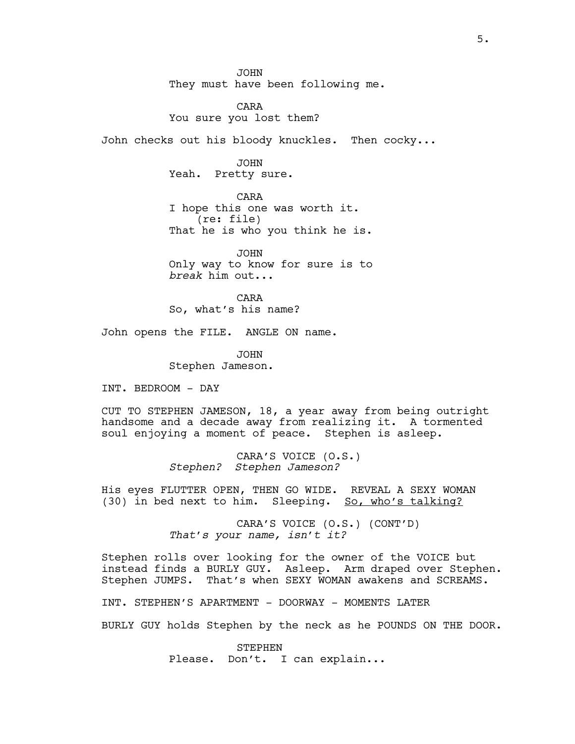JOHN
They must have been following me.

CARA
You sure you lost them?

John checks out his bloody knuckles. Then cocky...

JOHN
Yeah. Pretty sure.

CARA
I hope this one was worth it.
(re: file)
That he is who you think he is.

JOHN
Only way to know for sure is to *break* him out...

CARA
So, what's his name?

John opens the FILE. ANGLE ON name.

JOHN
Stephen Jameson.

INT. BEDROOM - DAY

CUT TO STEPHEN JAMESON, 18, a year away from being outright handsome and a decade away from realizing it. A tormented soul enjoying a moment of peace. Stephen is asleep.

CARA'S VOICE (O.S.)
*Stephen? Stephen Jameson?*

His eyes FLUTTER OPEN, THEN GO WIDE. REVEAL A SEXY WOMAN (30) in bed next to him. Sleeping. <u>So, who's talking?</u>

CARA'S VOICE (O.S.) (CONT'D)
*That's your name, isn't it?*

Stephen rolls over looking for the owner of the VOICE but instead finds a BURLY GUY. Asleep. Arm draped over Stephen. Stephen JUMPS. That's when SEXY WOMAN awakens and SCREAMS.

INT. STEPHEN'S APARTMENT - DOORWAY - MOMENTS LATER

BURLY GUY holds Stephen by the neck as he POUNDS ON THE DOOR.

STEPHEN
Please. Don't. I can explain...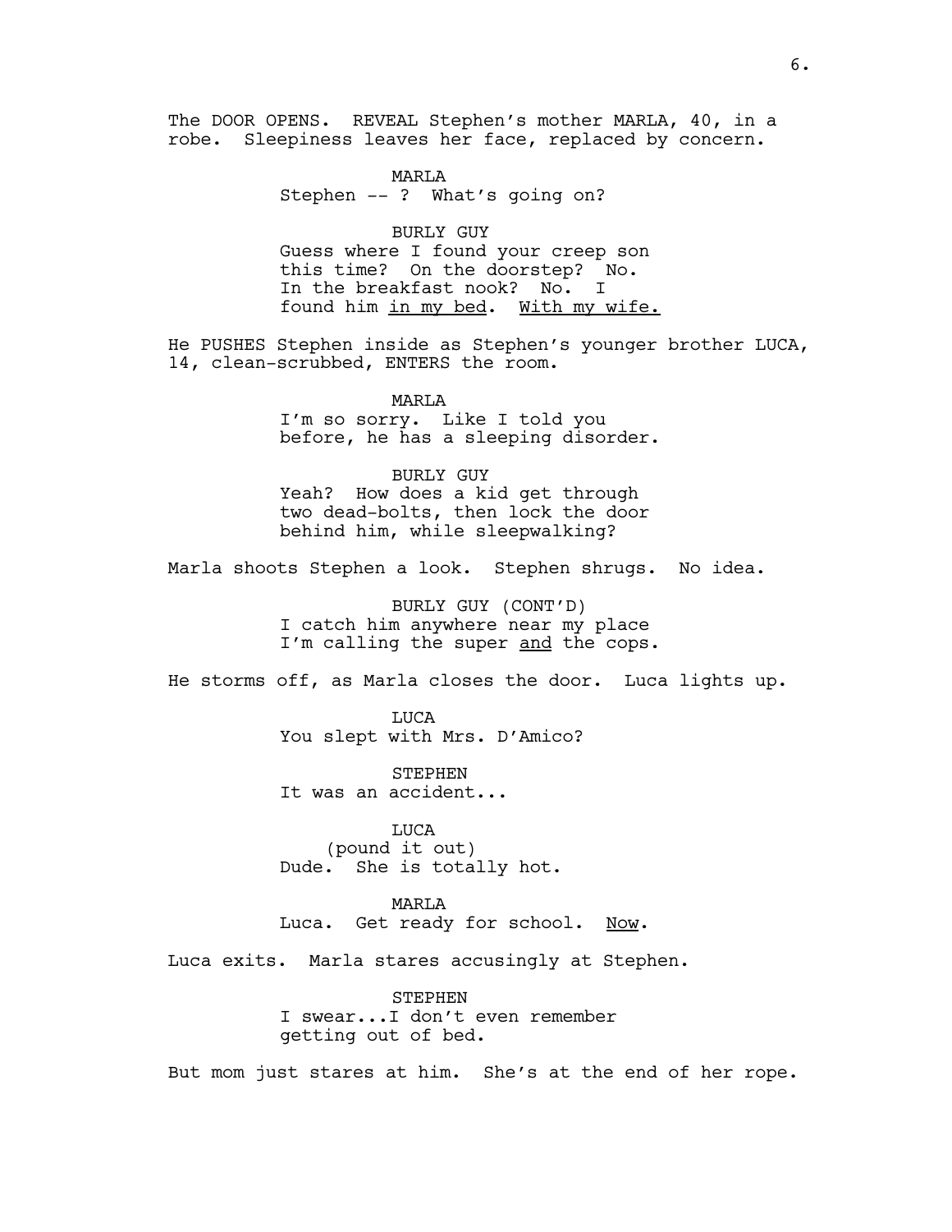The DOOR OPENS. REVEAL Stephen's mother MARLA, 40, in a robe. Sleepiness leaves her face, replaced by concern.

MARLA
Stephen -- ? What's going on?

BURLY GUY
Guess where I found your creep son this time? On the doorstep? No. In the breakfast nook? No. I found him <u>in my bed</u>. <u>With my wife.</u>

He PUSHES Stephen inside as Stephen's younger brother LUCA, 14, clean-scrubbed, ENTERS the room.

MARLA
I'm so sorry. Like I told you before, he has a sleeping disorder.

BURLY GUY
Yeah? How does a kid get through two dead-bolts, then lock the door behind him, while sleepwalking?

Marla shoots Stephen a look. Stephen shrugs. No idea.

BURLY GUY (CONT'D)
I catch him anywhere near my place I'm calling the super <u>and</u> the cops.

He storms off, as Marla closes the door. Luca lights up.

LUCA
You slept with Mrs. D'Amico?

STEPHEN
It was an accident...

LUCA
(pound it out)
Dude. She is totally hot.

MARLA
Luca. Get ready for school. <u>Now</u>.

Luca exits. Marla stares accusingly at Stephen.

STEPHEN
I swear...I don't even remember getting out of bed.

But mom just stares at him. She's at the end of her rope.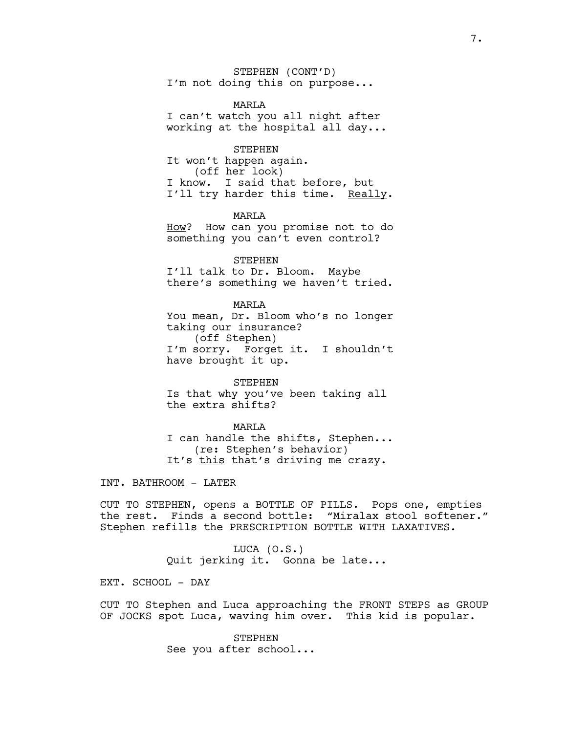STEPHEN (CONT'D)
I'm not doing this on purpose...

MARLA
I can't watch you all night after working at the hospital all day...

STEPHEN
It won't happen again.
(off her look)
I know. I said that before, but I'll try harder this time. <u>Really</u>.

MARLA
<u>How</u>? How can you promise not to do something you can't even control?

STEPHEN
I'll talk to Dr. Bloom. Maybe there's something we haven't tried.

MARLA
You mean, Dr. Bloom who's no longer taking our insurance?
(off Stephen)
I'm sorry. Forget it. I shouldn't have brought it up.

STEPHEN
Is that why you've been taking all the extra shifts?

MARLA
I can handle the shifts, Stephen...
(re: Stephen's behavior)
It's <u>this</u> that's driving me crazy.

INT. BATHROOM - LATER

CUT TO STEPHEN, opens a BOTTLE OF PILLS. Pops one, empties the rest. Finds a second bottle: "Miralax stool softener." Stephen refills the PRESCRIPTION BOTTLE WITH LAXATIVES.

LUCA (O.S.)
Quit jerking it. Gonna be late...

EXT. SCHOOL - DAY

CUT TO Stephen and Luca approaching the FRONT STEPS as GROUP OF JOCKS spot Luca, waving him over. This kid is popular.

STEPHEN
See you after school...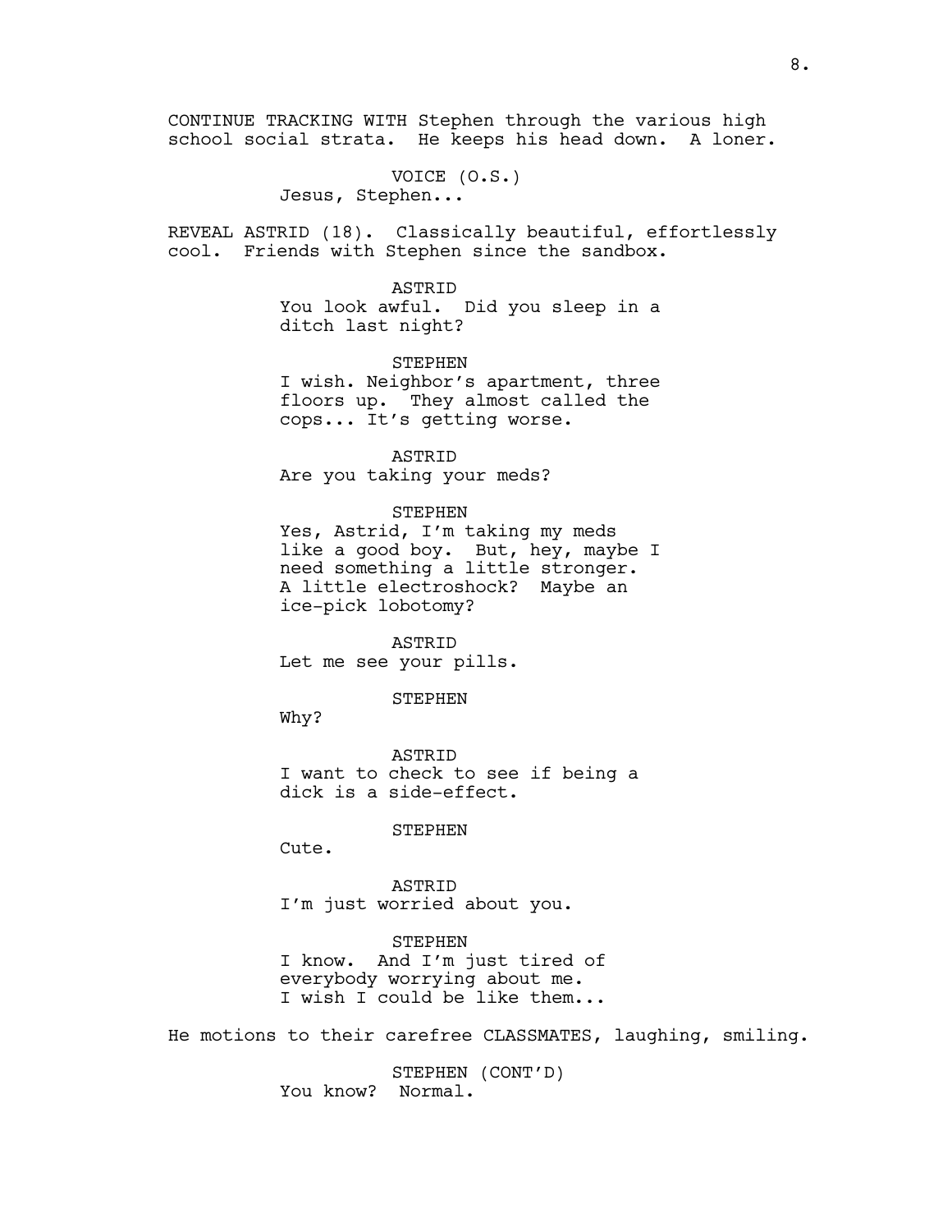CONTINUE TRACKING WITH Stephen through the various high school social strata. He keeps his head down. A loner.

VOICE (O.S.)
Jesus, Stephen...

REVEAL ASTRID (18). Classically beautiful, effortlessly cool. Friends with Stephen since the sandbox.

ASTRID
You look awful. Did you sleep in a ditch last night?

STEPHEN
I wish. Neighbor's apartment, three floors up. They almost called the cops... It's getting worse.

ASTRID
Are you taking your meds?

STEPHEN
Yes, Astrid, I'm taking my meds like a good boy. But, hey, maybe I need something a little stronger. A little electroshock? Maybe an ice-pick lobotomy?

ASTRID
Let me see your pills.

STEPHEN
Why?

ASTRID
I want to check to see if being a dick is a side-effect.

STEPHEN
Cute.

ASTRID
I'm just worried about you.

STEPHEN
I know. And I'm just tired of everybody worrying about me. I wish I could be like them...

He motions to their carefree CLASSMATES, laughing, smiling.

STEPHEN (CONT'D)
You know? Normal.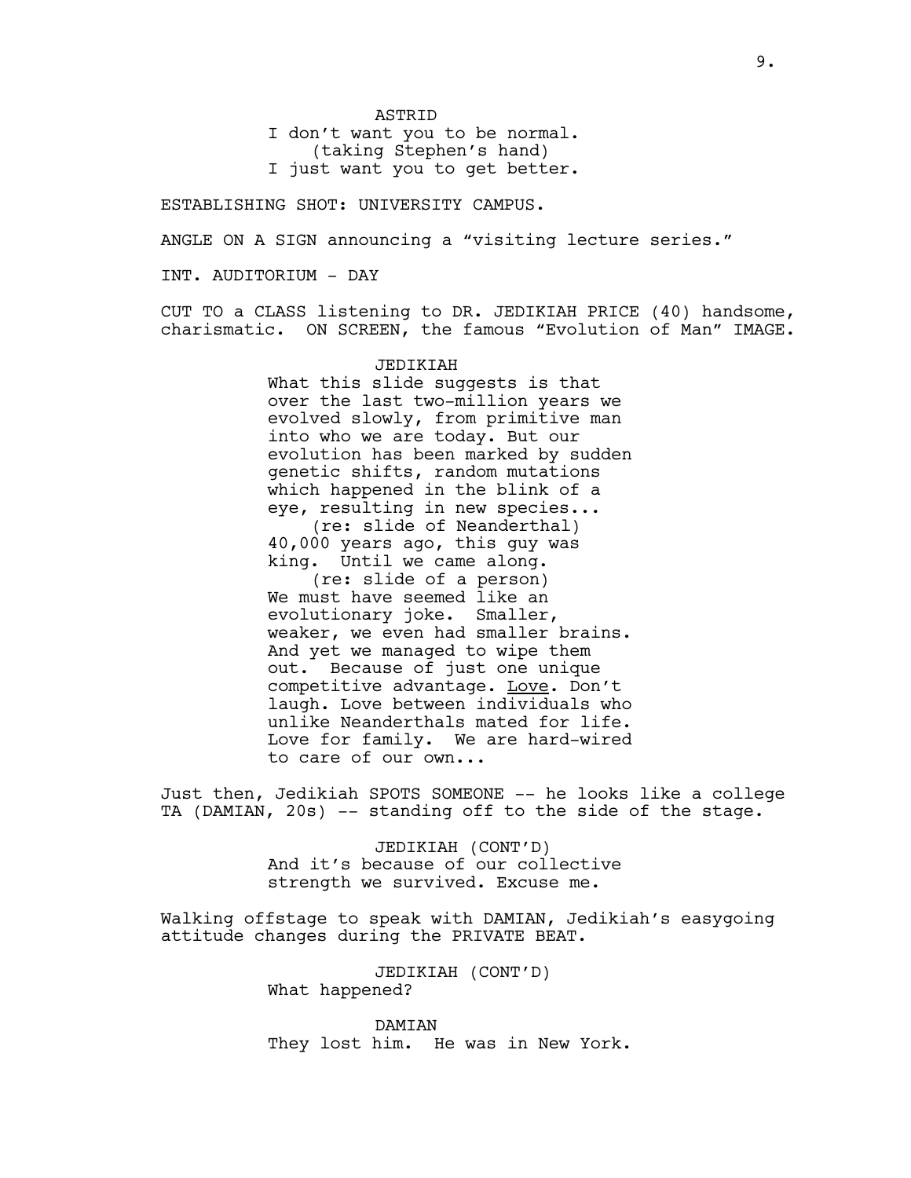ASTRID
I don't want you to be normal.
(taking Stephen's hand)
I just want you to get better.

ESTABLISHING SHOT: UNIVERSITY CAMPUS.

ANGLE ON A SIGN announcing a "visiting lecture series."

INT. AUDITORIUM - DAY

CUT TO a CLASS listening to DR. JEDIKIAH PRICE (40) handsome, charismatic. ON SCREEN, the famous "Evolution of Man" IMAGE.

JEDIKIAH
What this slide suggests is that over the last two-million years we evolved slowly, from primitive man into who we are today. But our evolution has been marked by sudden genetic shifts, random mutations which happened in the blink of a eye, resulting in new species...
(re: slide of Neanderthal)
40,000 years ago, this guy was king. Until we came along.
(re: slide of a person)
We must have seemed like an evolutionary joke. Smaller, weaker, we even had smaller brains. And yet we managed to wipe them out. Because of just one unique competitive advantage. <u>Love</u>. Don't laugh. Love between individuals who unlike Neanderthals mated for life. Love for family. We are hard-wired to care of our own...

Just then, Jedikiah SPOTS SOMEONE -- he looks like a college TA (DAMIAN, 20s) -- standing off to the side of the stage.

JEDIKIAH (CONT'D)
And it's because of our collective strength we survived. Excuse me.

Walking offstage to speak with DAMIAN, Jedikiah's easygoing attitude changes during the PRIVATE BEAT.

JEDIKIAH (CONT'D)
What happened?

DAMIAN
They lost him. He was in New York.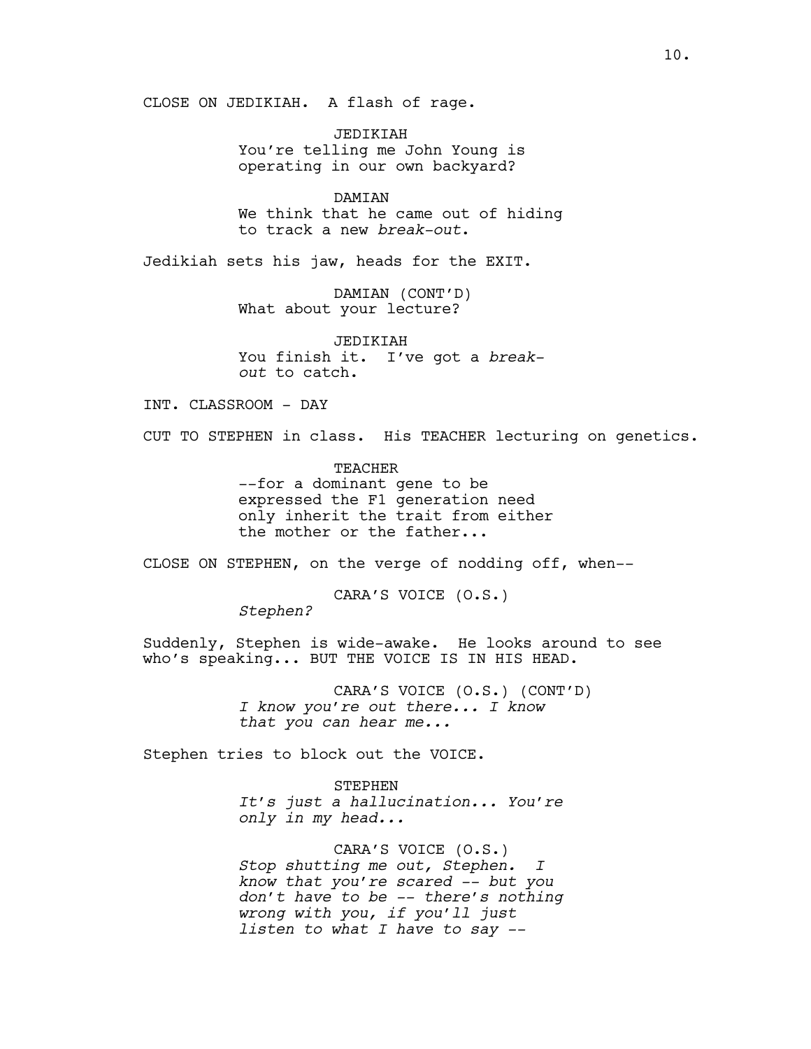CLOSE ON JEDIKIAH. A flash of rage.

JEDIKIAH
You're telling me John Young is operating in our own backyard?

DAMIAN
We think that he came out of hiding to track a new *break-out*.

Jedikiah sets his jaw, heads for the EXIT.

DAMIAN (CONT'D)
What about your lecture?

JEDIKIAH
You finish it. I've got a *break-out* to catch.

INT. CLASSROOM - DAY

CUT TO STEPHEN in class. His TEACHER lecturing on genetics.

TEACHER
--for a dominant gene to be expressed the F1 generation need only inherit the trait from either the mother or the father...

CLOSE ON STEPHEN, on the verge of nodding off, when--

CARA'S VOICE (O.S.)
*Stephen?*

Suddenly, Stephen is wide-awake. He looks around to see who's speaking... BUT THE VOICE IS IN HIS HEAD.

CARA'S VOICE (O.S.) (CONT'D)
*I know you're out there... I know that you can hear me...*

Stephen tries to block out the VOICE.

STEPHEN
*It's just a hallucination... You're only in my head...*

CARA'S VOICE (O.S.)
*Stop shutting me out, Stephen. I know that you're scared -- but you don't have to be -- there's nothing wrong with you, if you'll just listen to what I have to say --*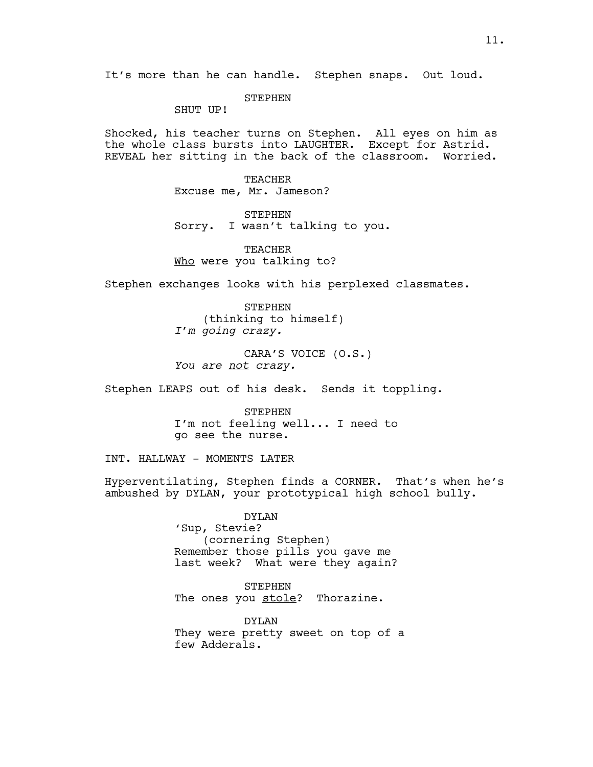It's more than he can handle. Stephen snaps. Out loud.

STEPHEN
SHUT UP!

Shocked, his teacher turns on Stephen. All eyes on him as the whole class bursts into LAUGHTER. Except for Astrid. REVEAL her sitting in the back of the classroom. Worried.

TEACHER
Excuse me, Mr. Jameson?

STEPHEN
Sorry. I wasn't talking to you.

TEACHER
<u>Who</u> were you talking to?

Stephen exchanges looks with his perplexed classmates.

STEPHEN
(thinking to himself)
*I'm going crazy.*

CARA'S VOICE (O.S.)
*You are <u>not</u> crazy.*

Stephen LEAPS out of his desk. Sends it toppling.

STEPHEN
I'm not feeling well... I need to go see the nurse.

INT. HALLWAY - MOMENTS LATER

Hyperventilating, Stephen finds a CORNER. That's when he's ambushed by DYLAN, your prototypical high school bully.

DYLAN
'Sup, Stevie?
(cornering Stephen)
Remember those pills you gave me last week? What were they again?

STEPHEN
The ones you <u>stole</u>? Thorazine.

DYLAN
They were pretty sweet on top of a few Adderals.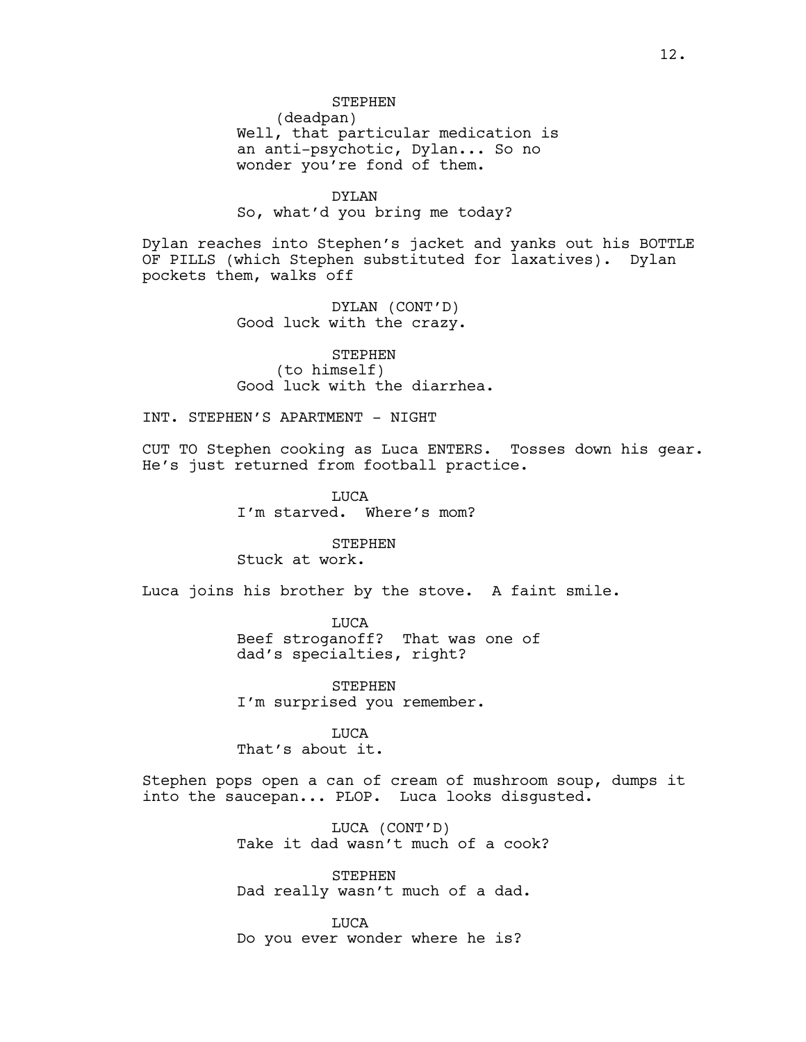STEPHEN
(deadpan)
Well, that particular medication is an anti-psychotic, Dylan... So no wonder you're fond of them.

DYLAN
So, what'd you bring me today?

Dylan reaches into Stephen's jacket and yanks out his BOTTLE OF PILLS (which Stephen substituted for laxatives). Dylan pockets them, walks off

DYLAN (CONT'D)
Good luck with the crazy.

STEPHEN
(to himself)
Good luck with the diarrhea.

INT. STEPHEN'S APARTMENT - NIGHT

CUT TO Stephen cooking as Luca ENTERS. Tosses down his gear. He's just returned from football practice.

LUCA
I'm starved. Where's mom?

STEPHEN
Stuck at work.

Luca joins his brother by the stove. A faint smile.

LUCA
Beef stroganoff? That was one of dad's specialties, right?

STEPHEN
I'm surprised you remember.

LUCA
That's about it.

Stephen pops open a can of cream of mushroom soup, dumps it into the saucepan... PLOP. Luca looks disgusted.

LUCA (CONT'D)
Take it dad wasn't much of a cook?

STEPHEN
Dad really wasn't much of a dad.

LUCA
Do you ever wonder where he is?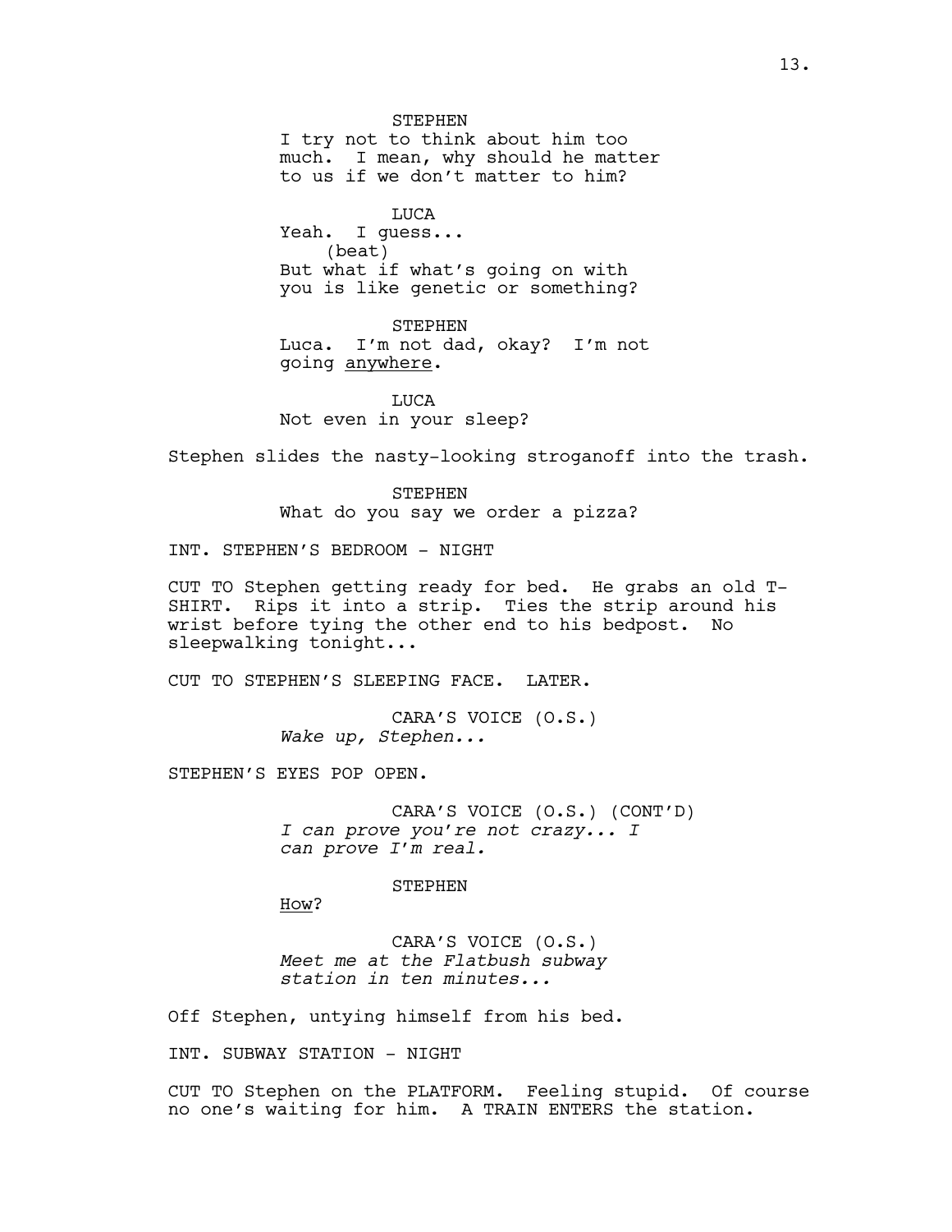STEPHEN
I try not to think about him too much. I mean, why should he matter to us if we don't matter to him?

LUCA
Yeah. I guess...
(beat)
But what if what's going on with you is like genetic or something?

STEPHEN
Luca. I'm not dad, okay? I'm not going <u>anywhere</u>.

LUCA
Not even in your sleep?

Stephen slides the nasty-looking stroganoff into the trash.

STEPHEN
What do you say we order a pizza?

INT. STEPHEN'S BEDROOM - NIGHT

CUT TO Stephen getting ready for bed. He grabs an old T-SHIRT. Rips it into a strip. Ties the strip around his wrist before tying the other end to his bedpost. No sleepwalking tonight...

CUT TO STEPHEN'S SLEEPING FACE. LATER.

CARA'S VOICE (O.S.)
*Wake up, Stephen...*

STEPHEN'S EYES POP OPEN.

CARA'S VOICE (O.S.) (CONT'D)
*I can prove you're not crazy... I can prove I'm real.*

STEPHEN
<u>How</u>?

CARA'S VOICE (O.S.)
*Meet me at the Flatbush subway station in ten minutes...*

Off Stephen, untying himself from his bed.

INT. SUBWAY STATION - NIGHT

CUT TO Stephen on the PLATFORM. Feeling stupid. Of course no one's waiting for him. A TRAIN ENTERS the station.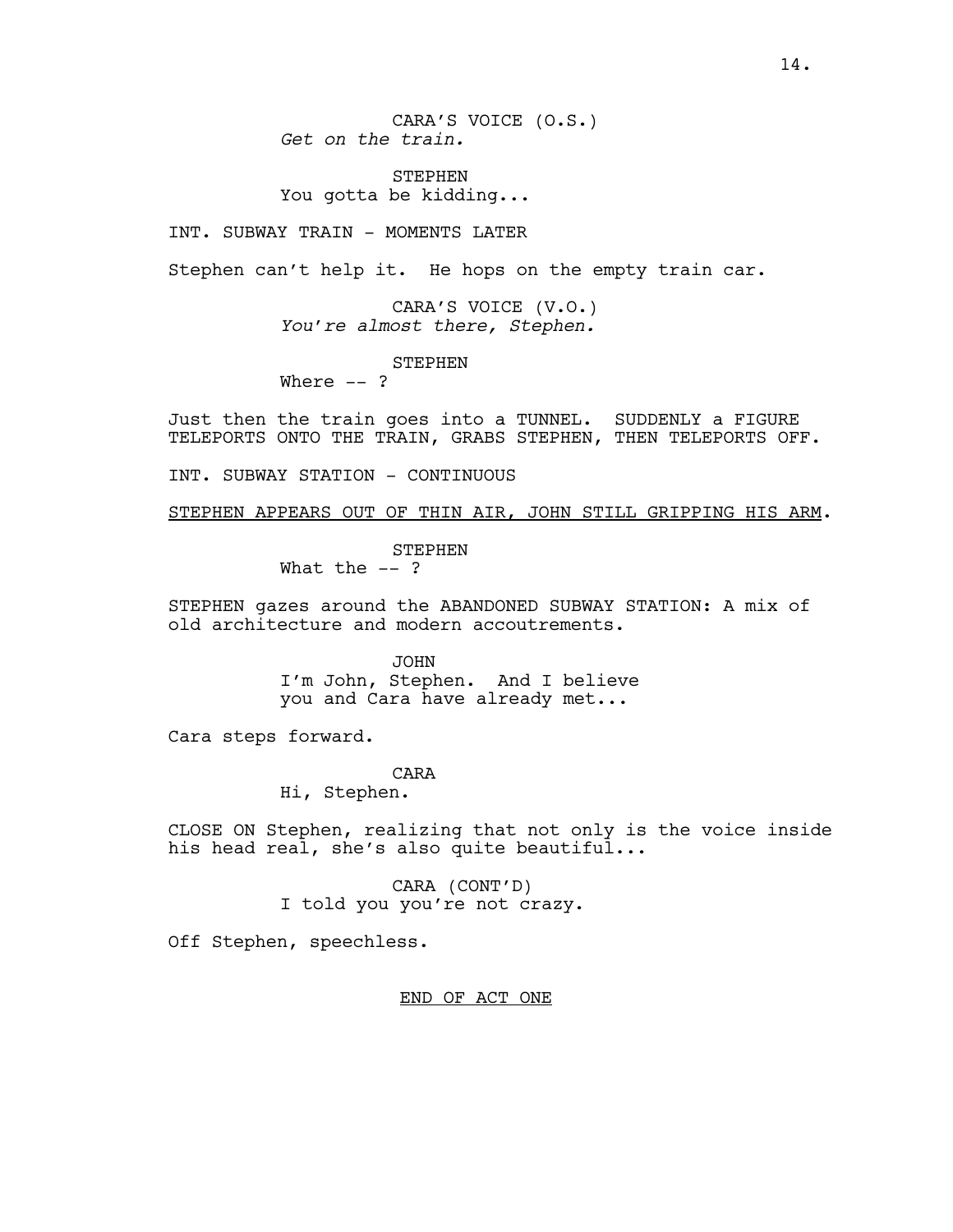CARA'S VOICE (O.S.)
*Get on the train.*

STEPHEN
You gotta be kidding...

INT. SUBWAY TRAIN - MOMENTS LATER

Stephen can't help it. He hops on the empty train car.

CARA'S VOICE (V.O.)
*You're almost there, Stephen.*

STEPHEN
Where -- ?

Just then the train goes into a TUNNEL. SUDDENLY a FIGURE TELEPORTS ONTO THE TRAIN, GRABS STEPHEN, THEN TELEPORTS OFF.

INT. SUBWAY STATION - CONTINUOUS

<u>STEPHEN APPEARS OUT OF THIN AIR, JOHN STILL GRIPPING HIS ARM</u>.

STEPHEN
What the -- ?

STEPHEN gazes around the ABANDONED SUBWAY STATION: A mix of old architecture and modern accoutrements.

JOHN
I'm John, Stephen. And I believe you and Cara have already met...

Cara steps forward.

CARA
Hi, Stephen.

CLOSE ON Stephen, realizing that not only is the voice inside his head real, she's also quite beautiful...

CARA (CONT'D)
I told you you're not crazy.

Off Stephen, speechless.

<u>END OF ACT ONE</u>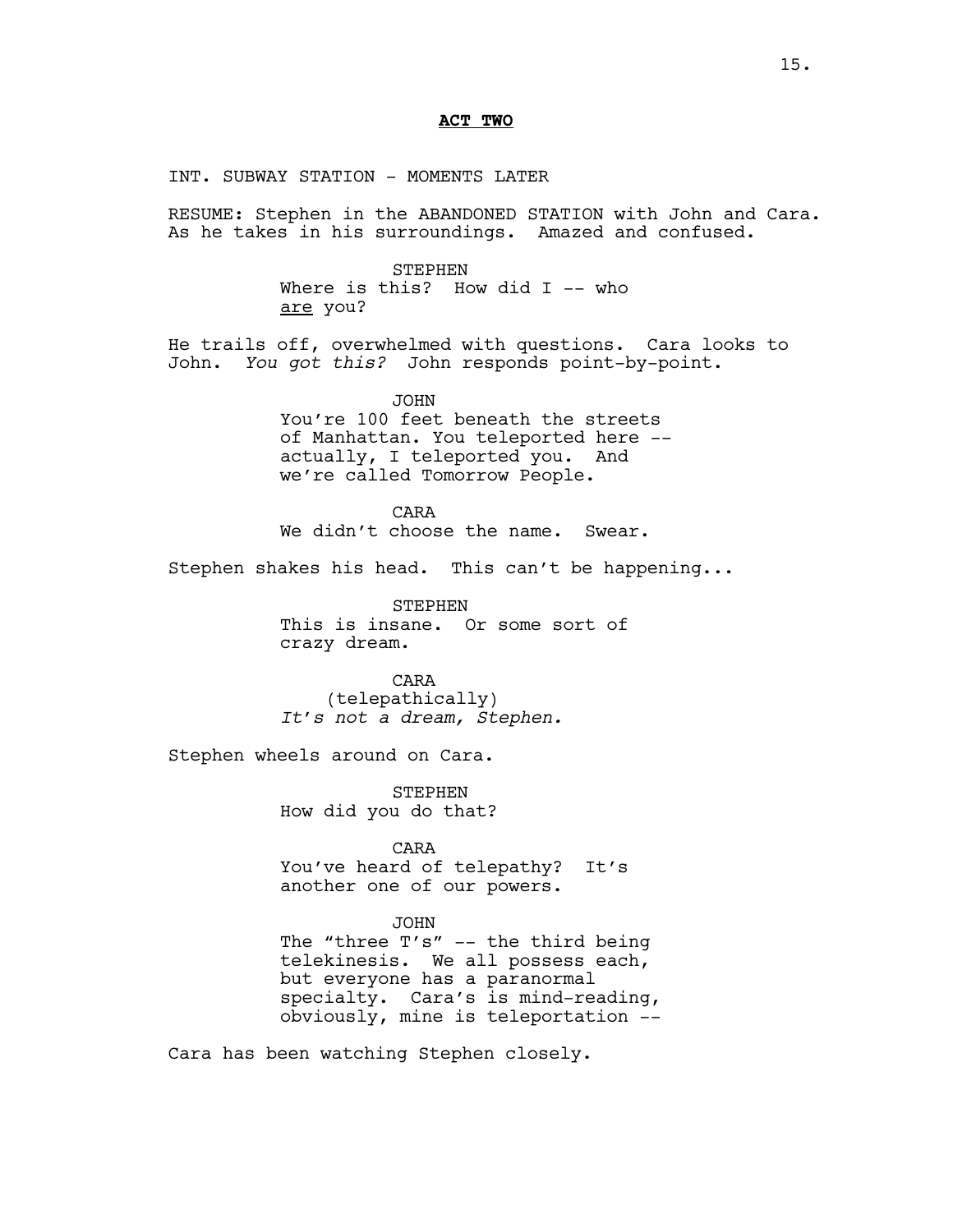**ACT TWO**

INT. SUBWAY STATION - MOMENTS LATER

RESUME: Stephen in the ABANDONED STATION with John and Cara. As he takes in his surroundings. Amazed and confused.

STEPHEN
Where is this? How did I -- who are you?

He trails off, overwhelmed with questions. Cara looks to John. *You got this?* John responds point-by-point.

JOHN
You're 100 feet beneath the streets of Manhattan. You teleported here -- actually, I teleported you. And we're called Tomorrow People.

CARA
We didn't choose the name. Swear.

Stephen shakes his head. This can't be happening...

STEPHEN
This is insane. Or some sort of crazy dream.

CARA
(telepathically)
*It's not a dream, Stephen.*

Stephen wheels around on Cara.

STEPHEN
How did you do that?

CARA
You've heard of telepathy? It's another one of our powers.

JOHN
The "three T's" -- the third being telekinesis. We all possess each, but everyone has a paranormal specialty. Cara's is mind-reading, obviously, mine is teleportation --

Cara has been watching Stephen closely.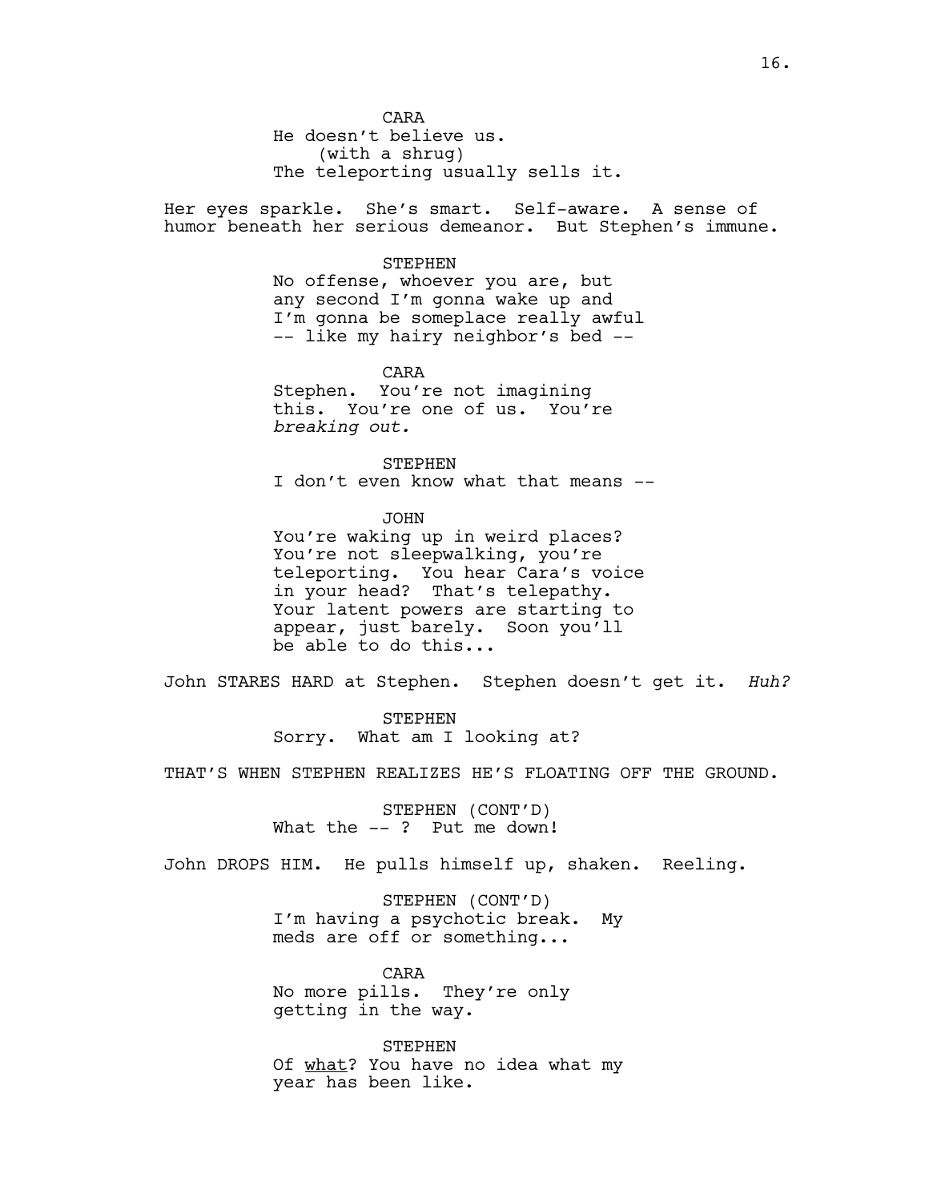CARA
He doesn't believe us.
(with a shrug)
The teleporting usually sells it.

Her eyes sparkle. She's smart. Self-aware. A sense of humor beneath her serious demeanor. But Stephen's immune.

STEPHEN
No offense, whoever you are, but any second I'm gonna wake up and I'm gonna be someplace really awful -- like my hairy neighbor's bed --

CARA
Stephen. You're not imagining this. You're one of us. You're *breaking out.*

STEPHEN
I don't even know what that means --

JOHN
You're waking up in weird places? You're not sleepwalking, you're teleporting. You hear Cara's voice in your head? That's telepathy. Your latent powers are starting to appear, just barely. Soon you'll be able to do this...

John STARES HARD at Stephen. Stephen doesn't get it. *Huh?*

STEPHEN
Sorry. What am I looking at?

THAT'S WHEN STEPHEN REALIZES HE'S FLOATING OFF THE GROUND.

STEPHEN (CONT'D)
What the -- ? Put me down!

John DROPS HIM. He pulls himself up, shaken. Reeling.

STEPHEN (CONT'D)
I'm having a psychotic break. My meds are off or something...

CARA
No more pills. They're only getting in the way.

STEPHEN
Of <u>what</u>? You have no idea what my year has been like.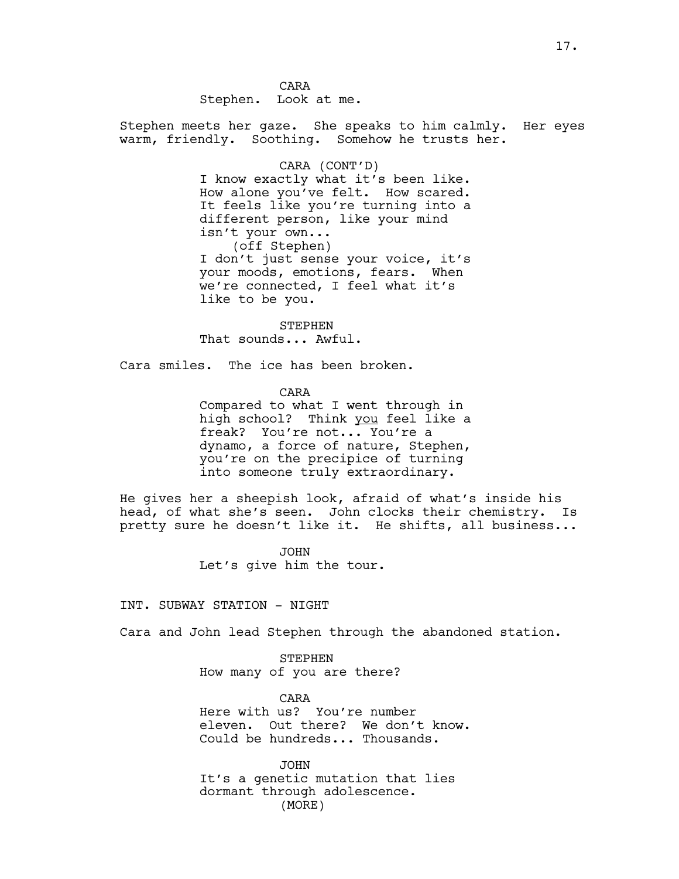CARA
Stephen. Look at me.

Stephen meets her gaze. She speaks to him calmly. Her eyes warm, friendly. Soothing. Somehow he trusts her.

CARA (CONT'D)
I know exactly what it's been like. How alone you've felt. How scared. It feels like you're turning into a different person, like your mind isn't your own...
(off Stephen)
I don't just sense your voice, it's your moods, emotions, fears. When we're connected, I feel what it's like to be you.

STEPHEN
That sounds... Awful.

Cara smiles. The ice has been broken.

CARA
Compared to what I went through in high school? Think <u>you</u> feel like a freak? You're not... You're a dynamo, a force of nature, Stephen, you're on the precipice of turning into someone truly extraordinary.

He gives her a sheepish look, afraid of what's inside his head, of what she's seen. John clocks their chemistry. Is pretty sure he doesn't like it. He shifts, all business...

JOHN
Let's give him the tour.

INT. SUBWAY STATION - NIGHT

Cara and John lead Stephen through the abandoned station.

STEPHEN
How many of you are there?

CARA
Here with us? You're number eleven. Out there? We don't know. Could be hundreds... Thousands.

JOHN
It's a genetic mutation that lies dormant through adolescence.
(MORE)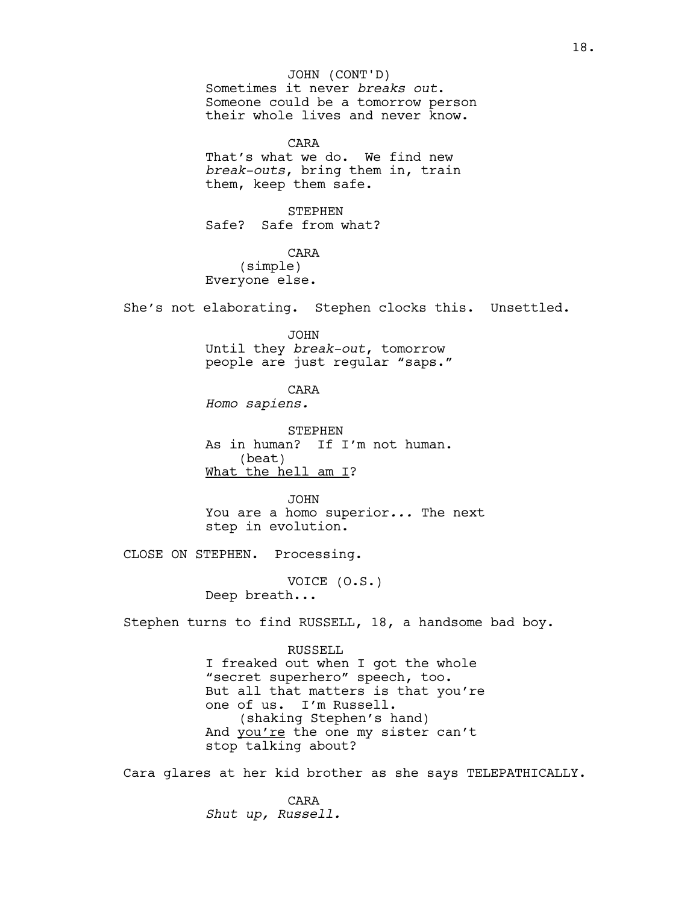JOHN (CONT'D)
Sometimes it never *breaks out*. Someone could be a tomorrow person their whole lives and never know.

CARA
That's what we do. We find new *break-outs*, bring them in, train them, keep them safe.

STEPHEN
Safe? Safe from what?

CARA
(simple)
Everyone else.

She's not elaborating. Stephen clocks this. Unsettled.

JOHN
Until they *break-out*, tomorrow people are just regular "saps."

CARA
*Homo sapiens.*

STEPHEN
As in human? If I'm not human.
(beat)
<u>What the hell am I</u>?

JOHN
You are a homo superior*...* The next step in evolution.

CLOSE ON STEPHEN. Processing.

VOICE (O.S.)
Deep breath...

Stephen turns to find RUSSELL, 18, a handsome bad boy.

RUSSELL
I freaked out when I got the whole "secret superhero" speech, too. But all that matters is that you're one of us. I'm Russell.
(shaking Stephen's hand)
And <u>you're</u> the one my sister can't stop talking about?

Cara glares at her kid brother as she says TELEPATHICALLY.

CARA
*Shut up, Russell.*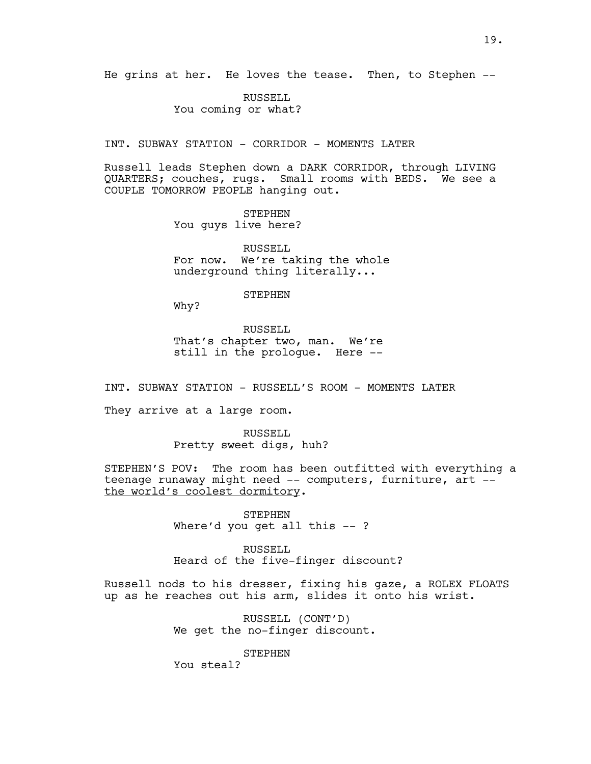He grins at her. He loves the tease. Then, to Stephen --

RUSSELL
You coming or what?

INT. SUBWAY STATION - CORRIDOR - MOMENTS LATER

Russell leads Stephen down a DARK CORRIDOR, through LIVING QUARTERS; couches, rugs. Small rooms with BEDS. We see a COUPLE TOMORROW PEOPLE hanging out.

STEPHEN
You guys live here?

RUSSELL
For now. We're taking the whole underground thing literally...

STEPHEN
Why?

RUSSELL
That's chapter two, man. We're still in the prologue. Here --

INT. SUBWAY STATION - RUSSELL'S ROOM - MOMENTS LATER

They arrive at a large room.

RUSSELL
Pretty sweet digs, huh?

STEPHEN'S POV: The room has been outfitted with everything a teenage runaway might need -- computers, furniture, art -- <u>the world's coolest dormitory</u>.

STEPHEN
Where'd you get all this -- ?

RUSSELL
Heard of the five-finger discount?

Russell nods to his dresser, fixing his gaze, a ROLEX FLOATS up as he reaches out his arm, slides it onto his wrist.

RUSSELL (CONT'D)
We get the no-finger discount.

STEPHEN
You steal?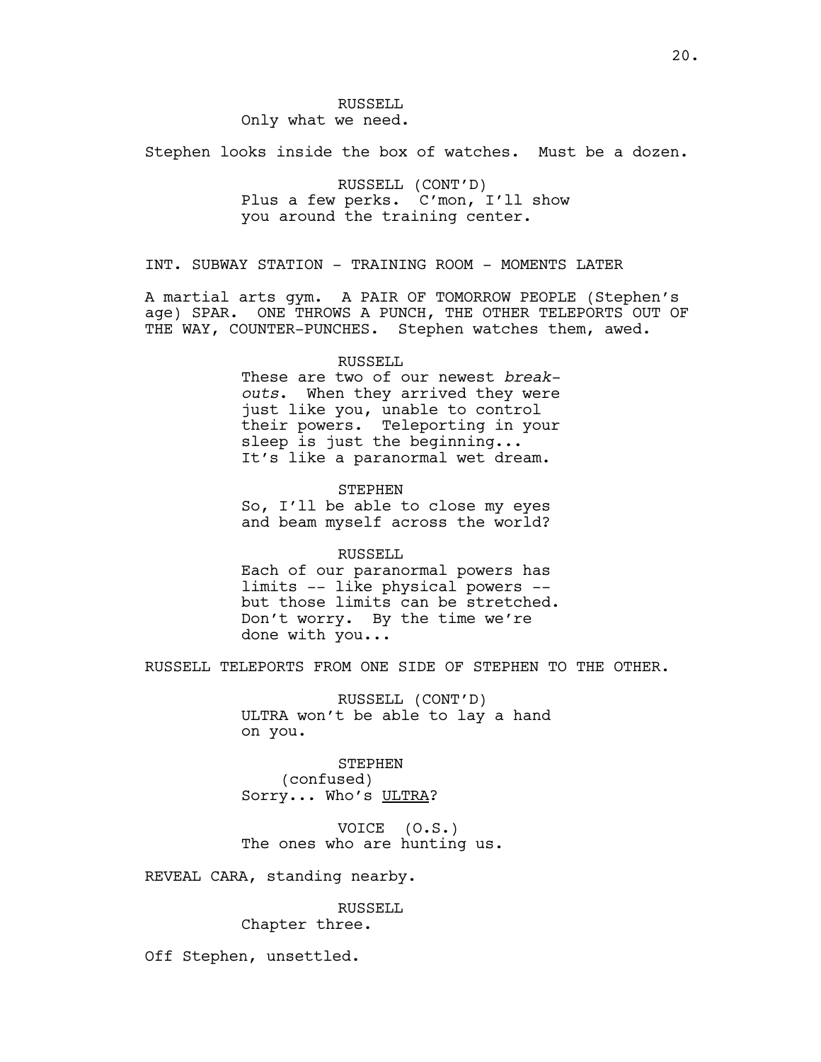RUSSELL
Only what we need.

Stephen looks inside the box of watches. Must be a dozen.

RUSSELL (CONT'D)
Plus a few perks. C'mon, I'll show you around the training center.

INT. SUBWAY STATION - TRAINING ROOM - MOMENTS LATER

A martial arts gym. A PAIR OF TOMORROW PEOPLE (Stephen's age) SPAR. ONE THROWS A PUNCH, THE OTHER TELEPORTS OUT OF THE WAY, COUNTER-PUNCHES. Stephen watches them, awed.

RUSSELL
These are two of our newest *break-outs*. When they arrived they were just like you, unable to control their powers. Teleporting in your sleep is just the beginning... It's like a paranormal wet dream.

STEPHEN
So, I'll be able to close my eyes and beam myself across the world?

RUSSELL
Each of our paranormal powers has limits -- like physical powers -- but those limits can be stretched. Don't worry. By the time we're done with you...

RUSSELL TELEPORTS FROM ONE SIDE OF STEPHEN TO THE OTHER.

RUSSELL (CONT'D)
ULTRA won't be able to lay a hand on you.

STEPHEN
(confused)
Sorry... Who's ULTRA?

VOICE (O.S.)
The ones who are hunting us.

REVEAL CARA, standing nearby.

RUSSELL
Chapter three.

Off Stephen, unsettled.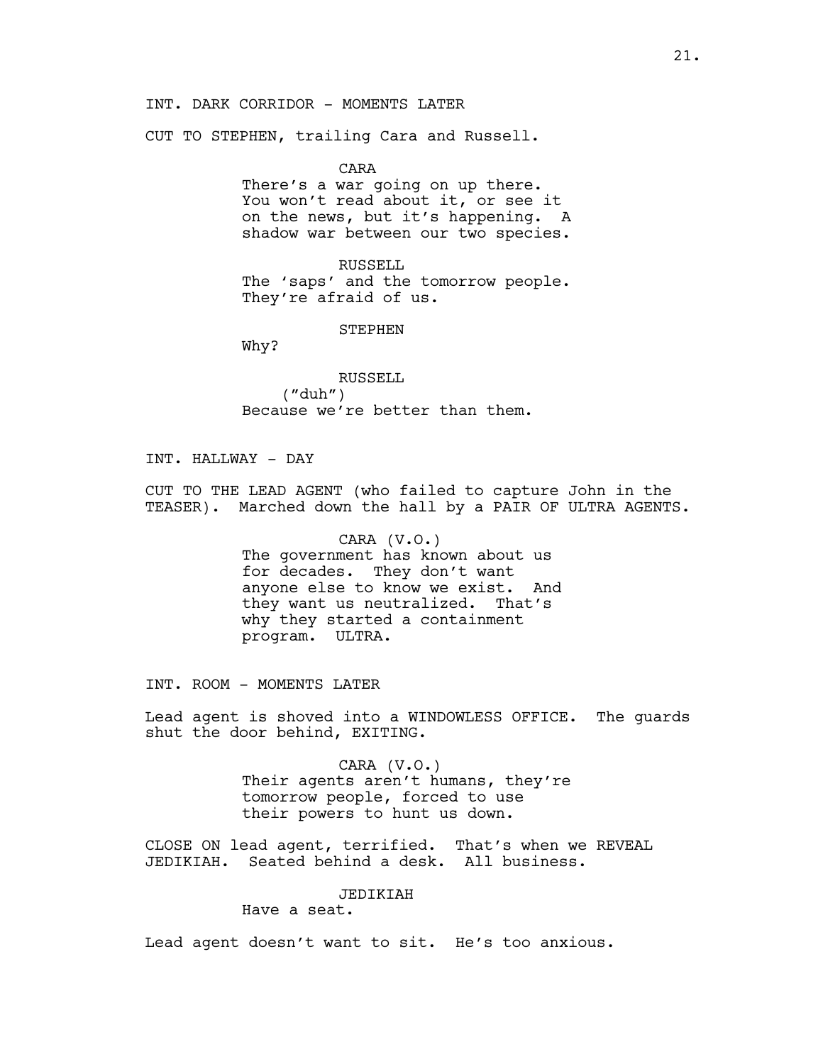INT. DARK CORRIDOR - MOMENTS LATER

CUT TO STEPHEN, trailing Cara and Russell.

CARA
There's a war going on up there. You won't read about it, or see it on the news, but it's happening. A shadow war between our two species.

RUSSELL
The 'saps' and the tomorrow people. They're afraid of us.

STEPHEN
Why?

RUSSELL
("duh")
Because we're better than them.

INT. HALLWAY - DAY

CUT TO THE LEAD AGENT (who failed to capture John in the TEASER). Marched down the hall by a PAIR OF ULTRA AGENTS.

CARA (V.O.)
The government has known about us for decades. They don't want anyone else to know we exist. And they want us neutralized. That's why they started a containment program. ULTRA.

INT. ROOM - MOMENTS LATER

Lead agent is shoved into a WINDOWLESS OFFICE. The guards shut the door behind, EXITING.

CARA (V.O.)
Their agents aren't humans, they're tomorrow people, forced to use their powers to hunt us down.

CLOSE ON lead agent, terrified. That's when we REVEAL JEDIKIAH. Seated behind a desk. All business.

JEDIKIAH
Have a seat.

Lead agent doesn't want to sit. He's too anxious.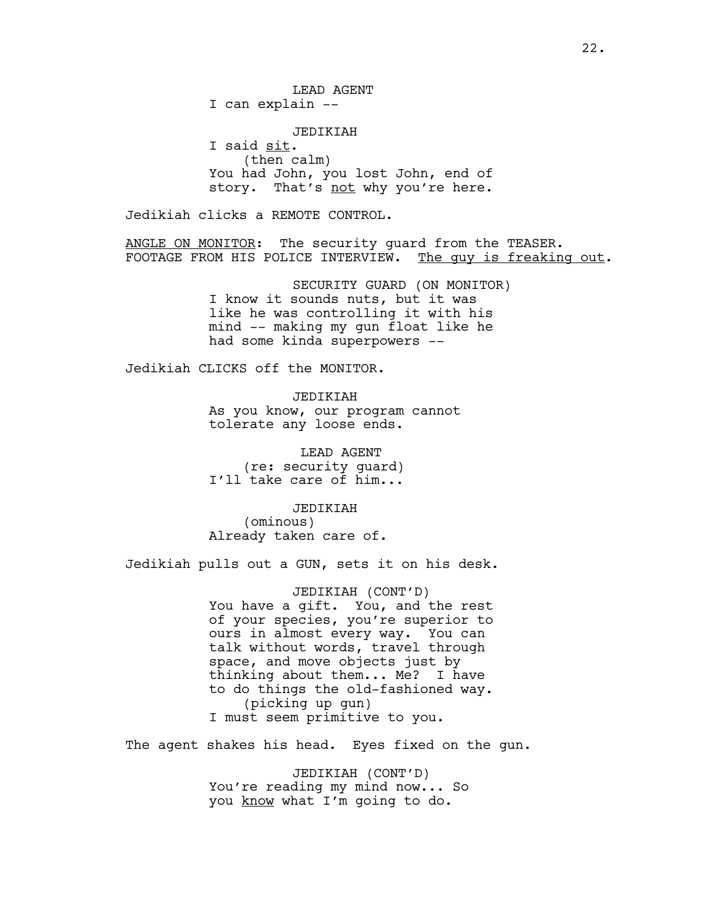LEAD AGENT

I can explain --

JEDIKIAH

I said <u>sit</u>.

(then calm)

You had John, you lost John, end of story. That's <u>not</u> why you're here.

Jedikiah clicks a REMOTE CONTROL.

<u>ANGLE ON MONITOR</u>: The security guard from the TEASER. FOOTAGE FROM HIS POLICE INTERVIEW. <u>The guy is freaking out</u>.

SECURITY GUARD (ON MONITOR)

I know it sounds nuts, but it was like he was controlling it with his mind -- making my gun float like he had some kinda superpowers --

Jedikiah CLICKS off the MONITOR.

JEDIKIAH

As you know, our program cannot tolerate any loose ends.

LEAD AGENT

(re: security guard)

I'll take care of him...

JEDIKIAH

(ominous)

Already taken care of.

Jedikiah pulls out a GUN, sets it on his desk.

JEDIKIAH (CONT'D)

You have a gift. You, and the rest of your species, you're superior to ours in almost every way. You can talk without words, travel through space, and move objects just by thinking about them... Me? I have to do things the old-fashioned way.

(picking up gun)

I must seem primitive to you.

The agent shakes his head. Eyes fixed on the gun.

JEDIKIAH (CONT'D)

You're reading my mind now... So you <u>know</u> what I'm going to do.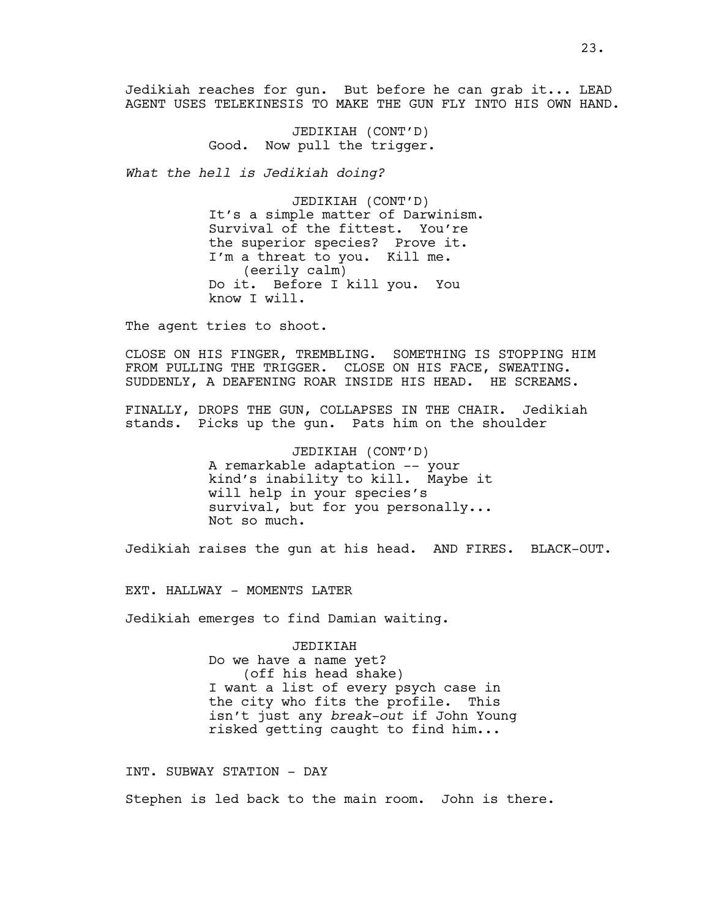Jedikiah reaches for gun. But before he can grab it... LEAD AGENT USES TELEKINESIS TO MAKE THE GUN FLY INTO HIS OWN HAND.

JEDIKIAH (CONT'D)
Good. Now pull the trigger.

*What the hell is Jedikiah doing?*

JEDIKIAH (CONT'D)
It's a simple matter of Darwinism. Survival of the fittest. You're the superior species? Prove it. I'm a threat to you. Kill me.
(eerily calm)
Do it. Before I kill you. You know I will.

The agent tries to shoot.

CLOSE ON HIS FINGER, TREMBLING. SOMETHING IS STOPPING HIM FROM PULLING THE TRIGGER. CLOSE ON HIS FACE, SWEATING. SUDDENLY, A DEAFENING ROAR INSIDE HIS HEAD. HE SCREAMS.

FINALLY, DROPS THE GUN, COLLAPSES IN THE CHAIR. Jedikiah stands. Picks up the gun. Pats him on the shoulder

JEDIKIAH (CONT'D)
A remarkable adaptation -- your kind's inability to kill. Maybe it will help in your species's survival, but for you personally... Not so much.

Jedikiah raises the gun at his head. AND FIRES. BLACK-OUT.

EXT. HALLWAY - MOMENTS LATER

Jedikiah emerges to find Damian waiting.

JEDIKIAH
Do we have a name yet?
(off his head shake)
I want a list of every psych case in the city who fits the profile. This isn't just any *break-out* if John Young risked getting caught to find him...

INT. SUBWAY STATION - DAY

Stephen is led back to the main room. John is there.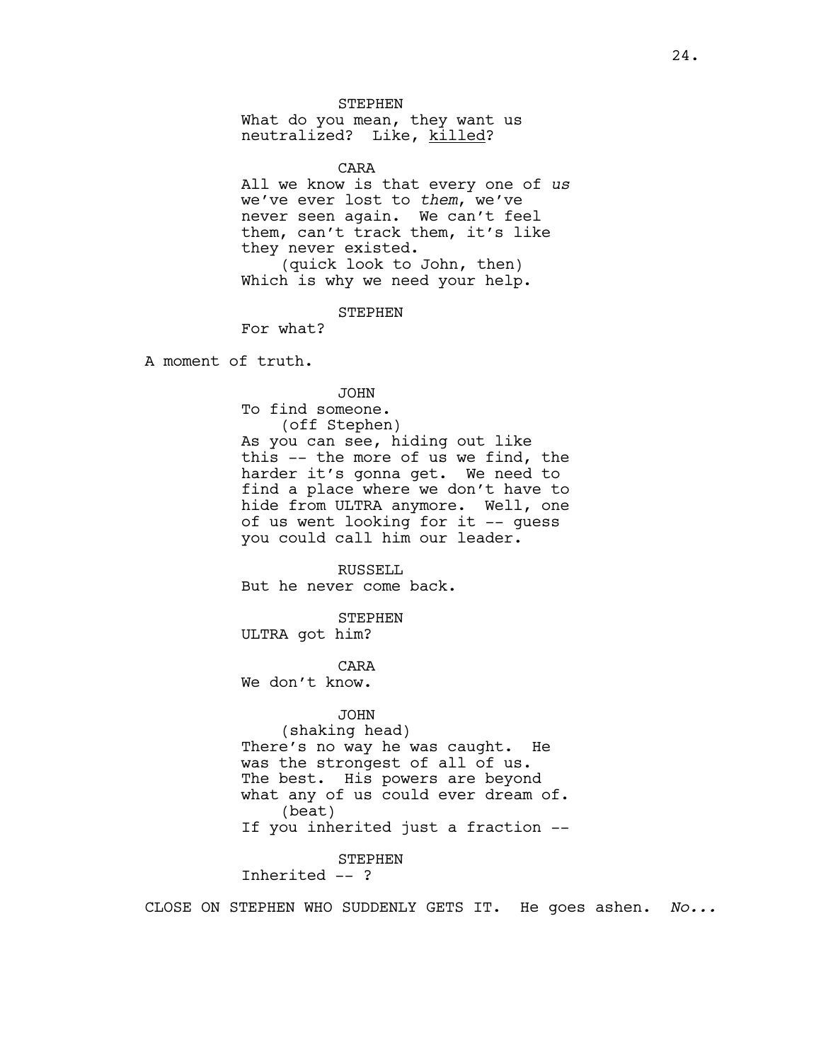STEPHEN

What do you mean, they want us neutralized? Like, <u>killed</u>?

CARA

All we know is that every one of *us* we've ever lost to *them*, we've never seen again. We can't feel them, can't track them, it's like they never existed.

(quick look to John, then)

Which is why we need your help.

STEPHEN

For what?

A moment of truth.

JOHN

To find someone.

(off Stephen)

As you can see, hiding out like this -- the more of us we find, the harder it's gonna get. We need to find a place where we don't have to hide from ULTRA anymore. Well, one of us went looking for it -- guess you could call him our leader.

RUSSELL

But he never come back.

STEPHEN

ULTRA got him?

CARA

We don't know.

JOHN

(shaking head)

There's no way he was caught. He was the strongest of all of us. The best. His powers are beyond what any of us could ever dream of.

(beat)

If you inherited just a fraction --

STEPHEN

Inherited -- ?

CLOSE ON STEPHEN WHO SUDDENLY GETS IT. He goes ashen. *No...*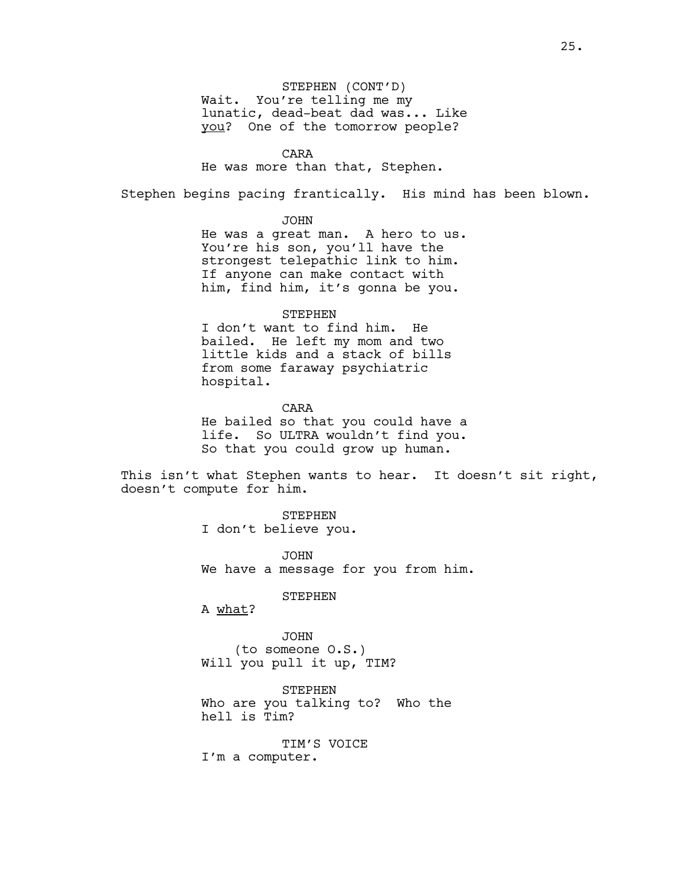STEPHEN (CONT'D)
Wait. You're telling me my lunatic, dead-beat dad was... Like _you_? One of the tomorrow people?

CARA
He was more than that, Stephen.

Stephen begins pacing frantically. His mind has been blown.

JOHN
He was a great man. A hero to us. You're his son, you'll have the strongest telepathic link to him. If anyone can make contact with him, find him, it's gonna be you.

STEPHEN
I don't want to find him. He bailed. He left my mom and two little kids and a stack of bills from some faraway psychiatric hospital.

CARA
He bailed so that you could have a life. So ULTRA wouldn't find you. So that you could grow up human.

This isn't what Stephen wants to hear. It doesn't sit right, doesn't compute for him.

STEPHEN
I don't believe you.

JOHN
We have a message for you from him.

STEPHEN
A _what_?

JOHN
(to someone O.S.)
Will you pull it up, TIM?

STEPHEN
Who are you talking to? Who the hell is Tim?

TIM'S VOICE
I'm a computer.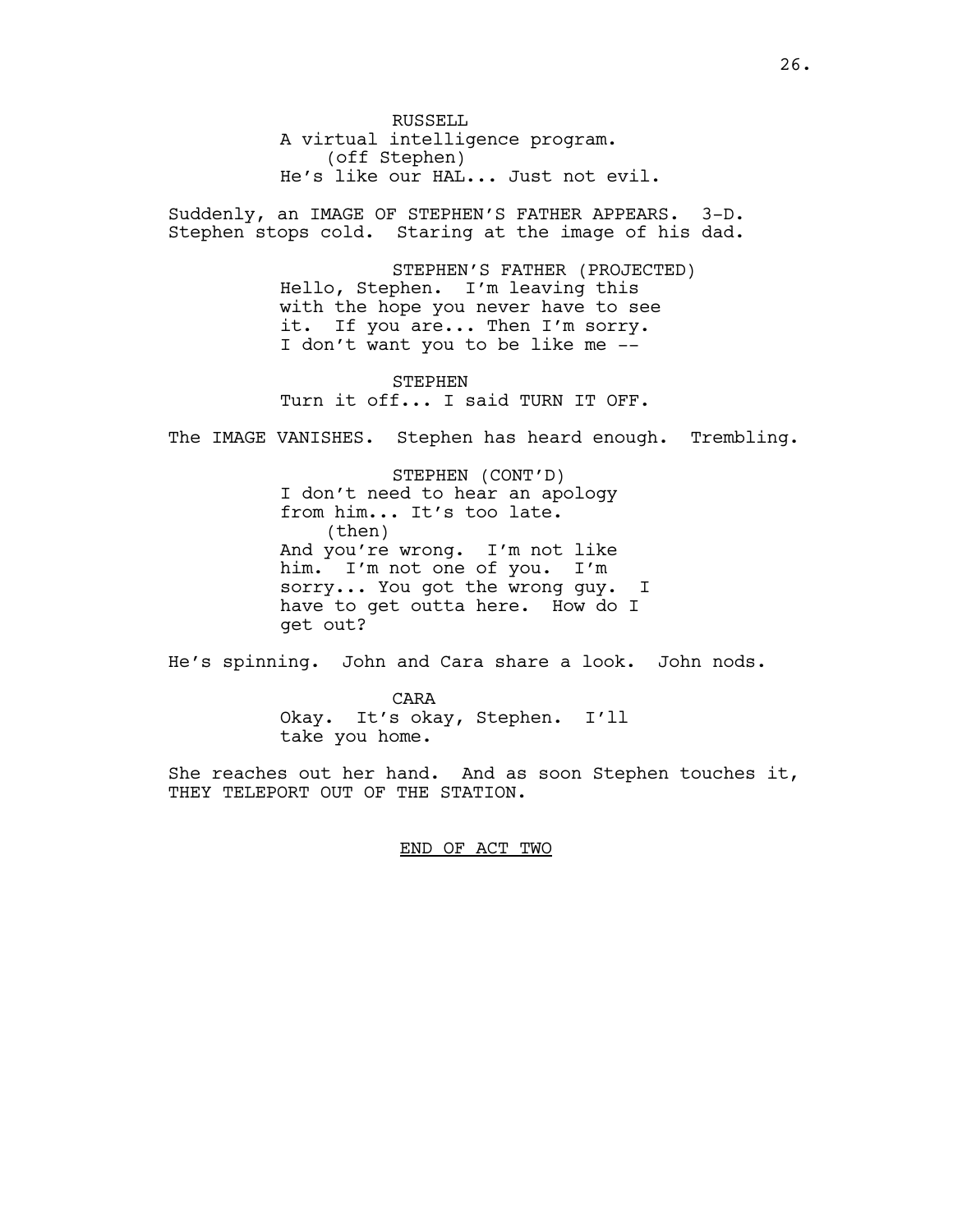RUSSELL
A virtual intelligence program.
(off Stephen)
He's like our HAL... Just not evil.

Suddenly, an IMAGE OF STEPHEN'S FATHER APPEARS. 3-D. Stephen stops cold. Staring at the image of his dad.

STEPHEN'S FATHER (PROJECTED)
Hello, Stephen. I'm leaving this with the hope you never have to see it. If you are... Then I'm sorry. I don't want you to be like me --

STEPHEN
Turn it off... I said TURN IT OFF.

The IMAGE VANISHES. Stephen has heard enough. Trembling.

STEPHEN (CONT'D)
I don't need to hear an apology from him... It's too late.
(then)
And you're wrong. I'm not like him. I'm not one of you. I'm sorry... You got the wrong guy. I have to get outta here. How do I get out?

He's spinning. John and Cara share a look. John nods.

CARA
Okay. It's okay, Stephen. I'll take you home.

She reaches out her hand. And as soon Stephen touches it, THEY TELEPORT OUT OF THE STATION.

<u>END OF ACT TWO</u>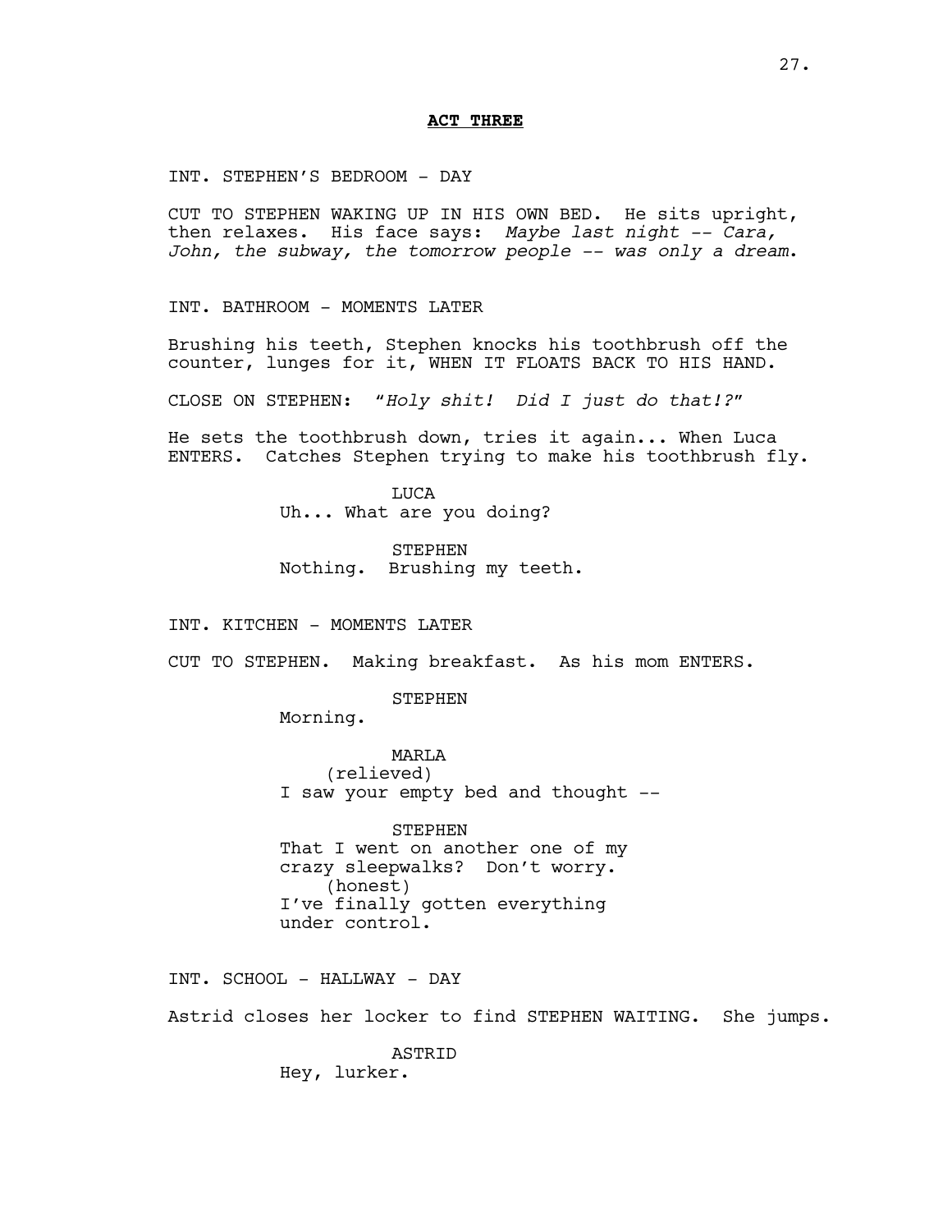**ACT THREE**

INT. STEPHEN'S BEDROOM - DAY

CUT TO STEPHEN WAKING UP IN HIS OWN BED. He sits upright, then relaxes. His face says: *Maybe last night -- Cara, John, the subway, the tomorrow people -- was only a dream.*

INT. BATHROOM - MOMENTS LATER

Brushing his teeth, Stephen knocks his toothbrush off the counter, lunges for it, WHEN IT FLOATS BACK TO HIS HAND.

CLOSE ON STEPHEN: "*Holy shit! Did I just do that!?*"

He sets the toothbrush down, tries it again... When Luca ENTERS. Catches Stephen trying to make his toothbrush fly.

LUCA
Uh... What are you doing?

STEPHEN
Nothing. Brushing my teeth.

INT. KITCHEN - MOMENTS LATER

CUT TO STEPHEN. Making breakfast. As his mom ENTERS.

STEPHEN
Morning.

MARLA
(relieved)
I saw your empty bed and thought --

STEPHEN
That I went on another one of my crazy sleepwalks? Don't worry.
(honest)
I've finally gotten everything under control.

INT. SCHOOL - HALLWAY - DAY

Astrid closes her locker to find STEPHEN WAITING. She jumps.

ASTRID
Hey, lurker.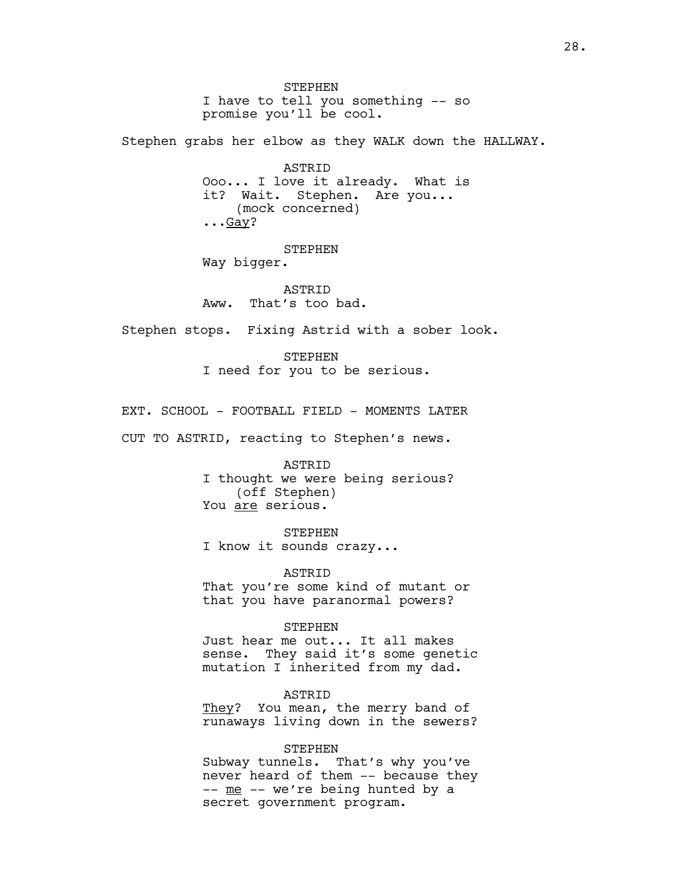STEPHEN
I have to tell you something -- so promise you'll be cool.

Stephen grabs her elbow as they WALK down the HALLWAY.

ASTRID
Ooo... I love it already. What is it? Wait. Stephen. Are you...
(mock concerned)
...<u>Gay</u>?

STEPHEN
Way bigger.

ASTRID
Aww. That's too bad.

Stephen stops. Fixing Astrid with a sober look.

STEPHEN
I need for you to be serious.

EXT. SCHOOL - FOOTBALL FIELD - MOMENTS LATER

CUT TO ASTRID, reacting to Stephen's news.

ASTRID
I thought we were being serious?
(off Stephen)
You <u>are</u> serious.

STEPHEN
I know it sounds crazy...

ASTRID
That you're some kind of mutant or that you have paranormal powers?

STEPHEN
Just hear me out... It all makes sense. They said it's some genetic mutation I inherited from my dad.

ASTRID
<u>They</u>? You mean, the merry band of runaways living down in the sewers?

STEPHEN
Subway tunnels. That's why you've never heard of them -- because they -- <u>me</u> -- we're being hunted by a secret government program.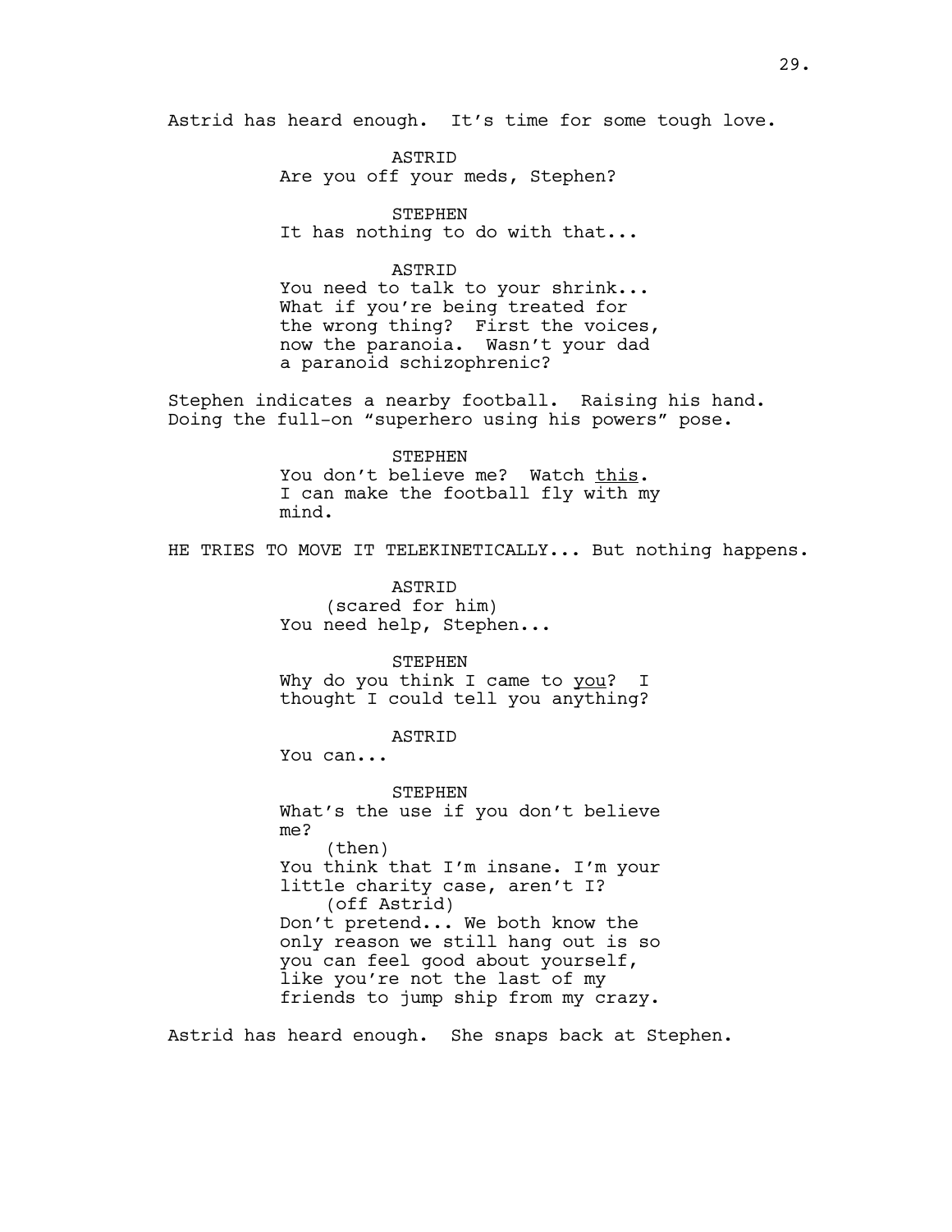Astrid has heard enough. It's time for some tough love.

ASTRID
Are you off your meds, Stephen?

STEPHEN
It has nothing to do with that...

ASTRID
You need to talk to your shrink... What if you're being treated for the wrong thing? First the voices, now the paranoia. Wasn't your dad a paranoid schizophrenic?

Stephen indicates a nearby football. Raising his hand. Doing the full-on "superhero using his powers" pose.

STEPHEN
You don't believe me? Watch <u>this</u>. I can make the football fly with my mind.

HE TRIES TO MOVE IT TELEKINETICALLY... But nothing happens.

ASTRID
(scared for him)
You need help, Stephen...

STEPHEN
Why do you think I came to <u>you</u>? I thought I could tell you anything?

ASTRID
You can...

STEPHEN
What's the use if you don't believe me?
(then)
You think that I'm insane. I'm your little charity case, aren't I?
(off Astrid)
Don't pretend... We both know the only reason we still hang out is so you can feel good about yourself, like you're not the last of my friends to jump ship from my crazy.

Astrid has heard enough. She snaps back at Stephen.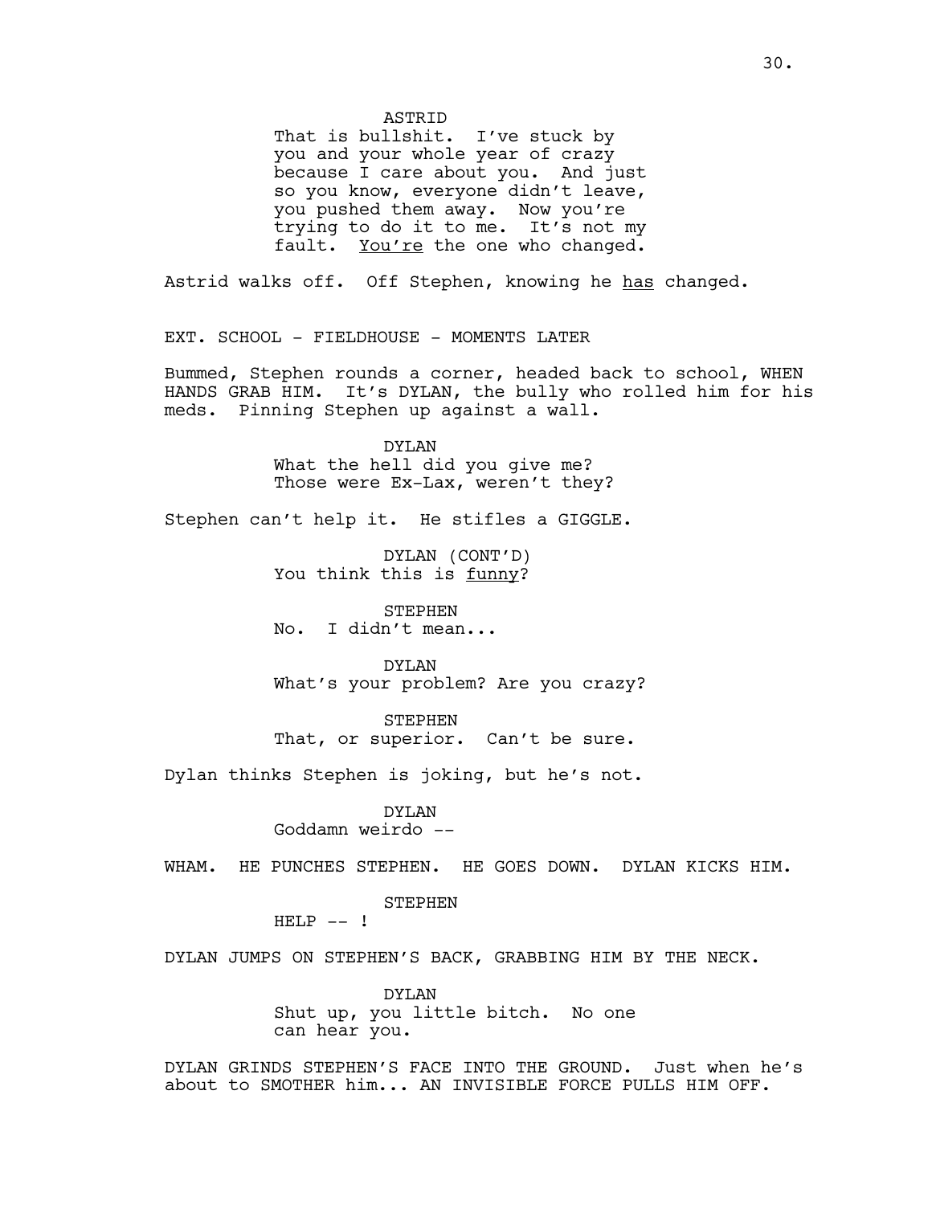ASTRID
That is bullshit. I've stuck by you and your whole year of crazy because I care about you. And just so you know, everyone didn't leave, you pushed them away. Now you're trying to do it to me. It's not my fault. _You're_ the one who changed.

Astrid walks off. Off Stephen, knowing he _has_ changed.

EXT. SCHOOL - FIELDHOUSE - MOMENTS LATER

Bummed, Stephen rounds a corner, headed back to school, WHEN HANDS GRAB HIM. It's DYLAN, the bully who rolled him for his meds. Pinning Stephen up against a wall.

DYLAN
What the hell did you give me? Those were Ex-Lax, weren't they?

Stephen can't help it. He stifles a GIGGLE.

DYLAN (CONT'D)
You think this is _funny_?

STEPHEN
No. I didn't mean...

DYLAN
What's your problem? Are you crazy?

STEPHEN
That, or superior. Can't be sure.

Dylan thinks Stephen is joking, but he's not.

DYLAN
Goddamn weirdo --

WHAM. HE PUNCHES STEPHEN. HE GOES DOWN. DYLAN KICKS HIM.

STEPHEN
HELP -- !

DYLAN JUMPS ON STEPHEN'S BACK, GRABBING HIM BY THE NECK.

DYLAN
Shut up, you little bitch. No one can hear you.

DYLAN GRINDS STEPHEN'S FACE INTO THE GROUND. Just when he's about to SMOTHER him... AN INVISIBLE FORCE PULLS HIM OFF.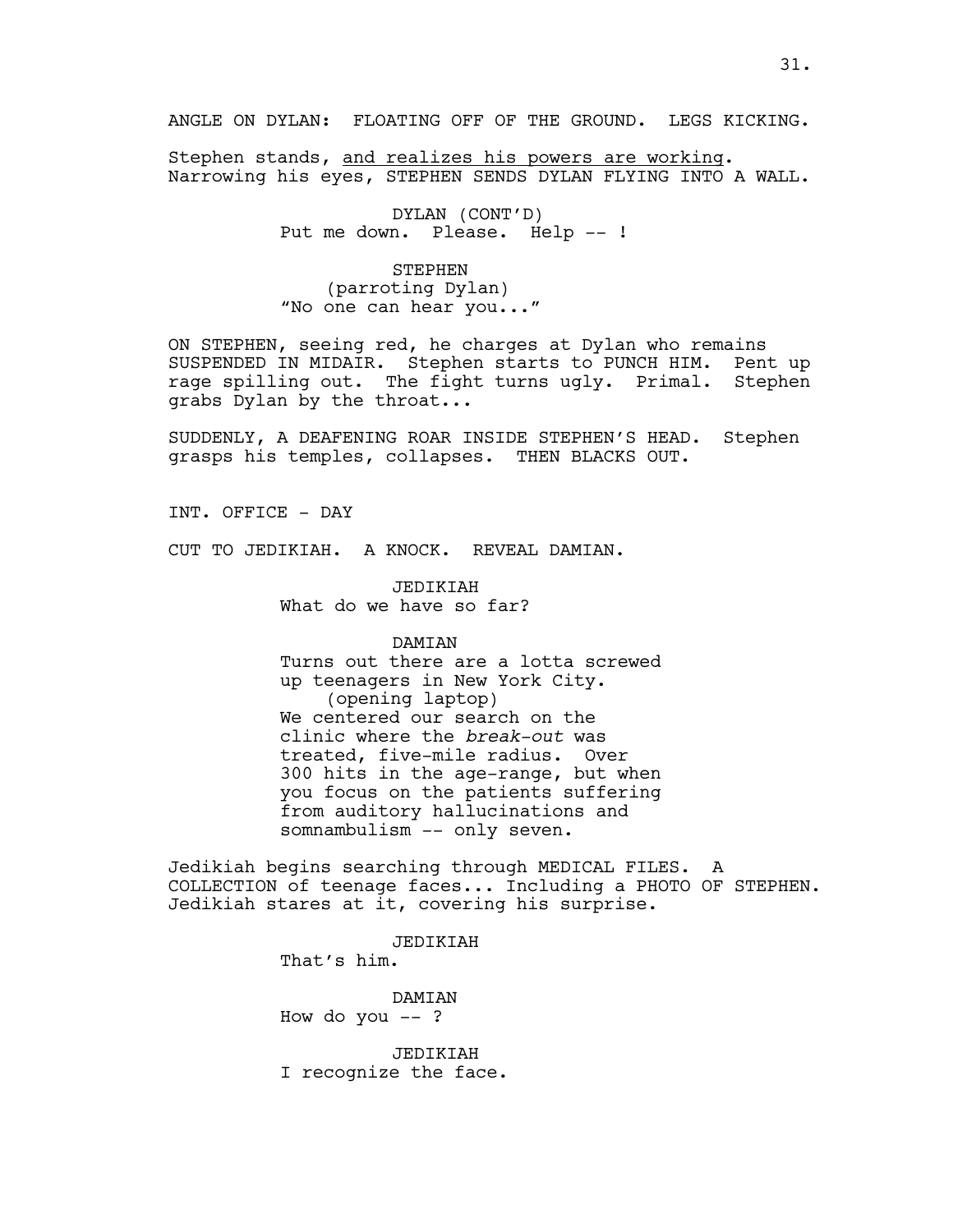ANGLE ON DYLAN: FLOATING OFF OF THE GROUND. LEGS KICKING.

Stephen stands, <u>and realizes his powers are working</u>. Narrowing his eyes, STEPHEN SENDS DYLAN FLYING INTO A WALL.

DYLAN (CONT'D)
Put me down. Please. Help -- !

STEPHEN
(parroting Dylan)
"No one can hear you..."

ON STEPHEN, seeing red, he charges at Dylan who remains SUSPENDED IN MIDAIR. Stephen starts to PUNCH HIM. Pent up rage spilling out. The fight turns ugly. Primal. Stephen grabs Dylan by the throat...

SUDDENLY, A DEAFENING ROAR INSIDE STEPHEN'S HEAD. Stephen grasps his temples, collapses. THEN BLACKS OUT.

INT. OFFICE - DAY

CUT TO JEDIKIAH. A KNOCK. REVEAL DAMIAN.

JEDIKIAH
What do we have so far?

DAMIAN
Turns out there are a lotta screwed up teenagers in New York City.
(opening laptop)
We centered our search on the clinic where the *break-out* was treated, five-mile radius. Over 300 hits in the age-range, but when you focus on the patients suffering from auditory hallucinations and somnambulism -- only seven.

Jedikiah begins searching through MEDICAL FILES. A COLLECTION of teenage faces... Including a PHOTO OF STEPHEN. Jedikiah stares at it, covering his surprise.

JEDIKIAH
That's him.

DAMIAN
How do you -- ?

JEDIKIAH
I recognize the face.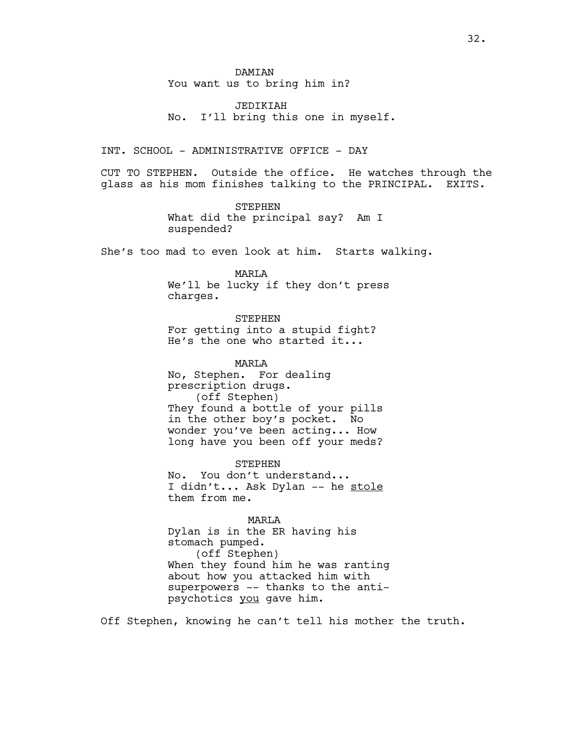DAMIAN
You want us to bring him in?

JEDIKIAH
No. I'll bring this one in myself.

INT. SCHOOL - ADMINISTRATIVE OFFICE - DAY

CUT TO STEPHEN. Outside the office. He watches through the glass as his mom finishes talking to the PRINCIPAL. EXITS.

STEPHEN
What did the principal say? Am I suspended?

She's too mad to even look at him. Starts walking.

MARLA
We'll be lucky if they don't press charges.

STEPHEN
For getting into a stupid fight? He's the one who started it...

MARLA
No, Stephen. For dealing prescription drugs.
(off Stephen)
They found a bottle of your pills in the other boy's pocket. No wonder you've been acting... How long have you been off your meds?

STEPHEN
No. You don't understand... I didn't... Ask Dylan -- he stole them from me.

MARLA
Dylan is in the ER having his stomach pumped.
(off Stephen)
When they found him he was ranting about how you attacked him with superpowers -- thanks to the anti-psychotics you gave him.

Off Stephen, knowing he can't tell his mother the truth.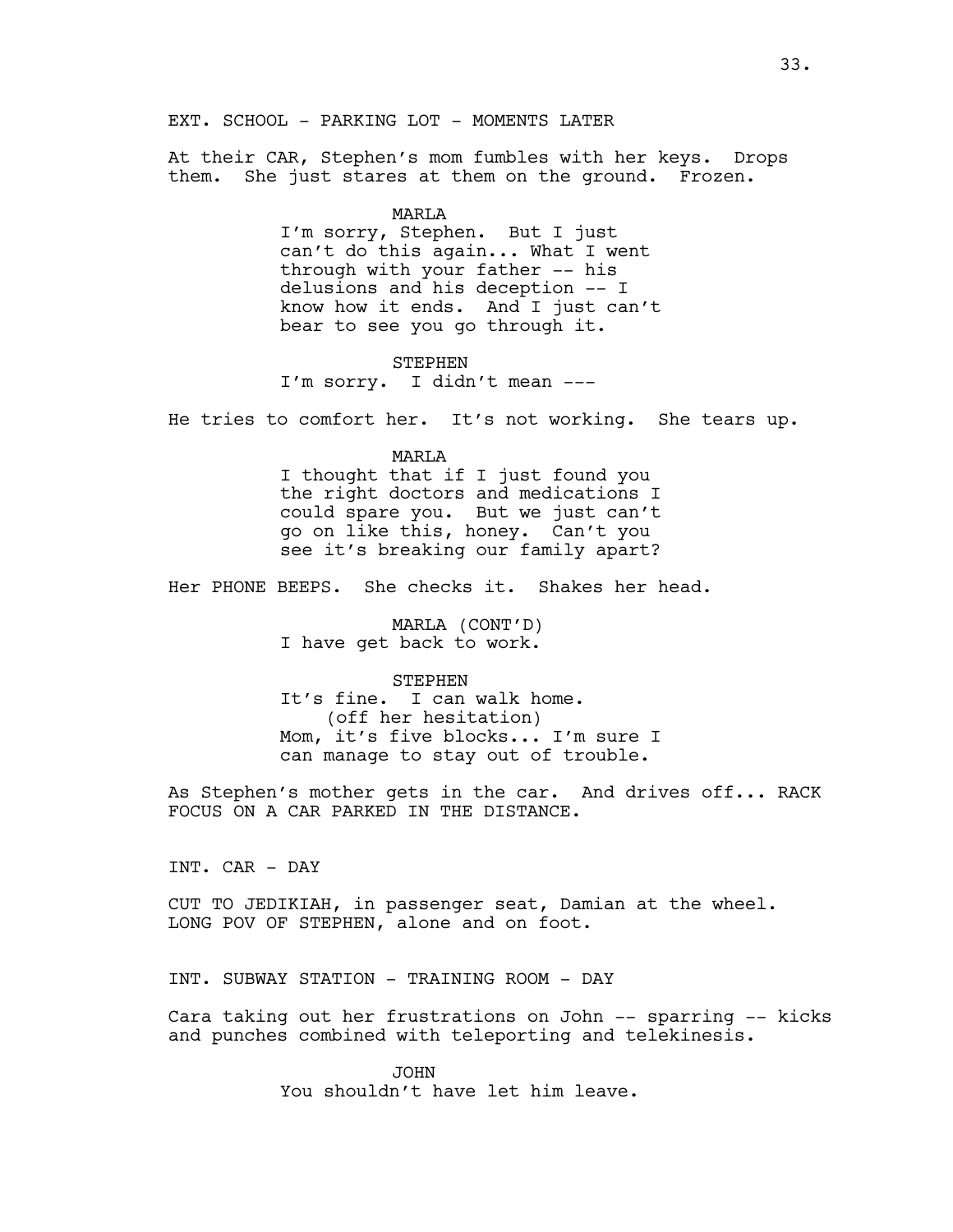EXT. SCHOOL - PARKING LOT - MOMENTS LATER

At their CAR, Stephen's mom fumbles with her keys. Drops them. She just stares at them on the ground. Frozen.

MARLA
I'm sorry, Stephen. But I just can't do this again... What I went through with your father -- his delusions and his deception -- I know how it ends. And I just can't bear to see you go through it.

STEPHEN
I'm sorry. I didn't mean ---

He tries to comfort her. It's not working. She tears up.

MARLA
I thought that if I just found you the right doctors and medications I could spare you. But we just can't go on like this, honey. Can't you see it's breaking our family apart?

Her PHONE BEEPS. She checks it. Shakes her head.

MARLA (CONT'D)
I have get back to work.

STEPHEN
It's fine. I can walk home.
(off her hesitation)
Mom, it's five blocks... I'm sure I can manage to stay out of trouble.

As Stephen's mother gets in the car. And drives off... RACK FOCUS ON A CAR PARKED IN THE DISTANCE.

INT. CAR - DAY

CUT TO JEDIKIAH, in passenger seat, Damian at the wheel. LONG POV OF STEPHEN, alone and on foot.

INT. SUBWAY STATION - TRAINING ROOM - DAY

Cara taking out her frustrations on John -- sparring -- kicks and punches combined with teleporting and telekinesis.

JOHN
You shouldn't have let him leave.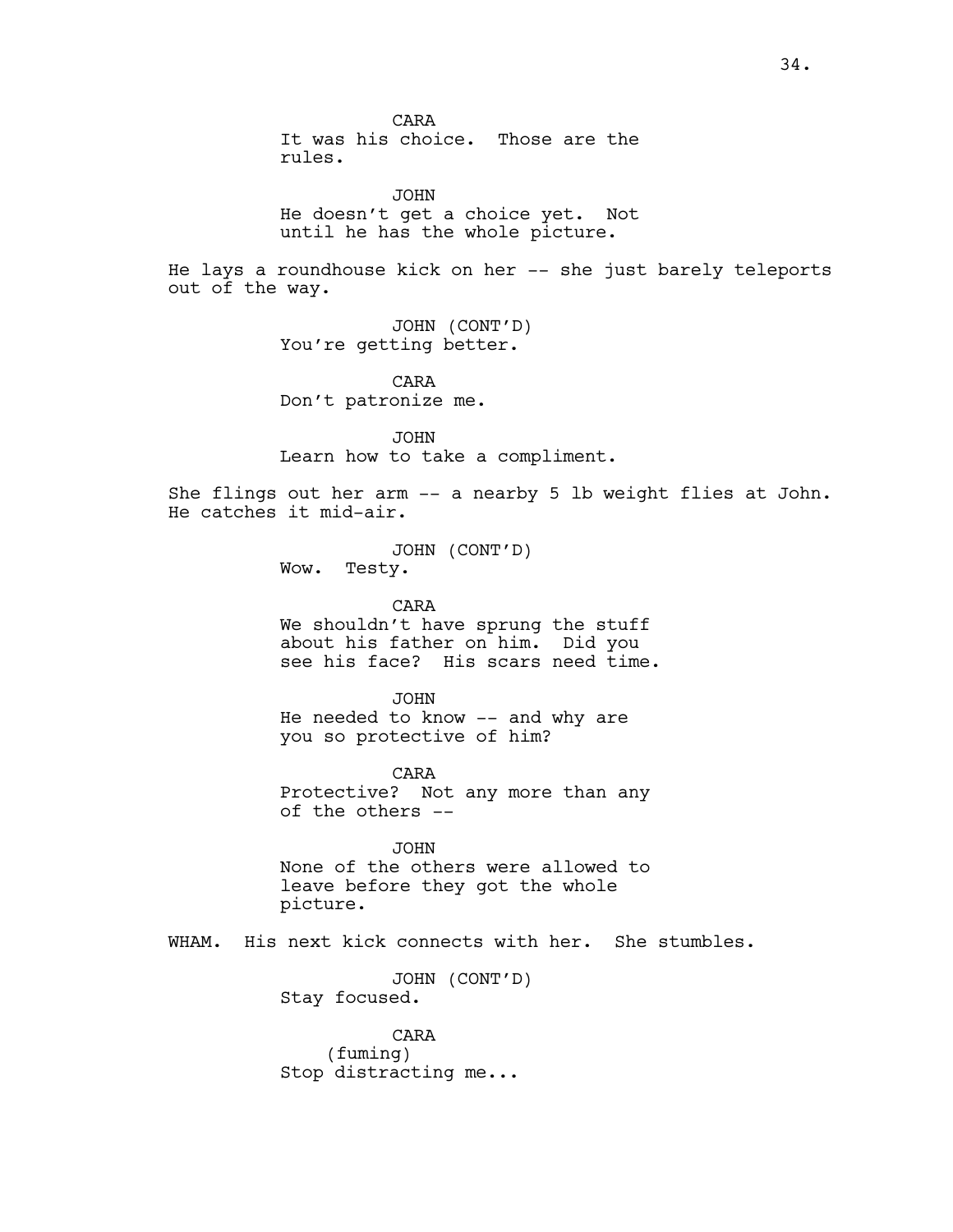CARA
It was his choice. Those are the rules.

JOHN
He doesn't get a choice yet. Not until he has the whole picture.

He lays a roundhouse kick on her -- she just barely teleports out of the way.

JOHN (CONT'D)
You're getting better.

CARA
Don't patronize me.

JOHN
Learn how to take a compliment.

She flings out her arm -- a nearby 5 lb weight flies at John. He catches it mid-air.

JOHN (CONT'D)
Wow. Testy.

CARA
We shouldn't have sprung the stuff about his father on him. Did you see his face? His scars need time.

JOHN
He needed to know -- and why are you so protective of him?

CARA
Protective? Not any more than any of the others --

JOHN
None of the others were allowed to leave before they got the whole picture.

WHAM. His next kick connects with her. She stumbles.

JOHN (CONT'D)
Stay focused.

CARA
(fuming)
Stop distracting me...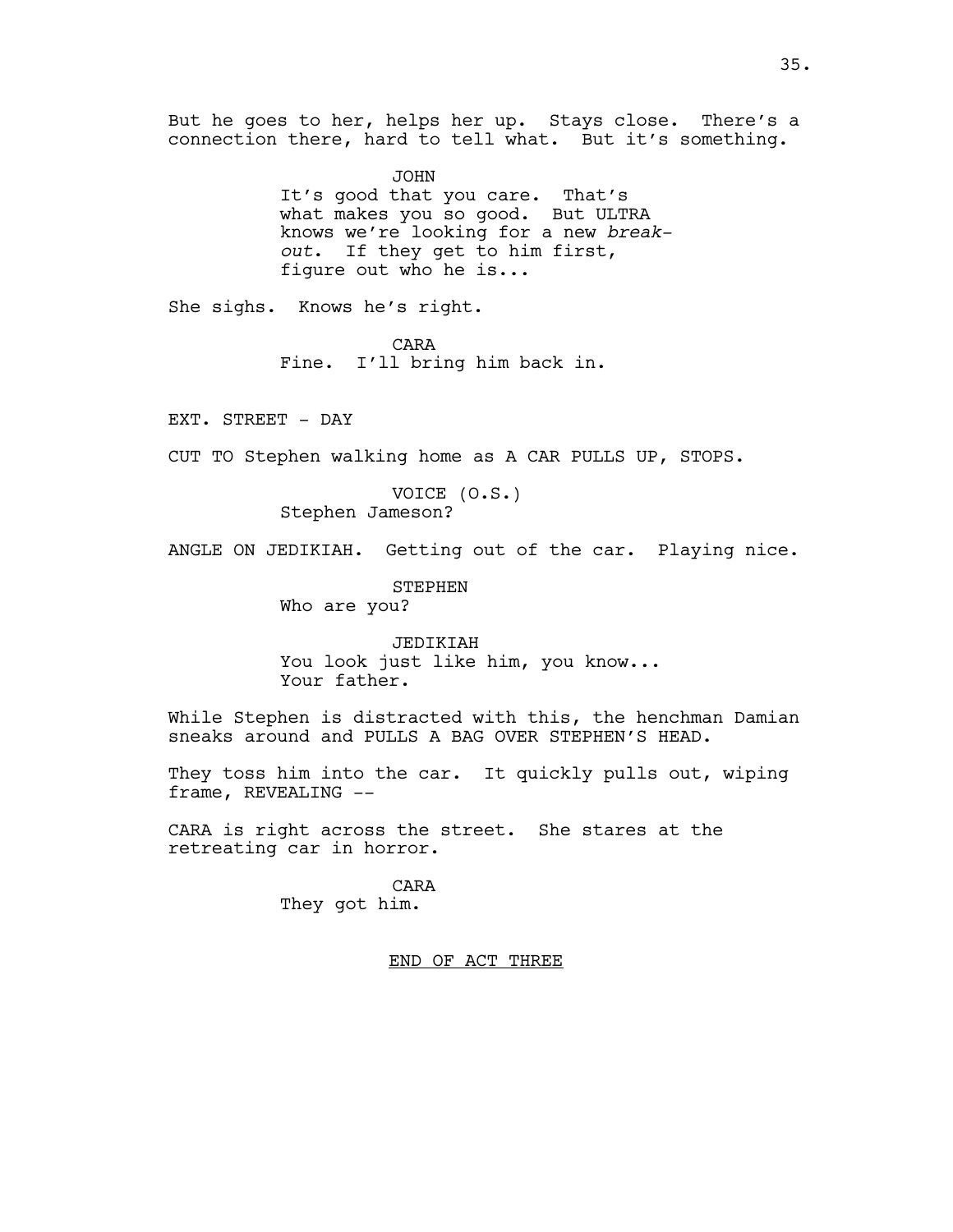But he goes to her, helps her up. Stays close. There's a connection there, hard to tell what. But it's something.

JOHN
It's good that you care. That's what makes you so good. But ULTRA knows we're looking for a new *break-out*. If they get to him first, figure out who he is...

She sighs. Knows he's right.

CARA
Fine. I'll bring him back in.

EXT. STREET - DAY

CUT TO Stephen walking home as A CAR PULLS UP, STOPS.

VOICE (O.S.)
Stephen Jameson?

ANGLE ON JEDIKIAH. Getting out of the car. Playing nice.

STEPHEN
Who are you?

JEDIKIAH
You look just like him, you know... Your father.

While Stephen is distracted with this, the henchman Damian sneaks around and PULLS A BAG OVER STEPHEN'S HEAD.

They toss him into the car. It quickly pulls out, wiping frame, REVEALING --

CARA is right across the street. She stares at the retreating car in horror.

CARA
They got him.

END OF ACT THREE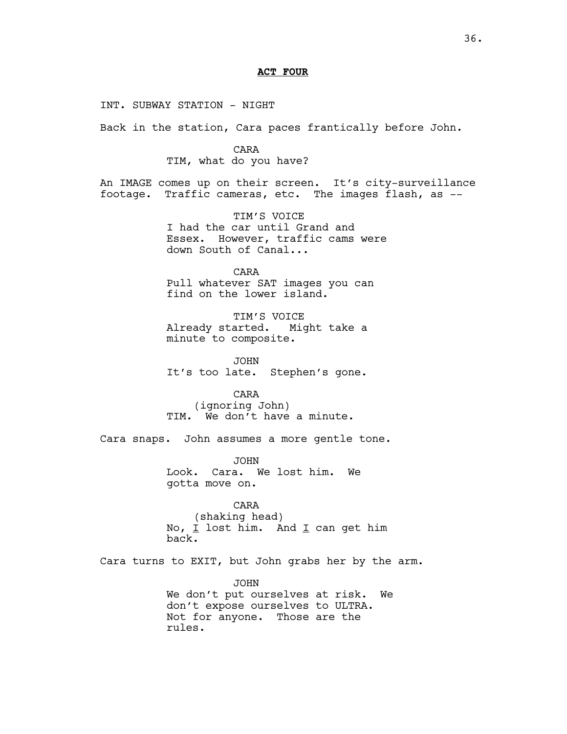**ACT FOUR**

INT. SUBWAY STATION - NIGHT

Back in the station, Cara paces frantically before John.

CARA
TIM, what do you have?

An IMAGE comes up on their screen. It's city-surveillance footage. Traffic cameras, etc. The images flash, as --

TIM'S VOICE
I had the car until Grand and Essex. However, traffic cams were down South of Canal...

CARA
Pull whatever SAT images you can find on the lower island.

TIM'S VOICE
Already started. Might take a minute to composite.

JOHN
It's too late. Stephen's gone.

CARA
(ignoring John)
TIM. We don't have a minute.

Cara snaps. John assumes a more gentle tone.

JOHN
Look. Cara. We lost him. We gotta move on.

CARA
(shaking head)
No, <u>I</u> lost him. And <u>I</u> can get him back.

Cara turns to EXIT, but John grabs her by the arm.

JOHN
We don't put ourselves at risk. We don't expose ourselves to ULTRA. Not for anyone. Those are the rules.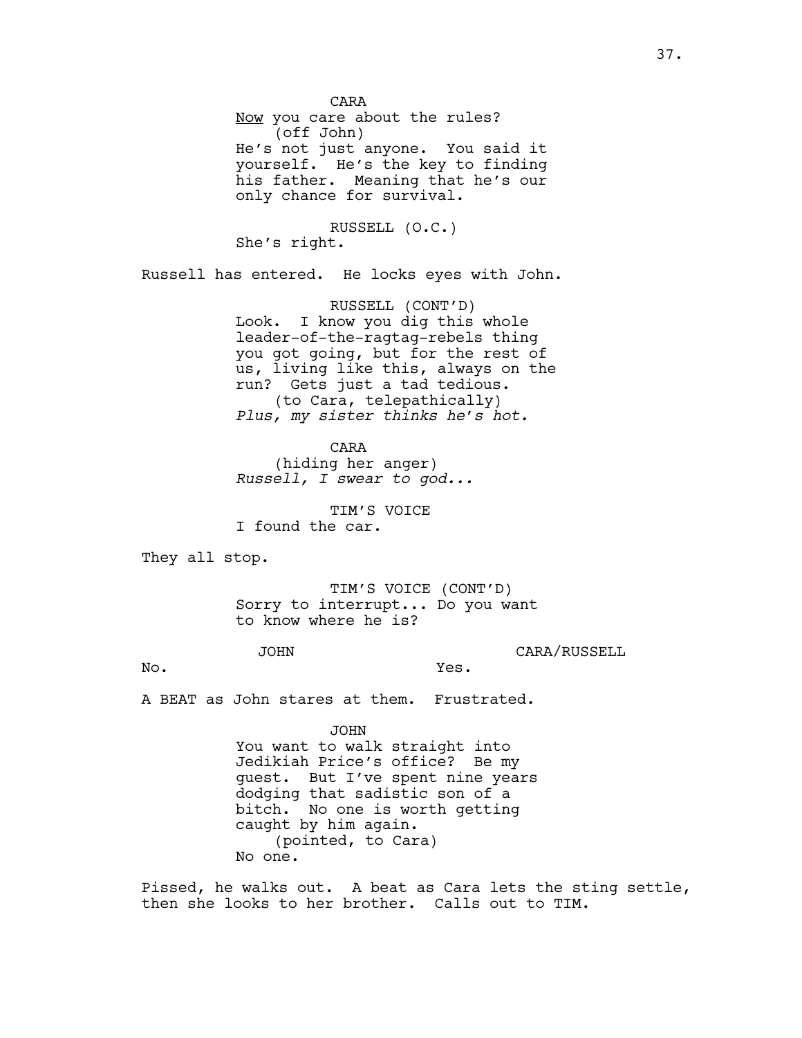CARA
<u>Now</u> you care about the rules?
(off John)
He's not just anyone. You said it yourself. He's the key to finding his father. Meaning that he's our only chance for survival.

RUSSELL (O.C.)
She's right.

Russell has entered. He locks eyes with John.

RUSSELL (CONT'D)
Look. I know you dig this whole leader-of-the-ragtag-rebels thing you got going, but for the rest of us, living like this, always on the run? Gets just a tad tedious.
(to Cara, telepathically)
*Plus, my sister thinks he's hot.*

CARA
(hiding her anger)
*Russell, I swear to god...*

TIM'S VOICE
I found the car.

They all stop.

TIM'S VOICE (CONT'D)
Sorry to interrupt... Do you want to know where he is?

JOHN
No.

CARA/RUSSELL
Yes.

A BEAT as John stares at them. Frustrated.

JOHN
You want to walk straight into Jedikiah Price's office? Be my guest. But I've spent nine years dodging that sadistic son of a bitch. No one is worth getting caught by him again.
(pointed, to Cara)
No one.

Pissed, he walks out. A beat as Cara lets the sting settle, then she looks to her brother. Calls out to TIM.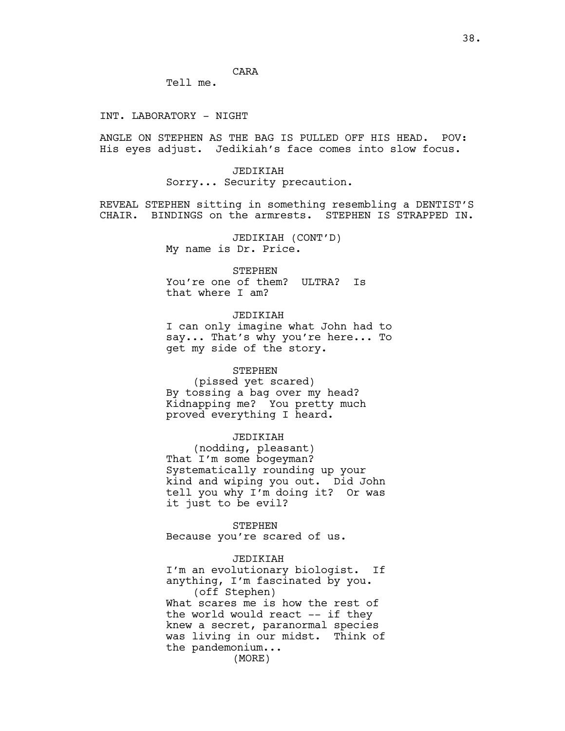CARA

Tell me.

INT. LABORATORY - NIGHT

ANGLE ON STEPHEN AS THE BAG IS PULLED OFF HIS HEAD. POV: His eyes adjust. Jedikiah's face comes into slow focus.

JEDIKIAH

Sorry... Security precaution.

REVEAL STEPHEN sitting in something resembling a DENTIST'S CHAIR. BINDINGS on the armrests. STEPHEN IS STRAPPED IN.

JEDIKIAH (CONT'D)

My name is Dr. Price.

STEPHEN

You're one of them? ULTRA? Is that where I am?

JEDIKIAH

I can only imagine what John had to say... That's why you're here... To get my side of the story.

STEPHEN

(pissed yet scared)

By tossing a bag over my head? Kidnapping me? You pretty much proved everything I heard.

JEDIKIAH

(nodding, pleasant)

That I'm some bogeyman? Systematically rounding up your kind and wiping you out. Did John tell you why I'm doing it? Or was it just to be evil?

STEPHEN

Because you're scared of us.

JEDIKIAH

I'm an evolutionary biologist. If anything, I'm fascinated by you.

(off Stephen)

What scares me is how the rest of the world would react -- if they knew a secret, paranormal species was living in our midst. Think of the pandemonium...

(MORE)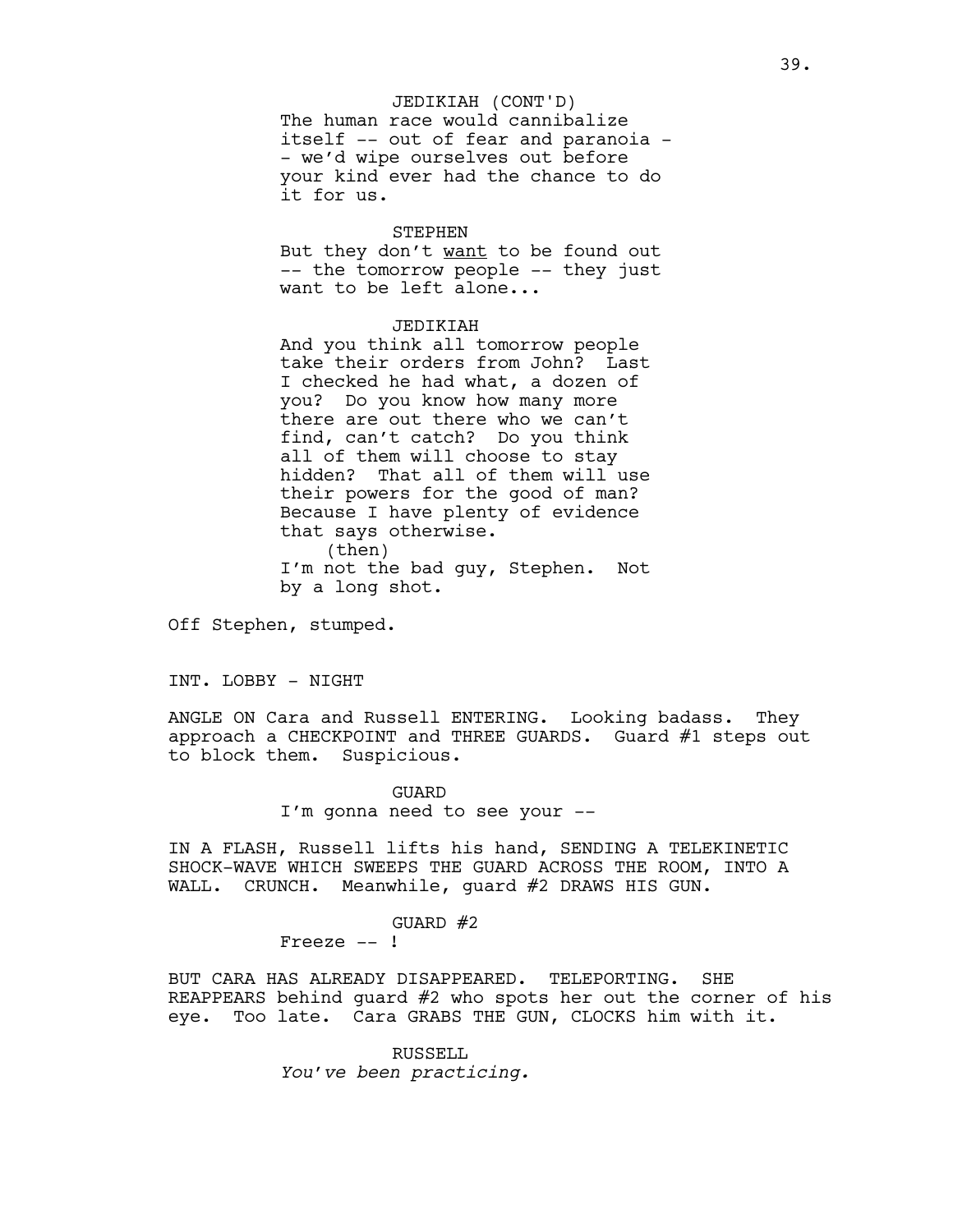JEDIKIAH (CONT'D)
The human race would cannibalize itself -- out of fear and paranoia -- we'd wipe ourselves out before your kind ever had the chance to do it for us.

STEPHEN
But they don't <u>want</u> to be found out -- the tomorrow people -- they just want to be left alone...

JEDIKIAH
And you think all tomorrow people take their orders from John? Last I checked he had what, a dozen of you? Do you know how many more there are out there who we can't find, can't catch? Do you think all of them will choose to stay hidden? That all of them will use their powers for the good of man? Because I have plenty of evidence that says otherwise.
(then)
I'm not the bad guy, Stephen. Not by a long shot.

Off Stephen, stumped.

INT. LOBBY - NIGHT

ANGLE ON Cara and Russell ENTERING. Looking badass. They approach a CHECKPOINT and THREE GUARDS. Guard #1 steps out to block them. Suspicious.

GUARD
I'm gonna need to see your --

IN A FLASH, Russell lifts his hand, SENDING A TELEKINETIC SHOCK-WAVE WHICH SWEEPS THE GUARD ACROSS THE ROOM, INTO A WALL. CRUNCH. Meanwhile, guard #2 DRAWS HIS GUN.

GUARD #2
Freeze -- !

BUT CARA HAS ALREADY DISAPPEARED. TELEPORTING. SHE REAPPEARS behind guard #2 who spots her out the corner of his eye. Too late. Cara GRABS THE GUN, CLOCKS him with it.

RUSSELL
*You've been practicing.*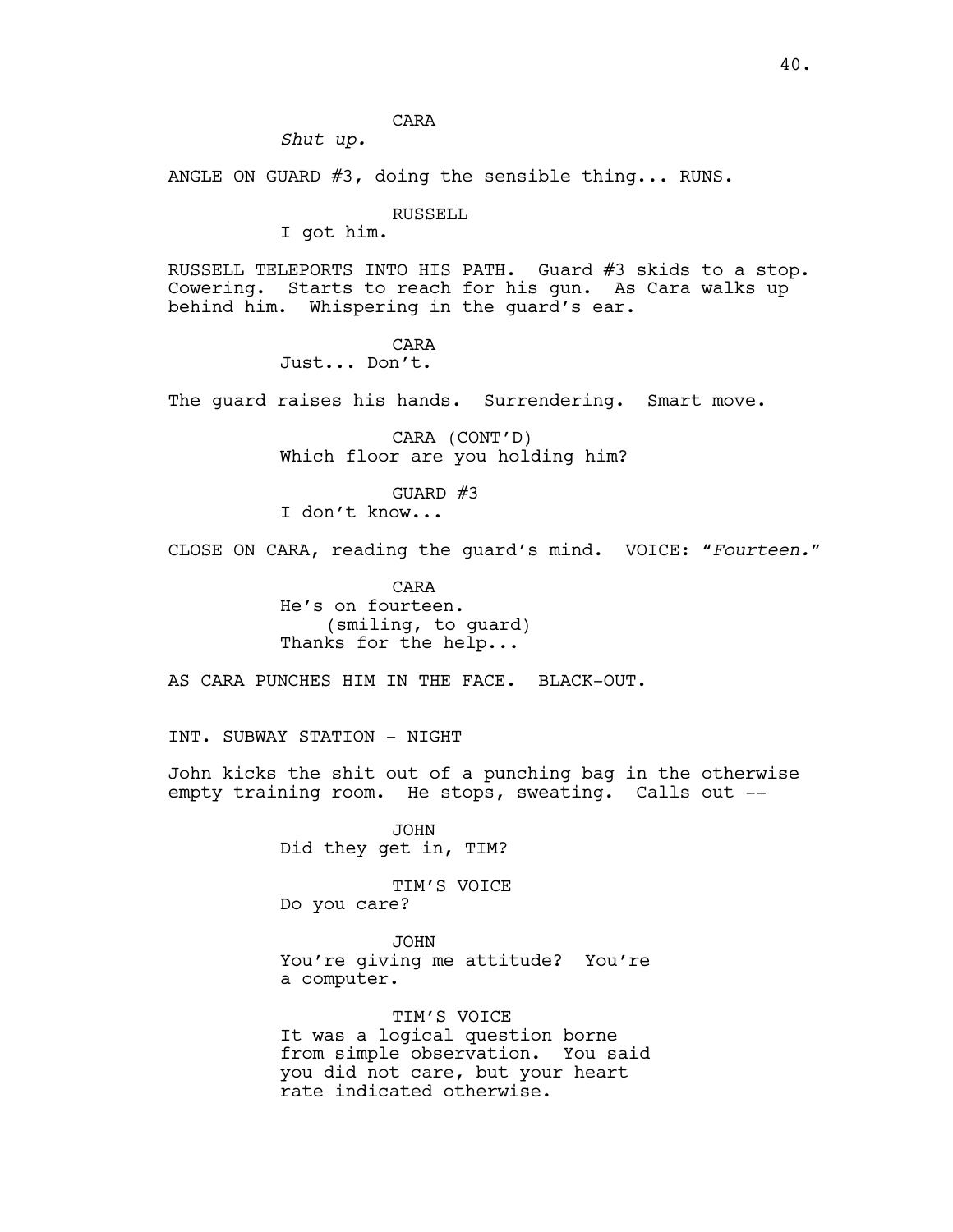CARA

*Shut up.*

ANGLE ON GUARD #3, doing the sensible thing... RUNS.

RUSSELL

I got him.

RUSSELL TELEPORTS INTO HIS PATH. Guard #3 skids to a stop. Cowering. Starts to reach for his gun. As Cara walks up behind him. Whispering in the guard's ear.

CARA

Just... Don't.

The guard raises his hands. Surrendering. Smart move.

CARA (CONT'D)

Which floor are you holding him?

GUARD #3

I don't know...

CLOSE ON CARA, reading the guard's mind. VOICE: "*Fourteen.*"

CARA

He's on fourteen.

(smiling, to guard)

Thanks for the help...

AS CARA PUNCHES HIM IN THE FACE. BLACK-OUT.

INT. SUBWAY STATION - NIGHT

John kicks the shit out of a punching bag in the otherwise empty training room. He stops, sweating. Calls out --

JOHN

Did they get in, TIM?

TIM'S VOICE

Do you care?

JOHN

You're giving me attitude? You're a computer.

TIM'S VOICE

It was a logical question borne from simple observation. You said you did not care, but your heart rate indicated otherwise.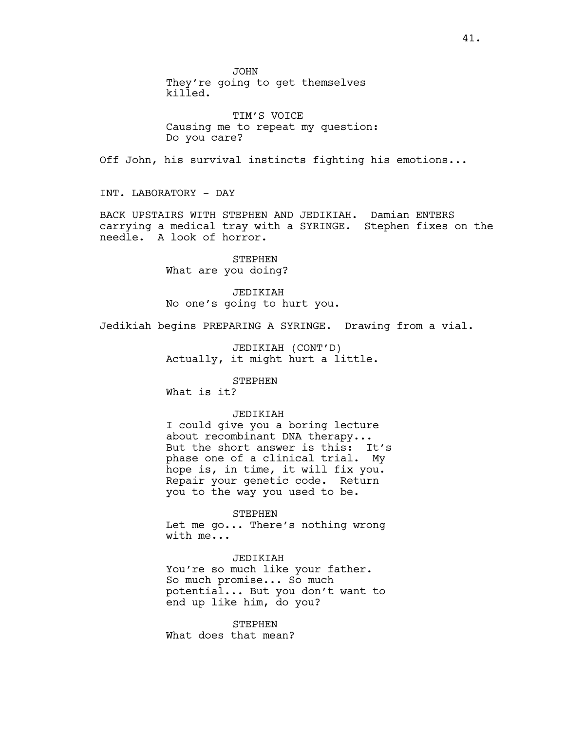JOHN
They're going to get themselves killed.

TIM'S VOICE
Causing me to repeat my question: Do you care?

Off John, his survival instincts fighting his emotions...

INT. LABORATORY - DAY

BACK UPSTAIRS WITH STEPHEN AND JEDIKIAH. Damian ENTERS carrying a medical tray with a SYRINGE. Stephen fixes on the needle. A look of horror.

STEPHEN
What are you doing?

JEDIKIAH
No one's going to hurt you.

Jedikiah begins PREPARING A SYRINGE. Drawing from a vial.

JEDIKIAH (CONT'D)
Actually, it might hurt a little.

STEPHEN
What is it?

JEDIKIAH
I could give you a boring lecture about recombinant DNA therapy... But the short answer is this: It's phase one of a clinical trial. My hope is, in time, it will fix you. Repair your genetic code. Return you to the way you used to be.

STEPHEN
Let me go... There's nothing wrong with me...

JEDIKIAH
You're so much like your father. So much promise... So much potential... But you don't want to end up like him, do you?

STEPHEN
What does that mean?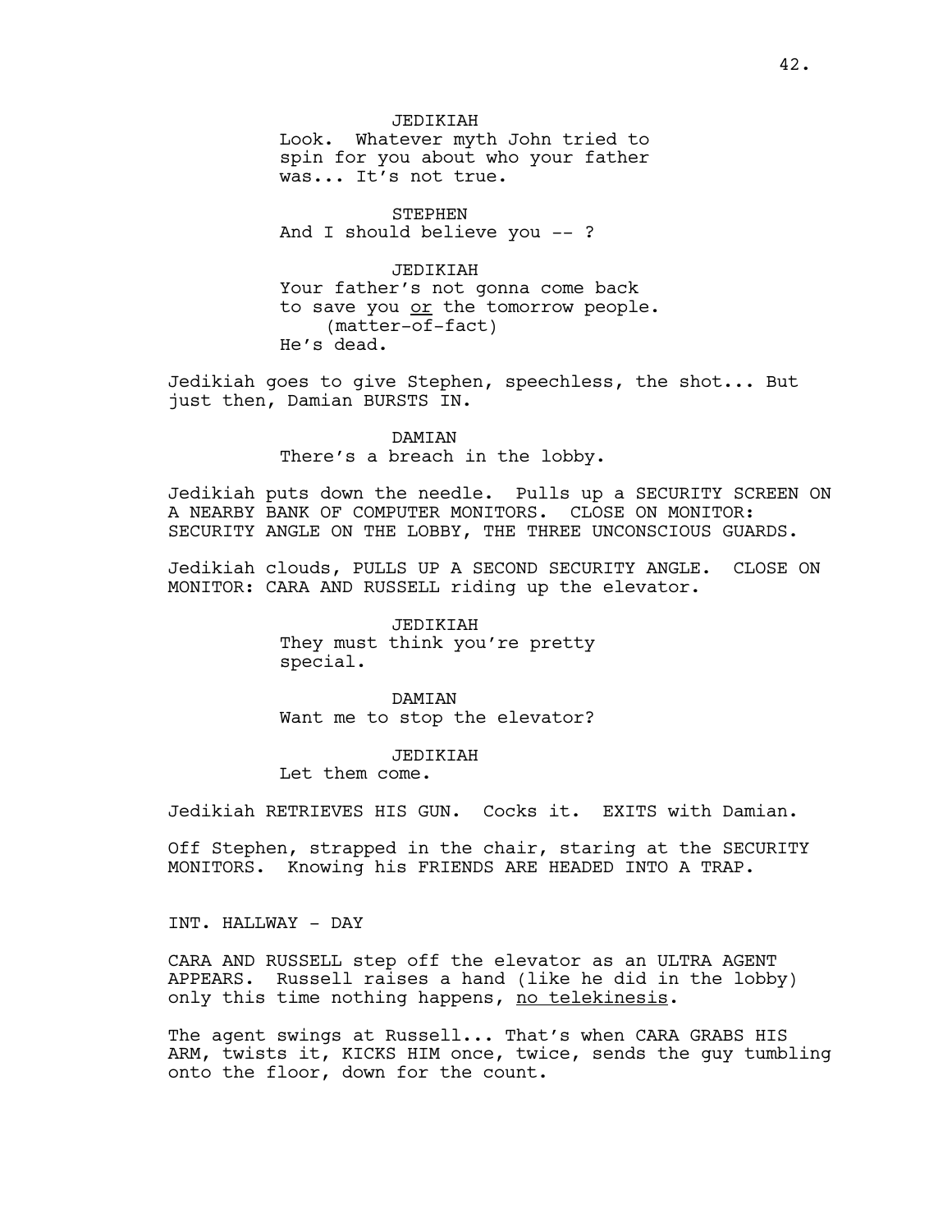JEDIKIAH
Look. Whatever myth John tried to spin for you about who your father was... It's not true.

STEPHEN
And I should believe you -- ?

JEDIKIAH
Your father's not gonna come back to save you <u>or</u> the tomorrow people.
(matter-of-fact)
He's dead.

Jedikiah goes to give Stephen, speechless, the shot... But just then, Damian BURSTS IN.

DAMIAN
There's a breach in the lobby.

Jedikiah puts down the needle. Pulls up a SECURITY SCREEN ON A NEARBY BANK OF COMPUTER MONITORS. CLOSE ON MONITOR: SECURITY ANGLE ON THE LOBBY, THE THREE UNCONSCIOUS GUARDS.

Jedikiah clouds, PULLS UP A SECOND SECURITY ANGLE. CLOSE ON MONITOR: CARA AND RUSSELL riding up the elevator.

JEDIKIAH
They must think you're pretty special.

DAMIAN
Want me to stop the elevator?

JEDIKIAH
Let them come.

Jedikiah RETRIEVES HIS GUN. Cocks it. EXITS with Damian.

Off Stephen, strapped in the chair, staring at the SECURITY MONITORS. Knowing his FRIENDS ARE HEADED INTO A TRAP.

INT. HALLWAY - DAY

CARA AND RUSSELL step off the elevator as an ULTRA AGENT APPEARS. Russell raises a hand (like he did in the lobby) only this time nothing happens, <u>no telekinesis</u>.

The agent swings at Russell... That's when CARA GRABS HIS ARM, twists it, KICKS HIM once, twice, sends the guy tumbling onto the floor, down for the count.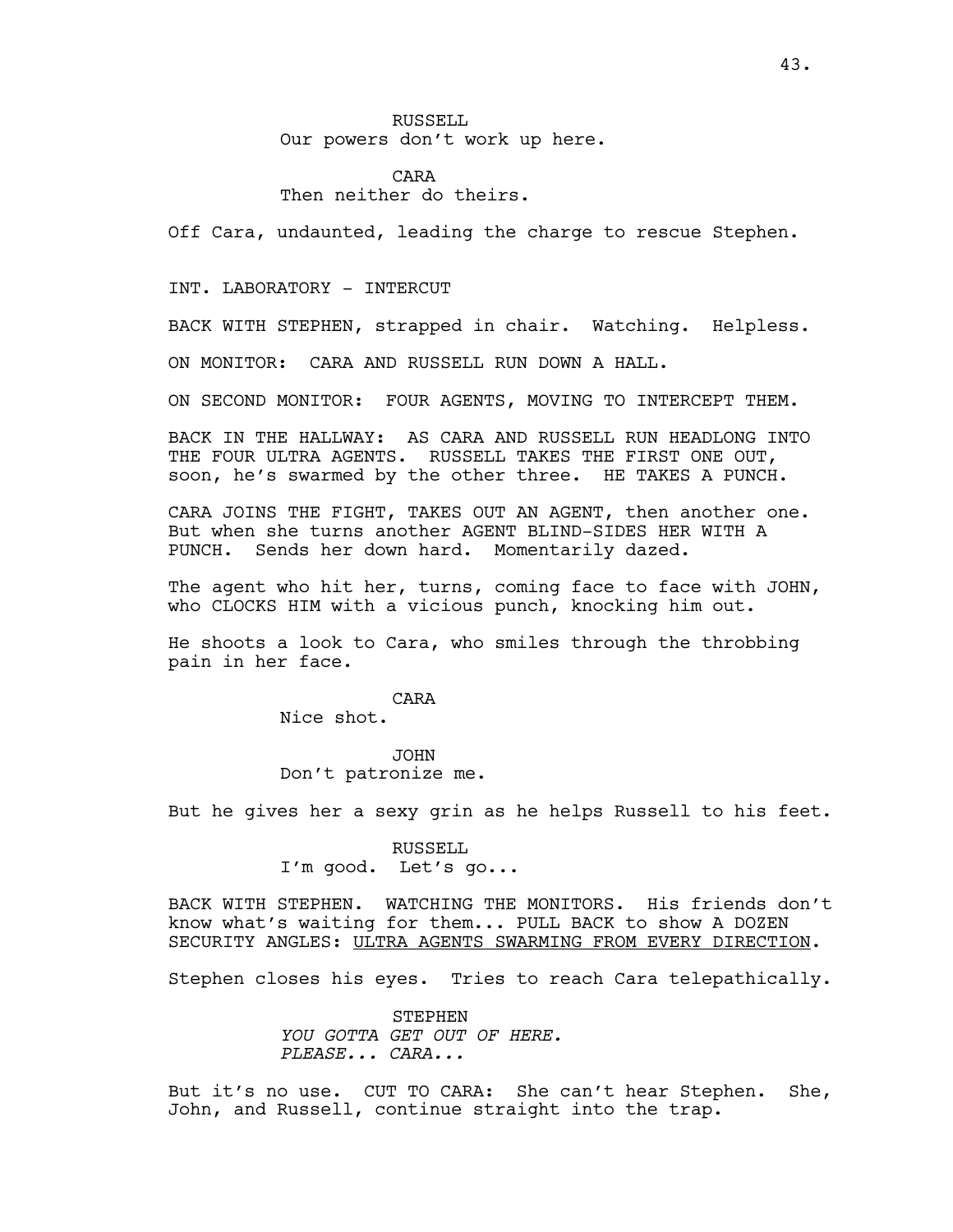RUSSELL
Our powers don't work up here.

CARA
Then neither do theirs.

Off Cara, undaunted, leading the charge to rescue Stephen.

INT. LABORATORY - INTERCUT

BACK WITH STEPHEN, strapped in chair. Watching. Helpless.

ON MONITOR: CARA AND RUSSELL RUN DOWN A HALL.

ON SECOND MONITOR: FOUR AGENTS, MOVING TO INTERCEPT THEM.

BACK IN THE HALLWAY: AS CARA AND RUSSELL RUN HEADLONG INTO THE FOUR ULTRA AGENTS. RUSSELL TAKES THE FIRST ONE OUT, soon, he's swarmed by the other three. HE TAKES A PUNCH.

CARA JOINS THE FIGHT, TAKES OUT AN AGENT, then another one. But when she turns another AGENT BLIND-SIDES HER WITH A PUNCH. Sends her down hard. Momentarily dazed.

The agent who hit her, turns, coming face to face with JOHN, who CLOCKS HIM with a vicious punch, knocking him out.

He shoots a look to Cara, who smiles through the throbbing pain in her face.

CARA
Nice shot.

JOHN
Don't patronize me.

But he gives her a sexy grin as he helps Russell to his feet.

RUSSELL
I'm good. Let's go...

BACK WITH STEPHEN. WATCHING THE MONITORS. His friends don't know what's waiting for them... PULL BACK to show A DOZEN SECURITY ANGLES: <u>ULTRA AGENTS SWARMING FROM EVERY DIRECTION</u>.

Stephen closes his eyes. Tries to reach Cara telepathically.

STEPHEN
*YOU GOTTA GET OUT OF HERE. PLEASE... CARA...*

But it's no use. CUT TO CARA: She can't hear Stephen. She, John, and Russell, continue straight into the trap.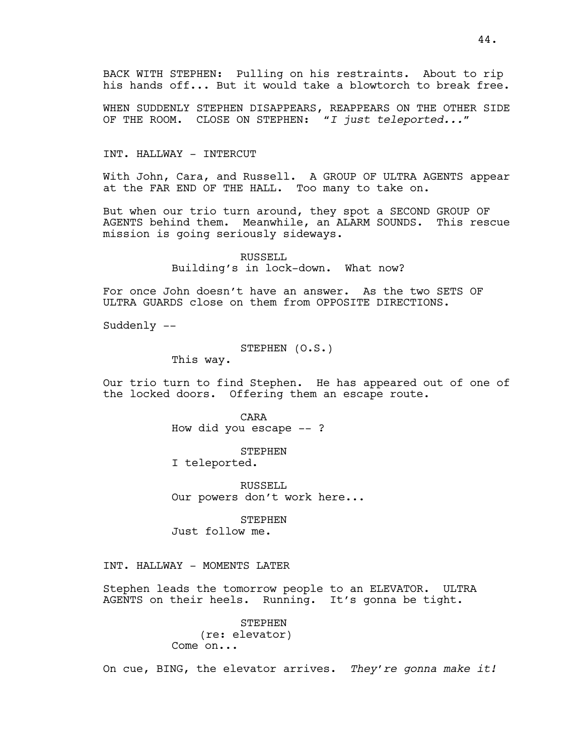BACK WITH STEPHEN: Pulling on his restraints. About to rip his hands off... But it would take a blowtorch to break free.

WHEN SUDDENLY STEPHEN DISAPPEARS, REAPPEARS ON THE OTHER SIDE OF THE ROOM. CLOSE ON STEPHEN: *"I just teleported..."*

INT. HALLWAY - INTERCUT

With John, Cara, and Russell. A GROUP OF ULTRA AGENTS appear at the FAR END OF THE HALL. Too many to take on.

But when our trio turn around, they spot a SECOND GROUP OF AGENTS behind them. Meanwhile, an ALARM SOUNDS. This rescue mission is going seriously sideways.

RUSSELL
Building's in lock-down. What now?

For once John doesn't have an answer. As the two SETS OF ULTRA GUARDS close on them from OPPOSITE DIRECTIONS.

Suddenly --

STEPHEN (O.S.)
This way.

Our trio turn to find Stephen. He has appeared out of one of the locked doors. Offering them an escape route.

CARA
How did you escape -- ?

STEPHEN
I teleported.

RUSSELL
Our powers don't work here...

STEPHEN
Just follow me.

INT. HALLWAY - MOMENTS LATER

Stephen leads the tomorrow people to an ELEVATOR. ULTRA AGENTS on their heels. Running. It's gonna be tight.

STEPHEN
(re: elevator)
Come on...

On cue, BING, the elevator arrives. *They're gonna make it!*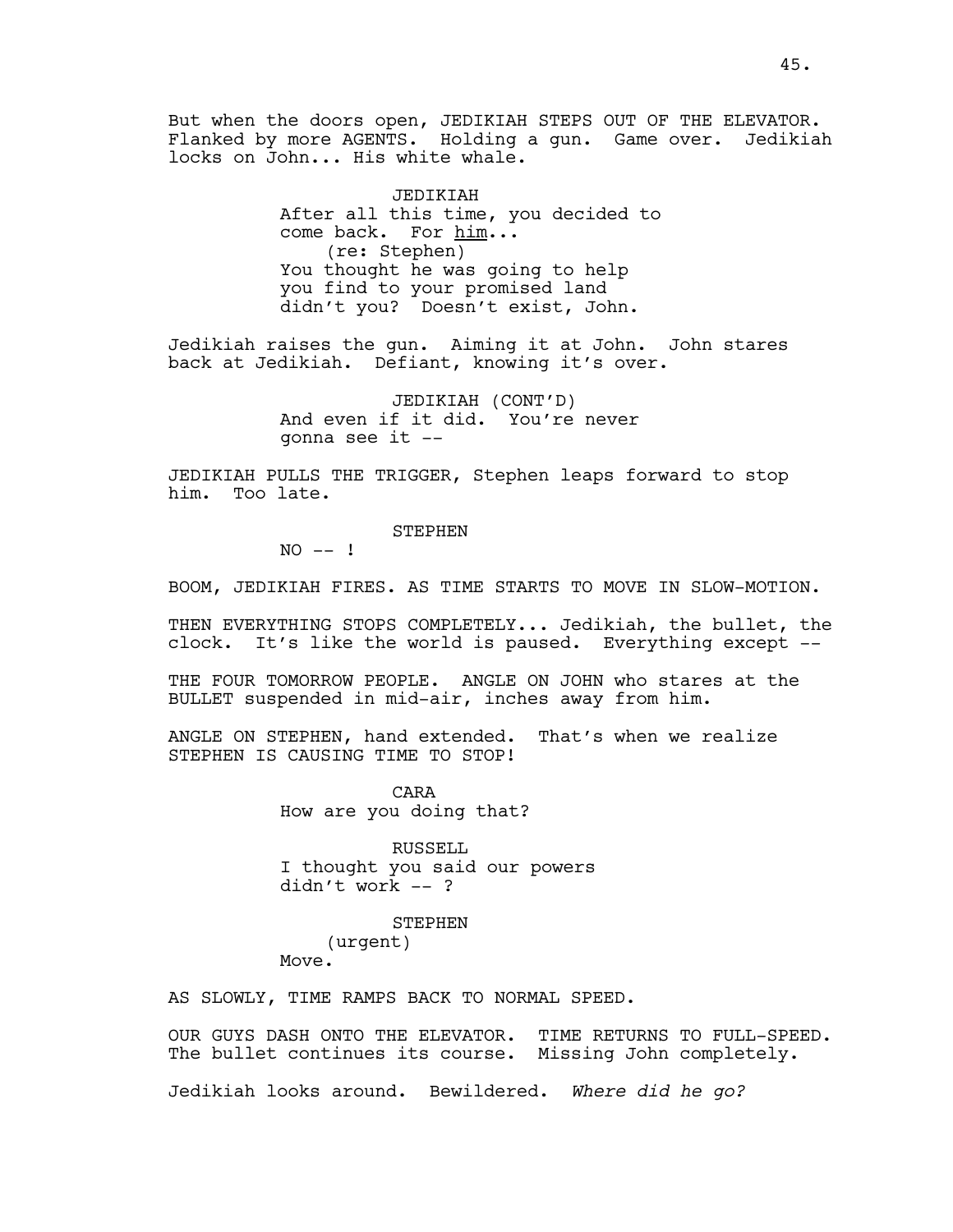But when the doors open, JEDIKIAH STEPS OUT OF THE ELEVATOR. Flanked by more AGENTS. Holding a gun. Game over. Jedikiah locks on John... His white whale.

JEDIKIAH
After all this time, you decided to come back. For <u>him</u>...
(re: Stephen)
You thought he was going to help you find to your promised land didn't you? Doesn't exist, John.

Jedikiah raises the gun. Aiming it at John. John stares back at Jedikiah. Defiant, knowing it's over.

JEDIKIAH (CONT'D)
And even if it did. You're never gonna see it --

JEDIKIAH PULLS THE TRIGGER, Stephen leaps forward to stop him. Too late.

STEPHEN
NO -- !

BOOM, JEDIKIAH FIRES. AS TIME STARTS TO MOVE IN SLOW-MOTION.

THEN EVERYTHING STOPS COMPLETELY... Jedikiah, the bullet, the clock. It's like the world is paused. Everything except --

THE FOUR TOMORROW PEOPLE. ANGLE ON JOHN who stares at the BULLET suspended in mid-air, inches away from him.

ANGLE ON STEPHEN, hand extended. That's when we realize STEPHEN IS CAUSING TIME TO STOP!

CARA
How are you doing that?

RUSSELL
I thought you said our powers didn't work -- ?

STEPHEN
(urgent)
Move.

AS SLOWLY, TIME RAMPS BACK TO NORMAL SPEED.

OUR GUYS DASH ONTO THE ELEVATOR. TIME RETURNS TO FULL-SPEED. The bullet continues its course. Missing John completely.

Jedikiah looks around. Bewildered. *Where did he go?*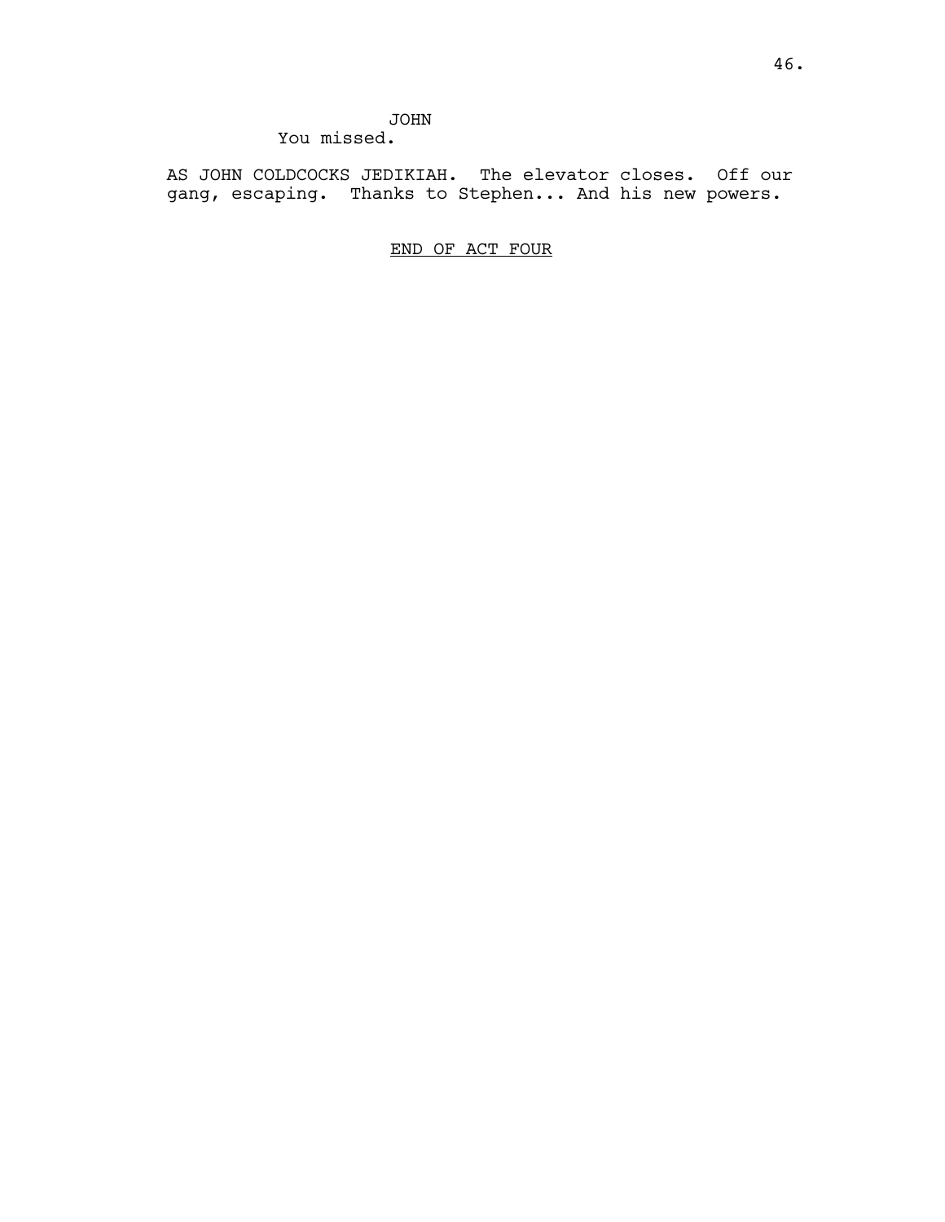JOHN
You missed.

AS JOHN COLDCOCKS JEDIKIAH. The elevator closes. Off our gang, escaping. Thanks to Stephen... And his new powers.

END OF ACT FOUR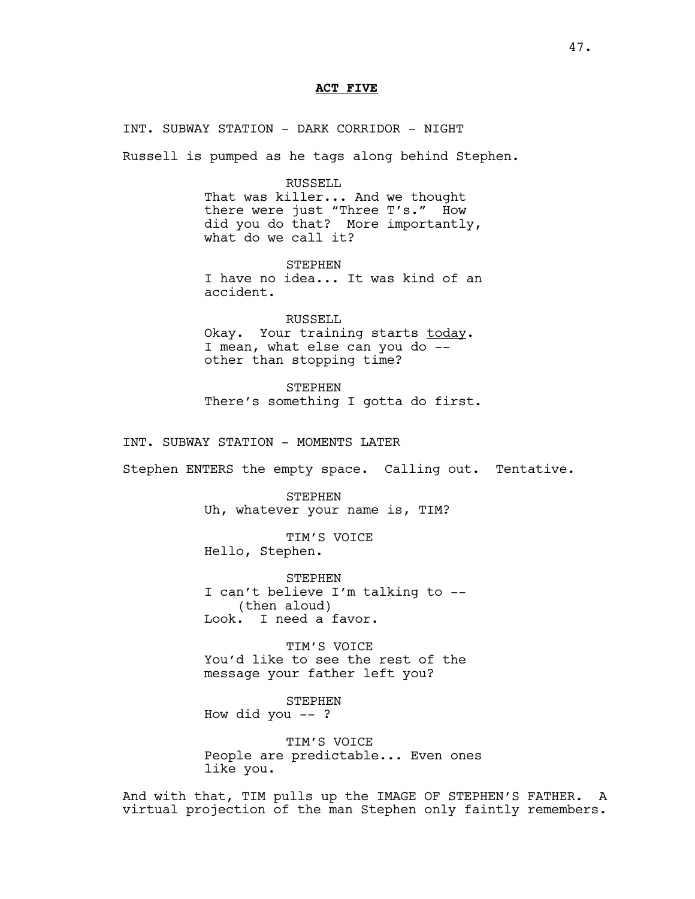**ACT FIVE**

INT. SUBWAY STATION - DARK CORRIDOR - NIGHT

Russell is pumped as he tags along behind Stephen.

RUSSELL
That was killer... And we thought there were just "Three T's." How did you do that? More importantly, what do we call it?

STEPHEN
I have no idea... It was kind of an accident.

RUSSELL
Okay. Your training starts today. I mean, what else can you do -- other than stopping time?

STEPHEN
There's something I gotta do first.

INT. SUBWAY STATION - MOMENTS LATER

Stephen ENTERS the empty space. Calling out. Tentative.

STEPHEN
Uh, whatever your name is, TIM?

TIM'S VOICE
Hello, Stephen.

STEPHEN
I can't believe I'm talking to --
(then aloud)
Look. I need a favor.

TIM'S VOICE
You'd like to see the rest of the message your father left you?

STEPHEN
How did you -- ?

TIM'S VOICE
People are predictable... Even ones like you.

And with that, TIM pulls up the IMAGE OF STEPHEN'S FATHER. A virtual projection of the man Stephen only faintly remembers.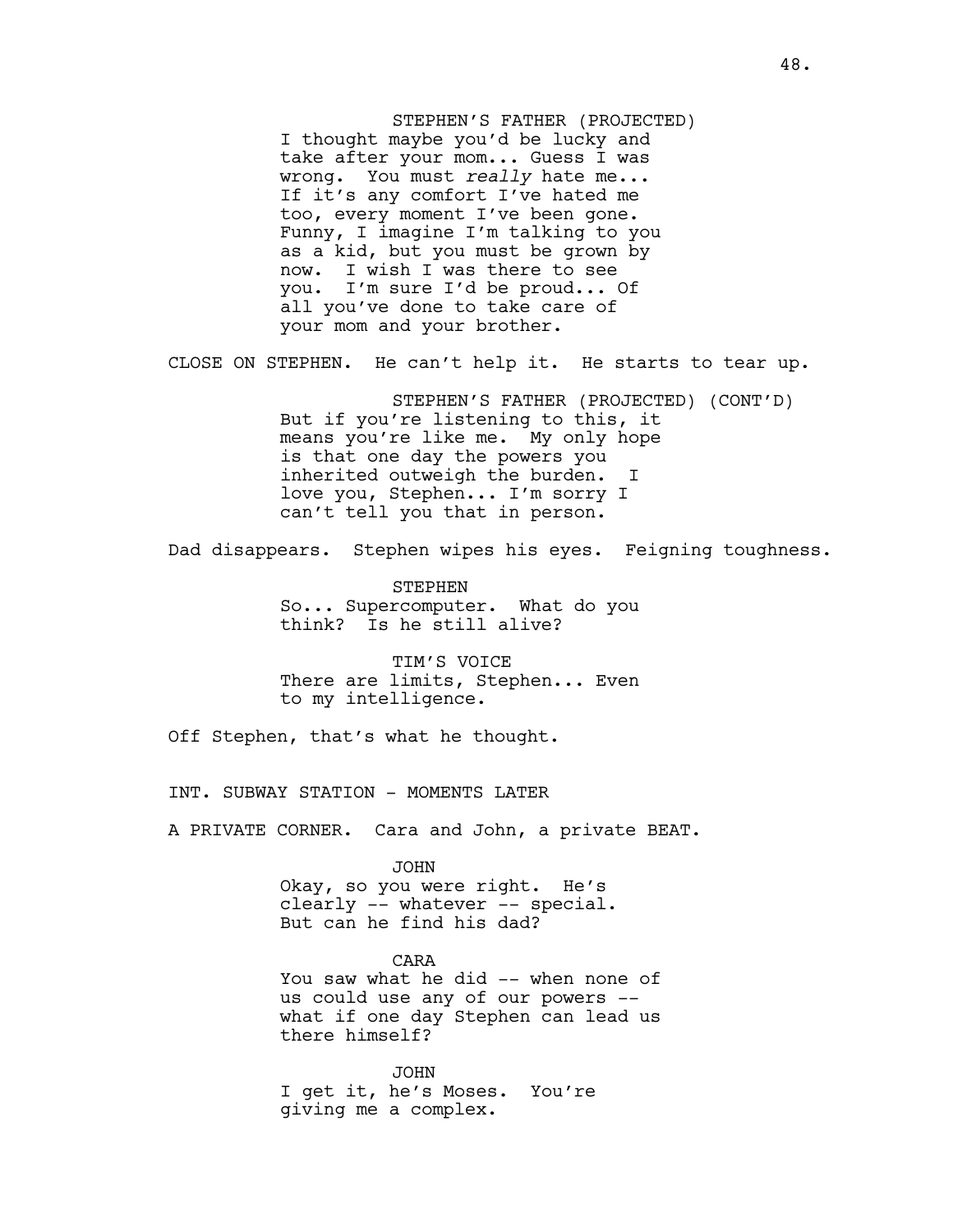STEPHEN'S FATHER (PROJECTED)
I thought maybe you'd be lucky and take after your mom... Guess I was wrong. You must *really* hate me... If it's any comfort I've hated me too, every moment I've been gone. Funny, I imagine I'm talking to you as a kid, but you must be grown by now. I wish I was there to see you. I'm sure I'd be proud... Of all you've done to take care of your mom and your brother.

CLOSE ON STEPHEN. He can't help it. He starts to tear up.

STEPHEN'S FATHER (PROJECTED) (CONT'D)
But if you're listening to this, it means you're like me. My only hope is that one day the powers you inherited outweigh the burden. I love you, Stephen... I'm sorry I can't tell you that in person.

Dad disappears. Stephen wipes his eyes. Feigning toughness.

STEPHEN
So... Supercomputer. What do you think? Is he still alive?

TIM'S VOICE
There are limits, Stephen... Even to my intelligence.

Off Stephen, that's what he thought.

INT. SUBWAY STATION - MOMENTS LATER

A PRIVATE CORNER. Cara and John, a private BEAT.

JOHN
Okay, so you were right. He's clearly -- whatever -- special. But can he find his dad?

CARA
You saw what he did -- when none of us could use any of our powers -- what if one day Stephen can lead us there himself?

JOHN
I get it, he's Moses. You're giving me a complex.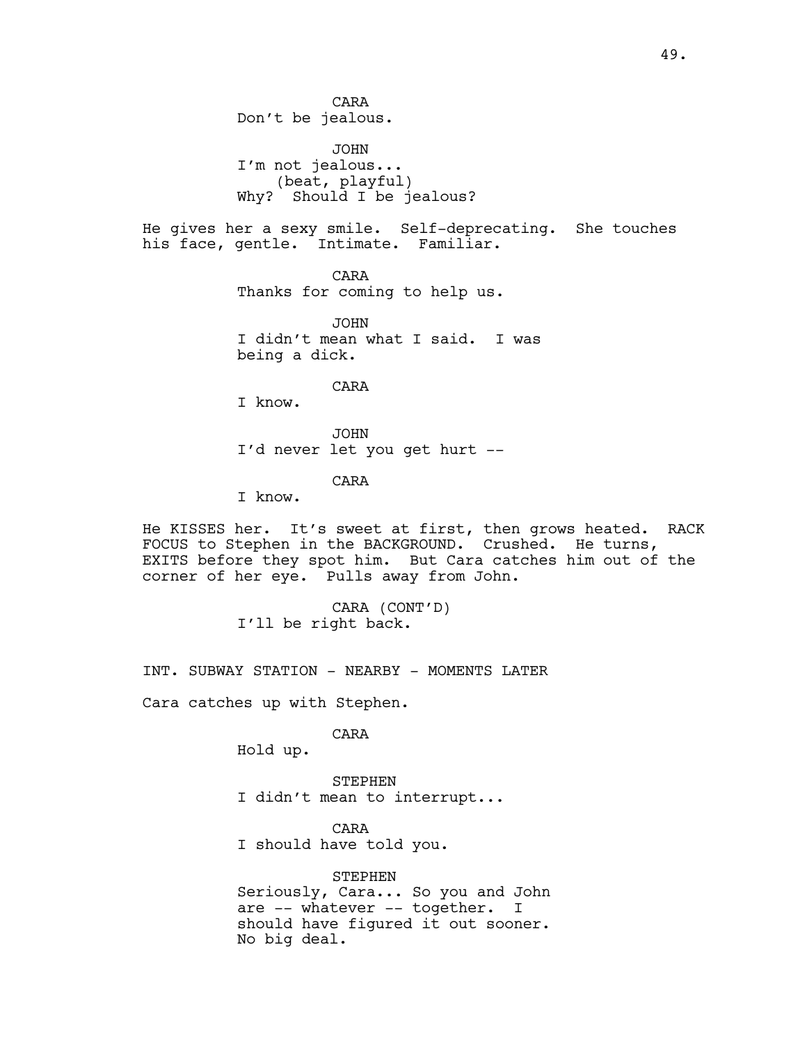CARA
Don't be jealous.

JOHN
I'm not jealous...
(beat, playful)
Why?  Should I be jealous?

He gives her a sexy smile.  Self-deprecating.  She touches his face, gentle.  Intimate.  Familiar.

CARA
Thanks for coming to help us.

JOHN
I didn't mean what I said.  I was being a dick.

CARA
I know.

JOHN
I'd never let you get hurt --

CARA
I know.

He KISSES her.  It's sweet at first, then grows heated.  RACK FOCUS to Stephen in the BACKGROUND.  Crushed.  He turns, EXITS before they spot him.  But Cara catches him out of the corner of her eye.  Pulls away from John.

CARA (CONT'D)
I'll be right back.

INT. SUBWAY STATION - NEARBY - MOMENTS LATER

Cara catches up with Stephen.

CARA
Hold up.

STEPHEN
I didn't mean to interrupt...

CARA
I should have told you.

STEPHEN
Seriously, Cara... So you and John are -- whatever -- together.  I should have figured it out sooner.  No big deal.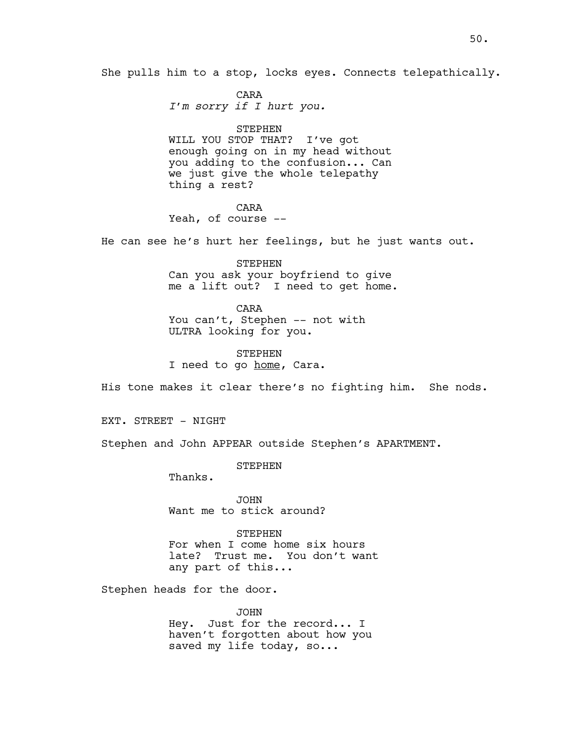She pulls him to a stop, locks eyes. Connects telepathically.

CARA
*I'm sorry if I hurt you.*

STEPHEN
WILL YOU STOP THAT? I've got enough going on in my head without you adding to the confusion... Can we just give the whole telepathy thing a rest?

CARA
Yeah, of course --

He can see he's hurt her feelings, but he just wants out.

STEPHEN
Can you ask your boyfriend to give me a lift out? I need to get home.

CARA
You can't, Stephen -- not with ULTRA looking for you.

STEPHEN
I need to go <u>home</u>, Cara.

His tone makes it clear there's no fighting him. She nods.

EXT. STREET - NIGHT

Stephen and John APPEAR outside Stephen's APARTMENT.

STEPHEN
Thanks.

JOHN
Want me to stick around?

STEPHEN
For when I come home six hours late? Trust me. You don't want any part of this...

Stephen heads for the door.

JOHN
Hey. Just for the record... I haven't forgotten about how you saved my life today, so...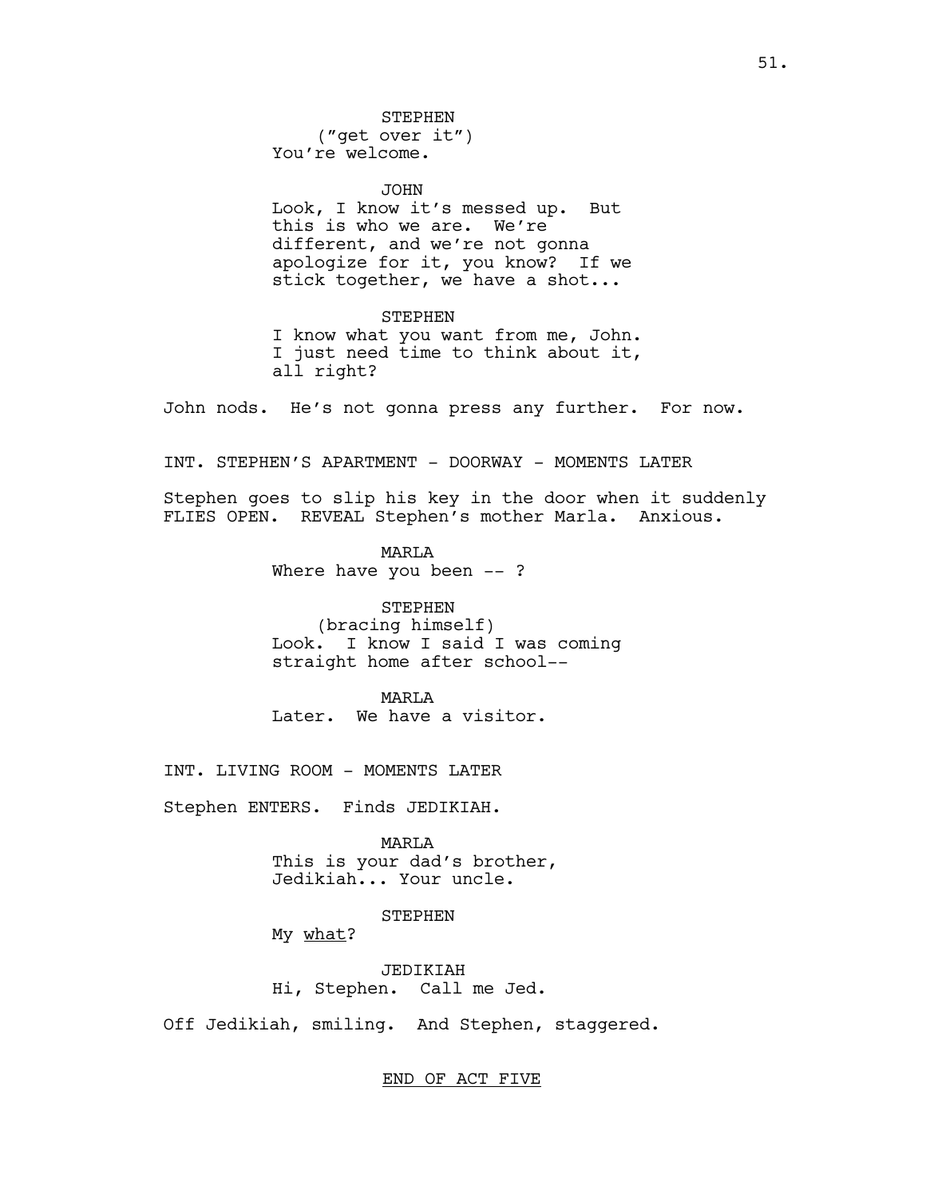STEPHEN
("get over it")
You're welcome.

JOHN
Look, I know it's messed up. But this is who we are. We're different, and we're not gonna apologize for it, you know? If we stick together, we have a shot...

STEPHEN
I know what you want from me, John. I just need time to think about it, all right?

John nods. He's not gonna press any further. For now.

INT. STEPHEN'S APARTMENT - DOORWAY - MOMENTS LATER

Stephen goes to slip his key in the door when it suddenly FLIES OPEN. REVEAL Stephen's mother Marla. Anxious.

MARLA
Where have you been -- ?

STEPHEN
(bracing himself)
Look. I know I said I was coming straight home after school--

MARLA
Later. We have a visitor.

INT. LIVING ROOM - MOMENTS LATER

Stephen ENTERS. Finds JEDIKIAH.

MARLA
This is your dad's brother, Jedikiah... Your uncle.

STEPHEN
My <u>what</u>?

JEDIKIAH
Hi, Stephen. Call me Jed.

Off Jedikiah, smiling. And Stephen, staggered.

<u>END OF ACT FIVE</u>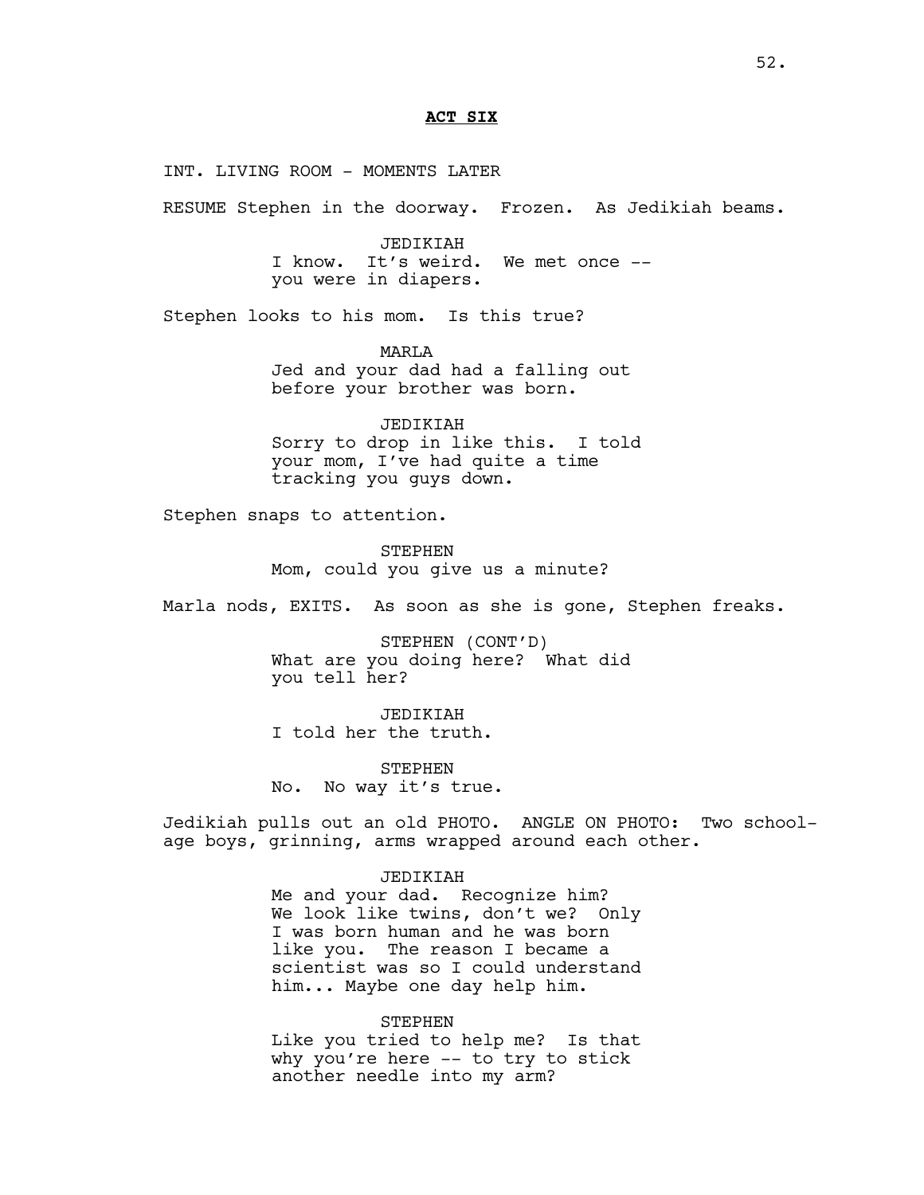**ACT SIX**

INT. LIVING ROOM - MOMENTS LATER

RESUME Stephen in the doorway. Frozen. As Jedikiah beams.

JEDIKIAH
I know. It's weird. We met once -- you were in diapers.

Stephen looks to his mom. Is this true?

MARLA
Jed and your dad had a falling out before your brother was born.

JEDIKIAH
Sorry to drop in like this. I told your mom, I've had quite a time tracking you guys down.

Stephen snaps to attention.

STEPHEN
Mom, could you give us a minute?

Marla nods, EXITS. As soon as she is gone, Stephen freaks.

STEPHEN (CONT'D)
What are you doing here? What did you tell her?

JEDIKIAH
I told her the truth.

STEPHEN
No. No way it's true.

Jedikiah pulls out an old PHOTO. ANGLE ON PHOTO: Two school-age boys, grinning, arms wrapped around each other.

JEDIKIAH
Me and your dad. Recognize him? We look like twins, don't we? Only I was born human and he was born like you. The reason I became a scientist was so I could understand him... Maybe one day help him.

STEPHEN
Like you tried to help me? Is that why you're here -- to try to stick another needle into my arm?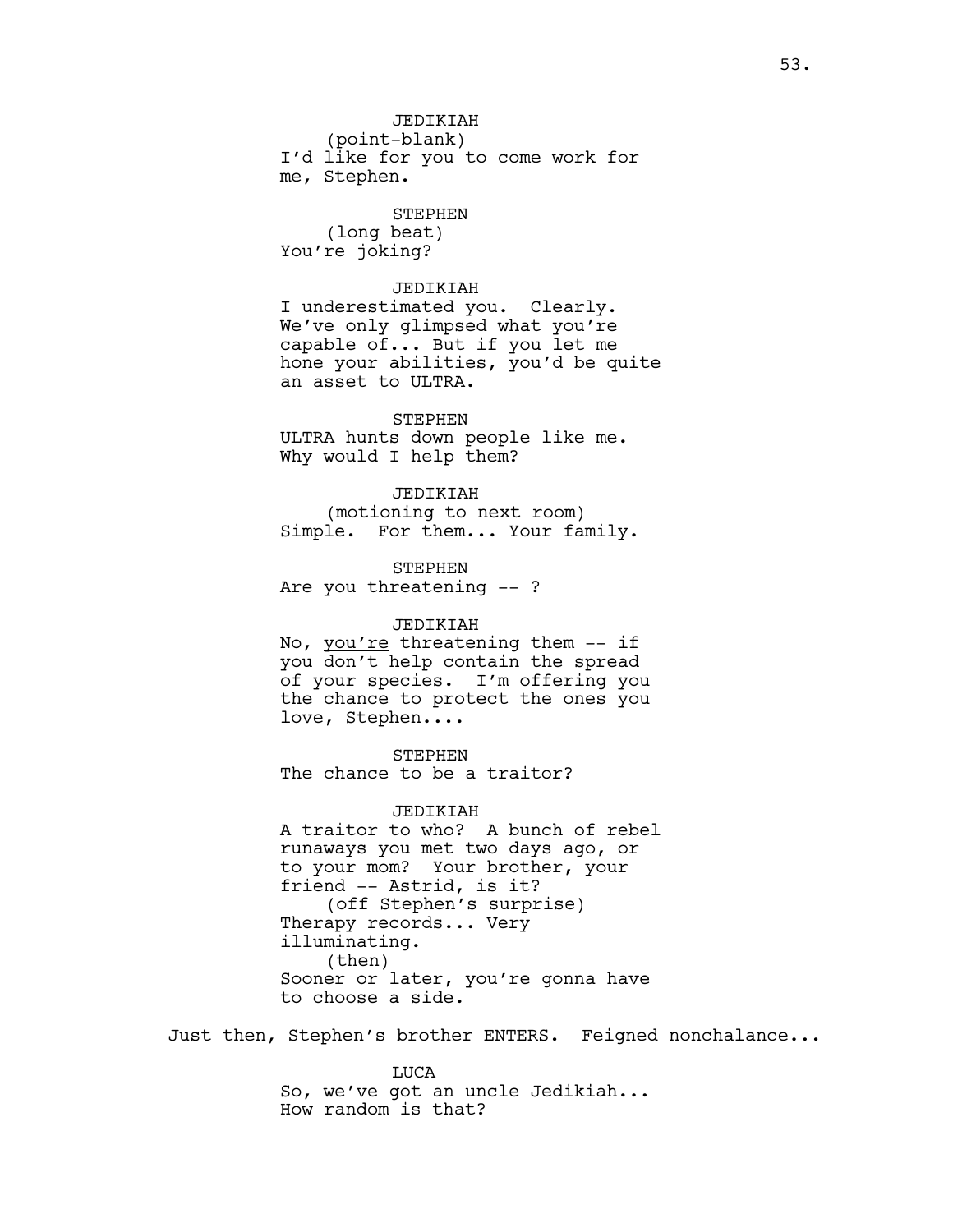JEDIKIAH
(point-blank)
I'd like for you to come work for me, Stephen.

STEPHEN
(long beat)
You're joking?

JEDIKIAH
I underestimated you. Clearly. We've only glimpsed what you're capable of... But if you let me hone your abilities, you'd be quite an asset to ULTRA.

STEPHEN
ULTRA hunts down people like me. Why would I help them?

JEDIKIAH
(motioning to next room)
Simple. For them... Your family.

STEPHEN
Are you threatening -- ?

JEDIKIAH
No, <u>you're</u> threatening them -- if you don't help contain the spread of your species. I'm offering you the chance to protect the ones you love, Stephen....

STEPHEN
The chance to be a traitor?

JEDIKIAH
A traitor to who? A bunch of rebel runaways you met two days ago, or to your mom? Your brother, your friend -- Astrid, is it?
(off Stephen's surprise)
Therapy records... Very illuminating.
(then)
Sooner or later, you're gonna have to choose a side.

Just then, Stephen's brother ENTERS. Feigned nonchalance...

LUCA
So, we've got an uncle Jedikiah... How random is that?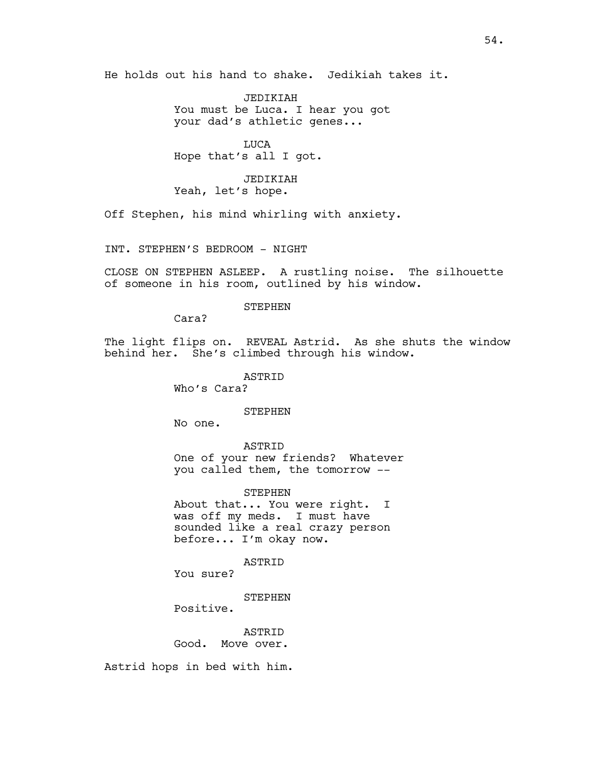He holds out his hand to shake. Jedikiah takes it.

JEDIKIAH
You must be Luca. I hear you got your dad's athletic genes...

LUCA
Hope that's all I got.

JEDIKIAH
Yeah, let's hope.

Off Stephen, his mind whirling with anxiety.

INT. STEPHEN'S BEDROOM - NIGHT

CLOSE ON STEPHEN ASLEEP. A rustling noise. The silhouette of someone in his room, outlined by his window.

STEPHEN
Cara?

The light flips on. REVEAL Astrid. As she shuts the window behind her. She's climbed through his window.

ASTRID
Who's Cara?

STEPHEN
No one.

ASTRID
One of your new friends? Whatever you called them, the tomorrow --

STEPHEN
About that... You were right. I was off my meds. I must have sounded like a real crazy person before... I'm okay now.

ASTRID
You sure?

STEPHEN
Positive.

ASTRID
Good. Move over.

Astrid hops in bed with him.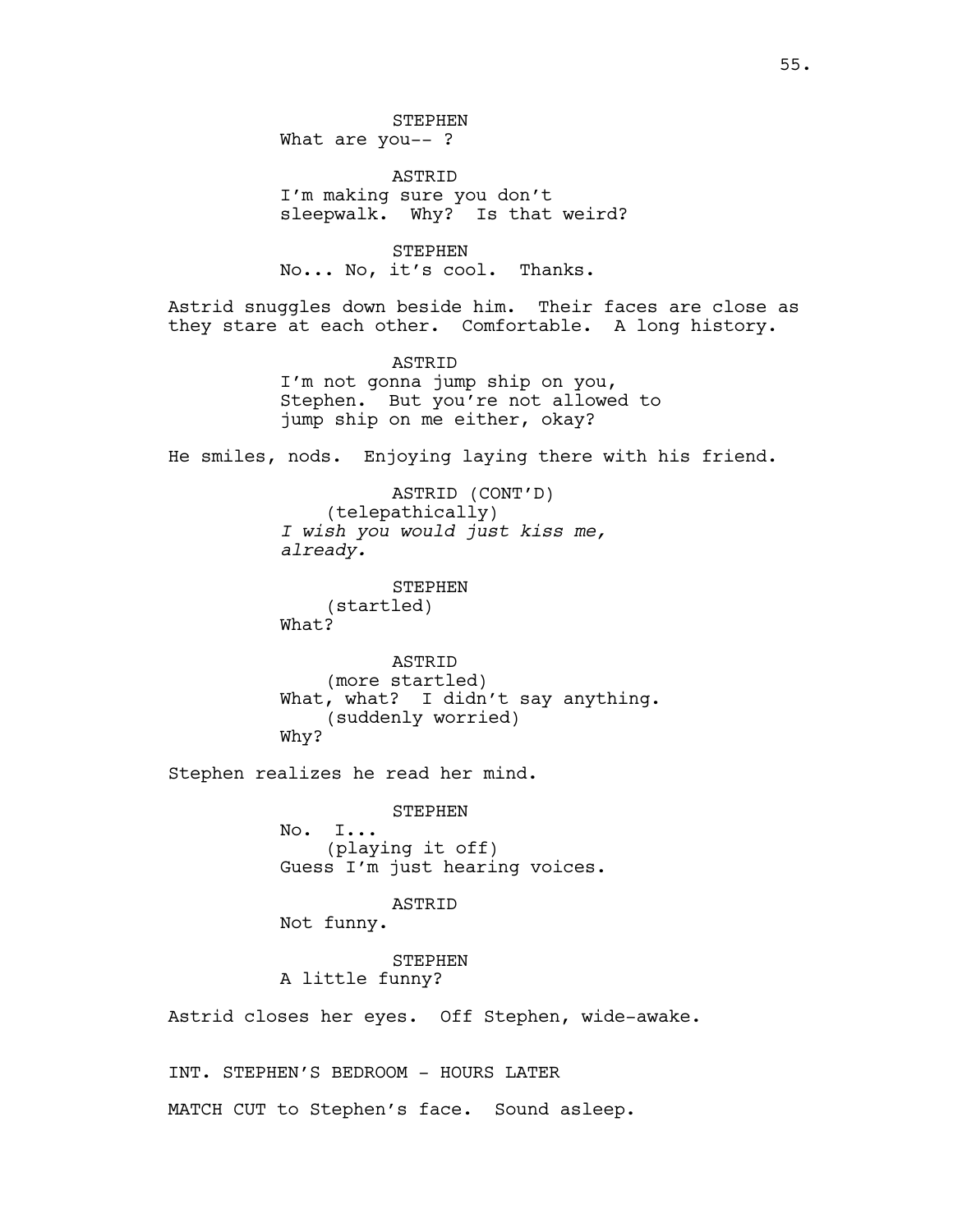STEPHEN

What are you-- ?

ASTRID

I'm making sure you don't sleepwalk. Why? Is that weird?

STEPHEN

No... No, it's cool. Thanks.

Astrid snuggles down beside him. Their faces are close as they stare at each other. Comfortable. A long history.

ASTRID

I'm not gonna jump ship on you, Stephen. But you're not allowed to jump ship on me either, okay?

He smiles, nods. Enjoying laying there with his friend.

ASTRID (CONT'D)

(telepathically)

*I wish you would just kiss me, already.*

STEPHEN

(startled)

What?

ASTRID

(more startled)

What, what? I didn't say anything.

(suddenly worried)

Why?

Stephen realizes he read her mind.

STEPHEN

No. I...

(playing it off)

Guess I'm just hearing voices.

ASTRID

Not funny.

STEPHEN

A little funny?

Astrid closes her eyes. Off Stephen, wide-awake.

INT. STEPHEN'S BEDROOM - HOURS LATER

MATCH CUT to Stephen's face. Sound asleep.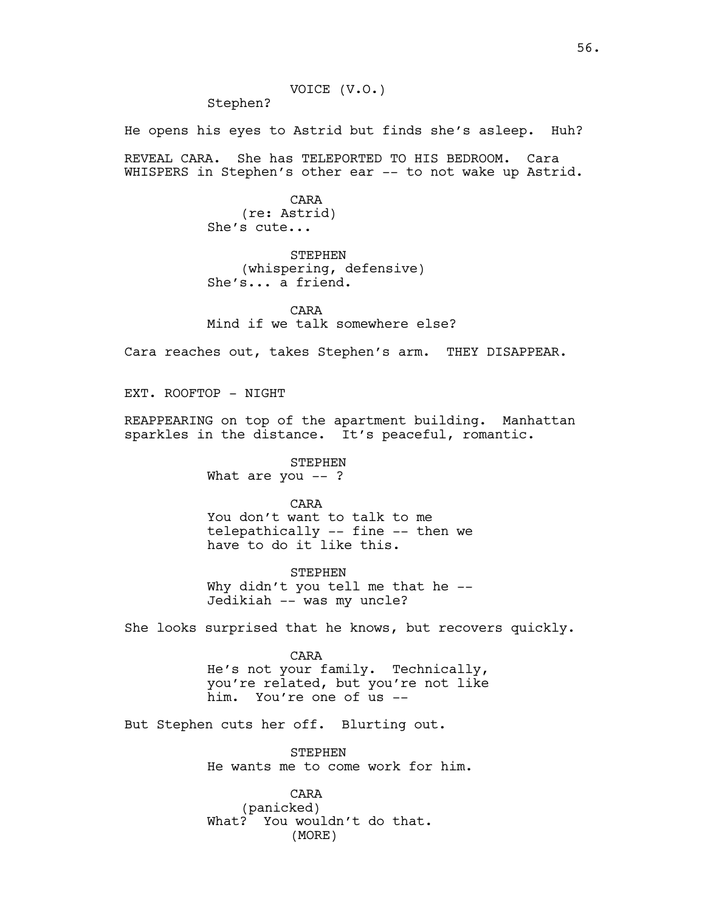VOICE (V.O.)
Stephen?

He opens his eyes to Astrid but finds she's asleep. Huh?

REVEAL CARA. She has TELEPORTED TO HIS BEDROOM. Cara WHISPERS in Stephen's other ear -- to not wake up Astrid.

CARA
(re: Astrid)
She's cute...

STEPHEN
(whispering, defensive)
She's... a friend.

CARA
Mind if we talk somewhere else?

Cara reaches out, takes Stephen's arm. THEY DISAPPEAR.

EXT. ROOFTOP - NIGHT

REAPPEARING on top of the apartment building. Manhattan sparkles in the distance. It's peaceful, romantic.

STEPHEN
What are you -- ?

CARA
You don't want to talk to me telepathically -- fine -- then we have to do it like this.

STEPHEN
Why didn't you tell me that he -- Jedikiah -- was my uncle?

She looks surprised that he knows, but recovers quickly.

CARA
He's not your family. Technically, you're related, but you're not like him. You're one of us --

But Stephen cuts her off. Blurting out.

STEPHEN
He wants me to come work for him.

CARA
(panicked)
What? You wouldn't do that.
(MORE)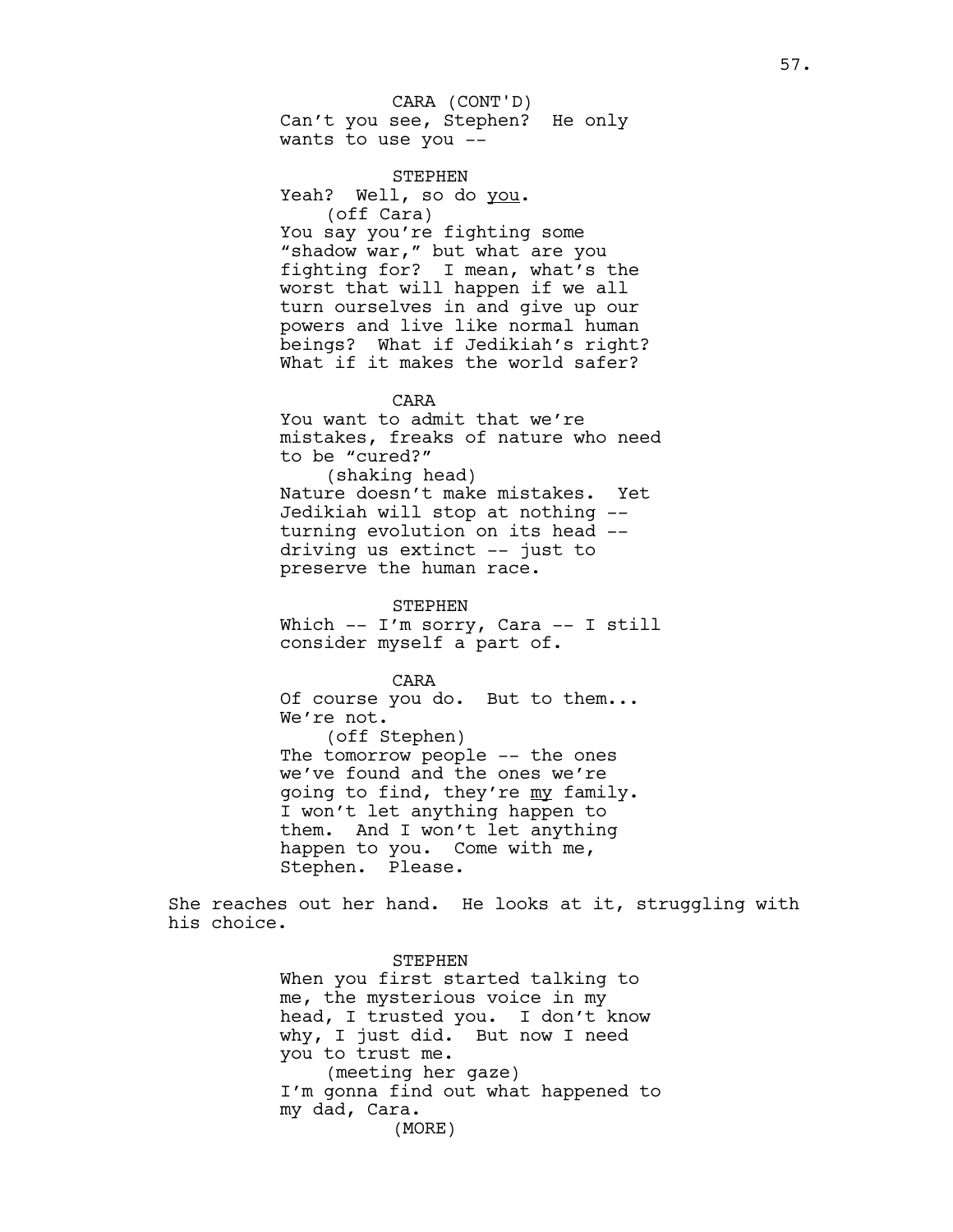CARA (CONT'D)
Can't you see, Stephen? He only wants to use you --

STEPHEN
Yeah? Well, so do you.
(off Cara)
You say you're fighting some "shadow war," but what are you fighting for? I mean, what's the worst that will happen if we all turn ourselves in and give up our powers and live like normal human beings? What if Jedikiah's right? What if it makes the world safer?

CARA
You want to admit that we're mistakes, freaks of nature who need to be "cured?"
(shaking head)
Nature doesn't make mistakes. Yet Jedikiah will stop at nothing -- turning evolution on its head -- driving us extinct -- just to preserve the human race.

STEPHEN
Which -- I'm sorry, Cara -- I still consider myself a part of.

CARA
Of course you do. But to them... We're not.
(off Stephen)
The tomorrow people -- the ones we've found and the ones we're going to find, they're my family. I won't let anything happen to them. And I won't let anything happen to you. Come with me, Stephen. Please.

She reaches out her hand. He looks at it, struggling with his choice.

STEPHEN
When you first started talking to me, the mysterious voice in my head, I trusted you. I don't know why, I just did. But now I need you to trust me.
(meeting her gaze)
I'm gonna find out what happened to my dad, Cara.
(MORE)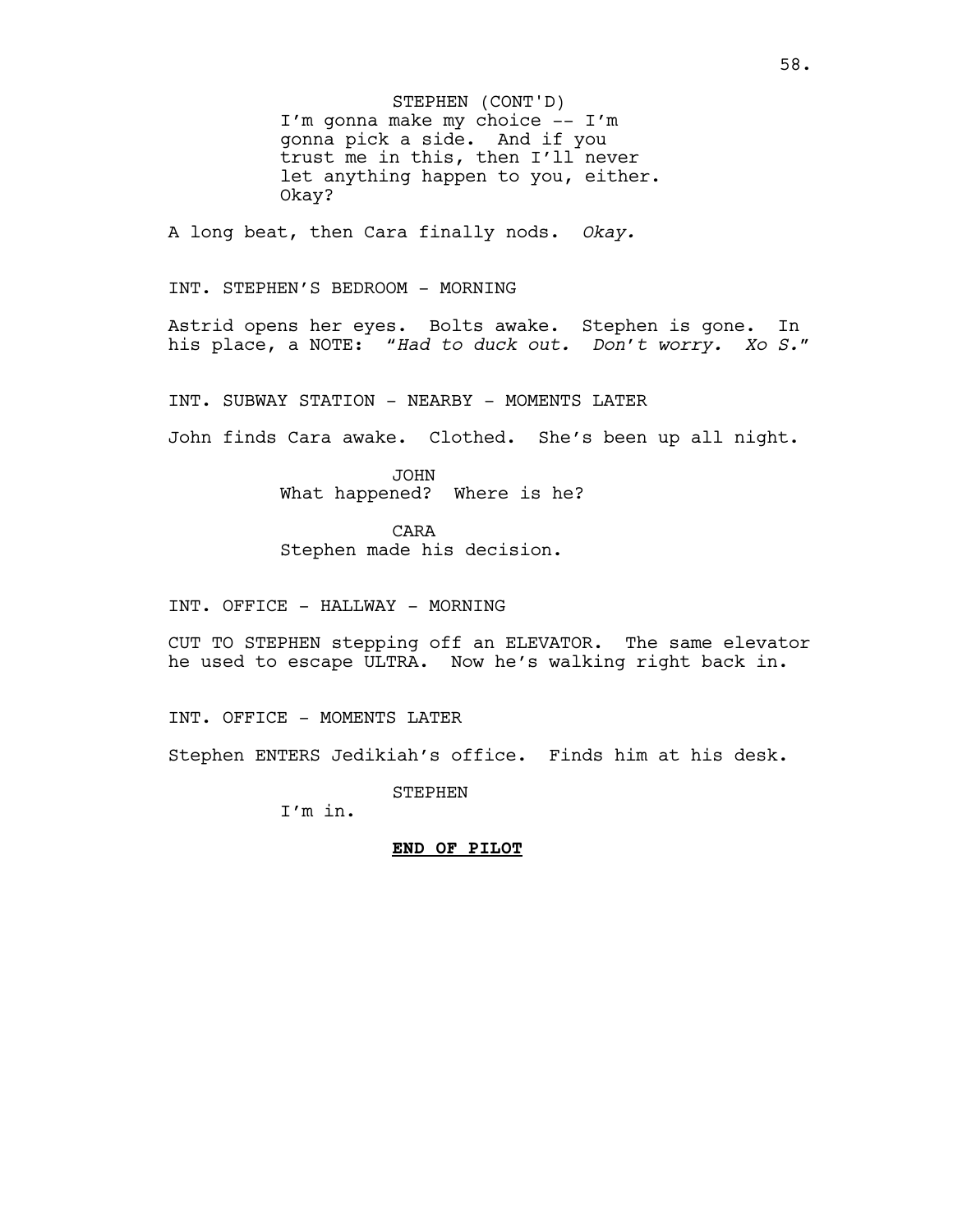STEPHEN (CONT'D)
I'm gonna make my choice -- I'm gonna pick a side. And if you trust me in this, then I'll never let anything happen to you, either. Okay?

A long beat, then Cara finally nods. *Okay.*

INT. STEPHEN'S BEDROOM - MORNING

Astrid opens her eyes. Bolts awake. Stephen is gone. In his place, a NOTE: *"Had to duck out. Don't worry. Xo S."*

INT. SUBWAY STATION - NEARBY - MOMENTS LATER

John finds Cara awake. Clothed. She's been up all night.

JOHN
What happened? Where is he?

CARA
Stephen made his decision.

INT. OFFICE - HALLWAY - MORNING

CUT TO STEPHEN stepping off an ELEVATOR. The same elevator he used to escape ULTRA. Now he's walking right back in.

INT. OFFICE - MOMENTS LATER

Stephen ENTERS Jedikiah's office. Finds him at his desk.

STEPHEN
I'm in.

**END OF PILOT**